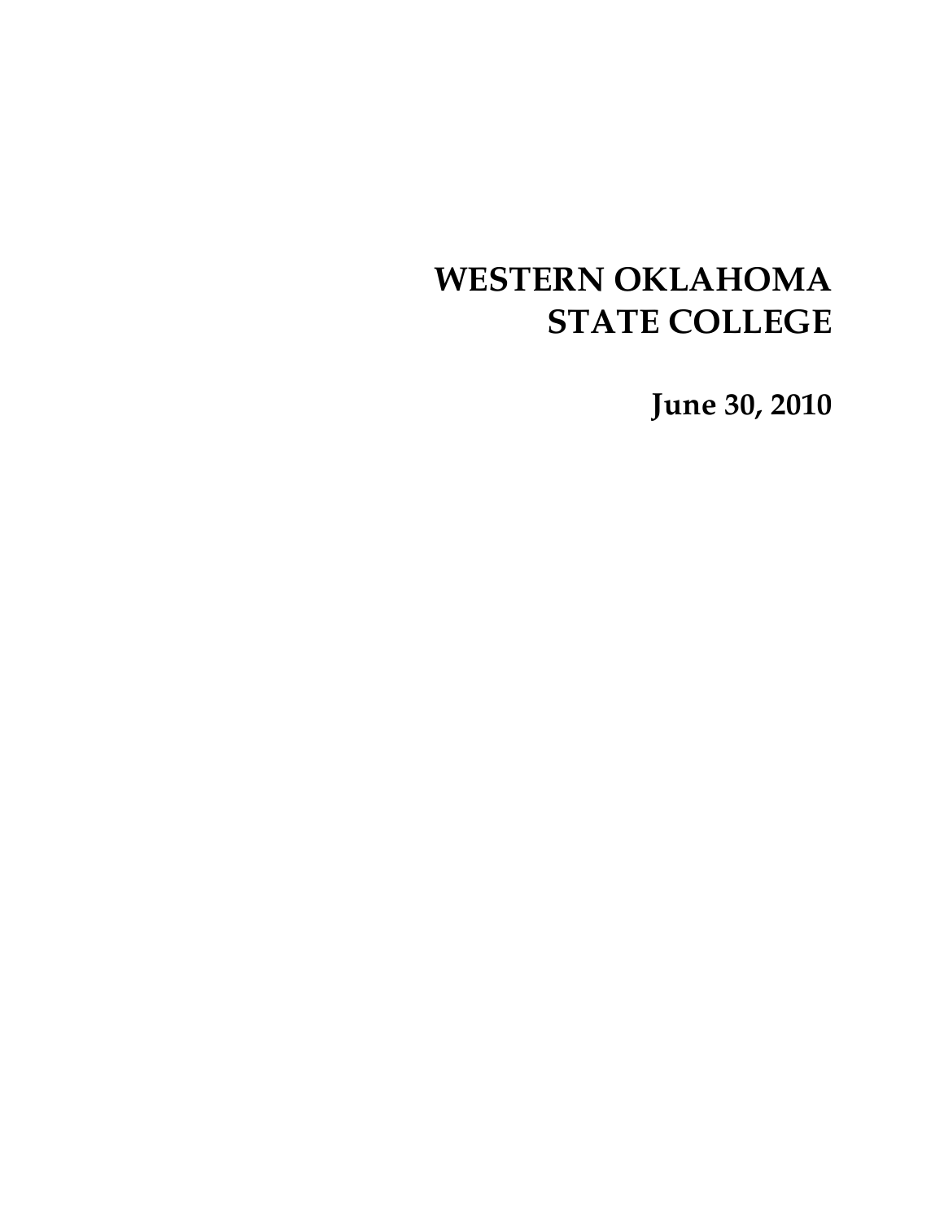# WESTERN OKLAHOMA STATE COLLEGE

**June 30, 2010**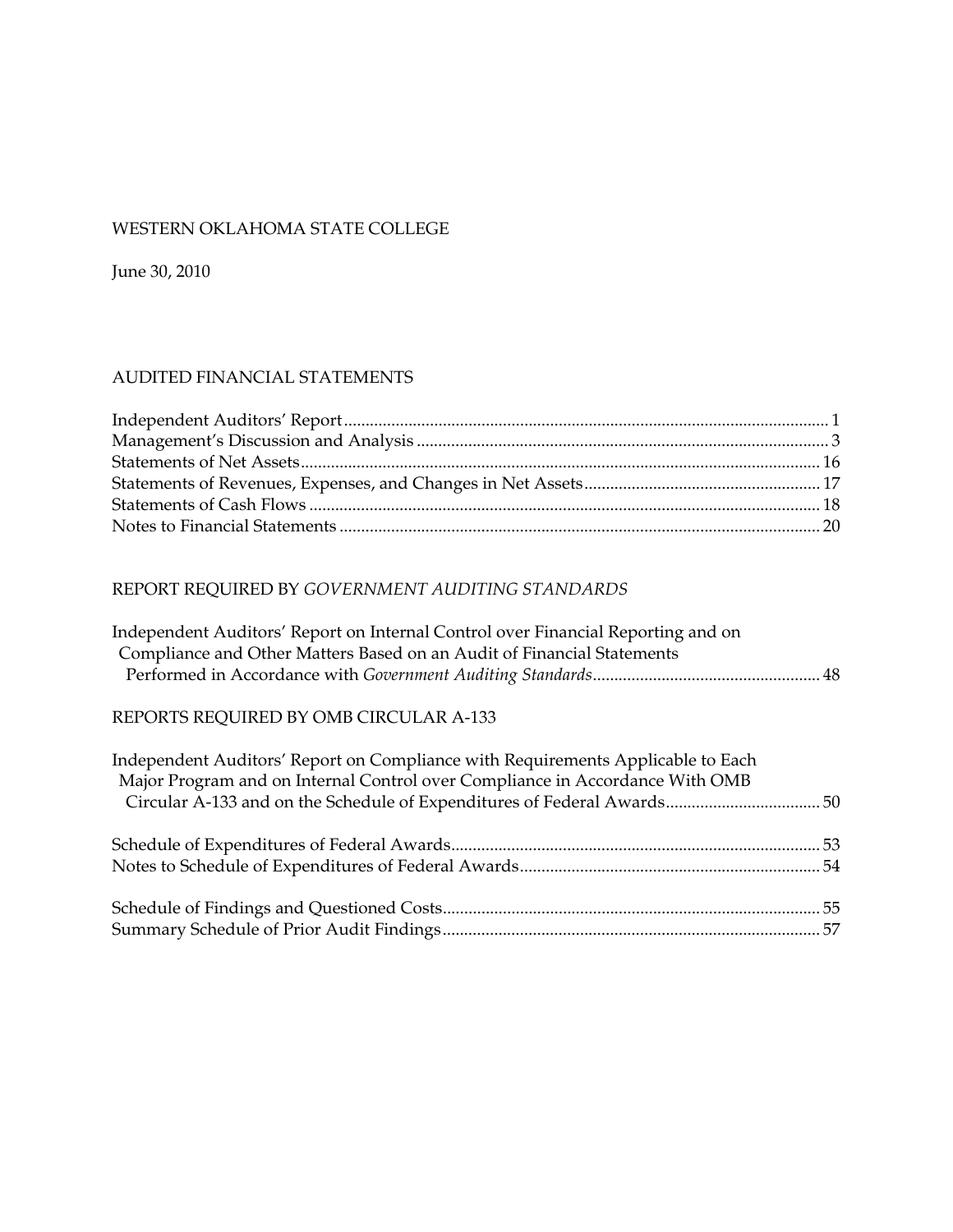WESTERN OKLAHOMA STATE COLLEGE

June 30, 2010

## AUDITED FINANCIAL STATEMENTS

| | |
|---|---|
| Independent Auditors' Report | 1 |
| Management's Discussion and Analysis | 3 |
| Statements of Net Assets | 16 |
| Statements of Revenues, Expenses, and Changes in Net Assets | 17 |
| Statements of Cash Flows | 18 |
| Notes to Financial Statements | 20 |

## REPORT REQUIRED BY *GOVERNMENT AUDITING STANDARDS*

| | |
|---|---|
| Independent Auditors' Report on Internal Control over Financial Reporting and on Compliance and Other Matters Based on an Audit of Financial Statements Performed in Accordance with *Government Auditing Standards* | 48 |

## REPORTS REQUIRED BY OMB CIRCULAR A-133

| | |
|---|---|
| Independent Auditors' Report on Compliance with Requirements Applicable to Each Major Program and on Internal Control over Compliance in Accordance With OMB Circular A-133 and on the Schedule of Expenditures of Federal Awards | 50 |
| Schedule of Expenditures of Federal Awards | 53 |
| Notes to Schedule of Expenditures of Federal Awards | 54 |
| Schedule of Findings and Questioned Costs | 55 |
| Summary Schedule of Prior Audit Findings | 57 |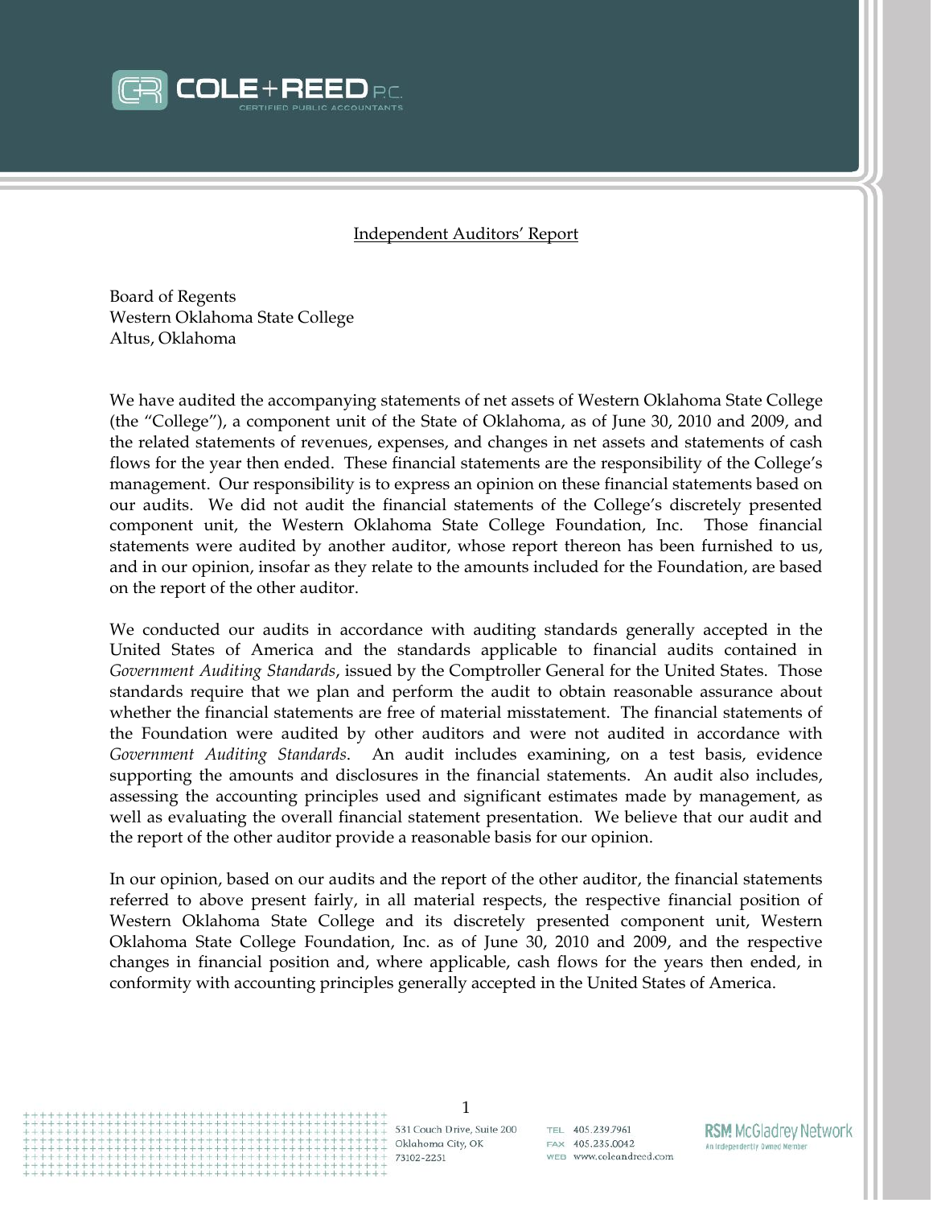Independent Auditors' Report

Board of Regents
Western Oklahoma State College
Altus, Oklahoma

We have audited the accompanying statements of net assets of Western Oklahoma State College (the "College"), a component unit of the State of Oklahoma, as of June 30, 2010 and 2009, and the related statements of revenues, expenses, and changes in net assets and statements of cash flows for the year then ended. These financial statements are the responsibility of the College's management. Our responsibility is to express an opinion on these financial statements based on our audits. We did not audit the financial statements of the College's discretely presented component unit, the Western Oklahoma State College Foundation, Inc. Those financial statements were audited by another auditor, whose report thereon has been furnished to us, and in our opinion, insofar as they relate to the amounts included for the Foundation, are based on the report of the other auditor.

We conducted our audits in accordance with auditing standards generally accepted in the United States of America and the standards applicable to financial audits contained in *Government Auditing Standards*, issued by the Comptroller General for the United States. Those standards require that we plan and perform the audit to obtain reasonable assurance about whether the financial statements are free of material misstatement. The financial statements of the Foundation were audited by other auditors and were not audited in accordance with *Government Auditing Standards*. An audit includes examining, on a test basis, evidence supporting the amounts and disclosures in the financial statements. An audit also includes, assessing the accounting principles used and significant estimates made by management, as well as evaluating the overall financial statement presentation. We believe that our audit and the report of the other auditor provide a reasonable basis for our opinion.

In our opinion, based on our audits and the report of the other auditor, the financial statements referred to above present fairly, in all material respects, the respective financial position of Western Oklahoma State College and its discretely presented component unit, Western Oklahoma State College Foundation, Inc. as of June 30, 2010 and 2009, and the respective changes in financial position and, where applicable, cash flows for the years then ended, in conformity with accounting principles generally accepted in the United States of America.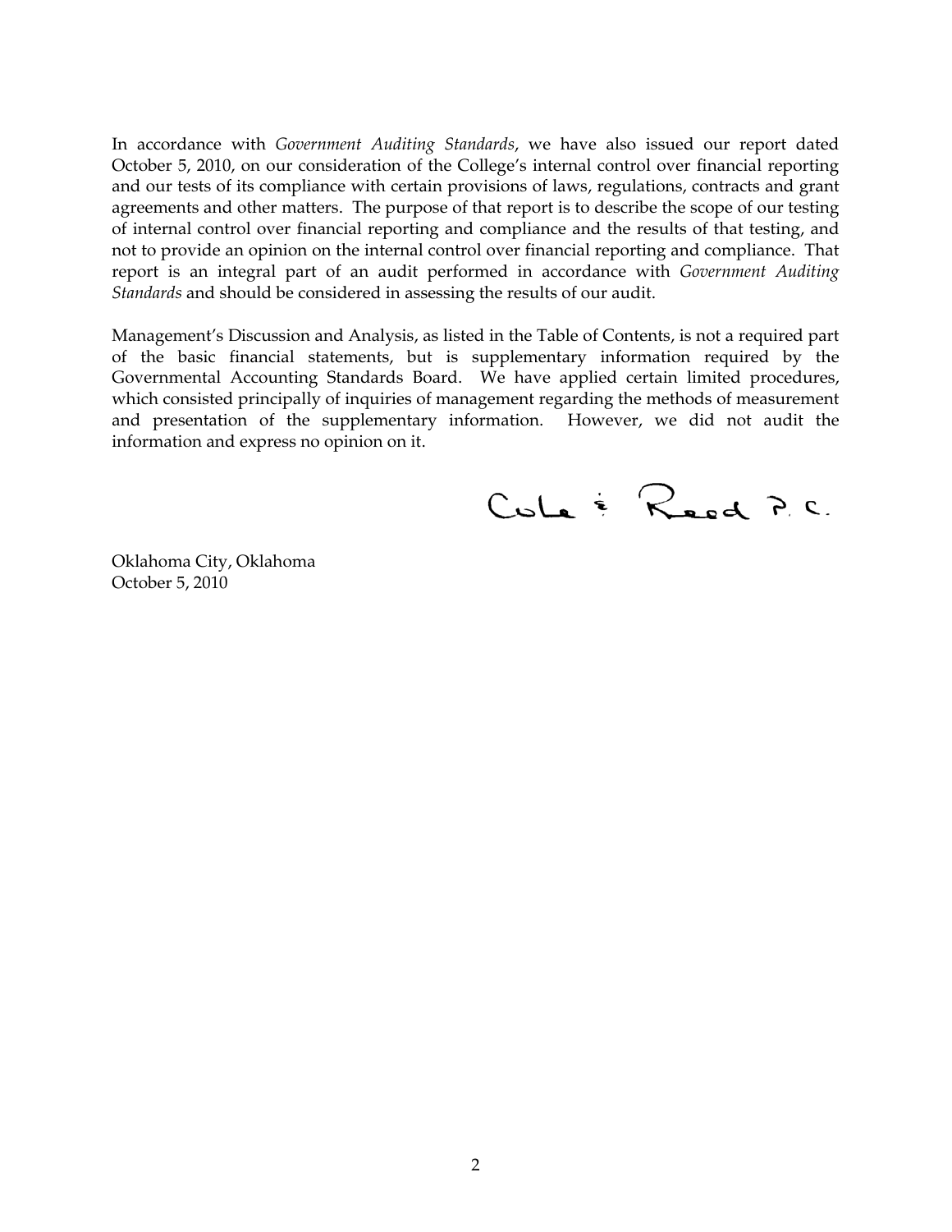In accordance with *Government Auditing Standards*, we have also issued our report dated October 5, 2010, on our consideration of the College's internal control over financial reporting and our tests of its compliance with certain provisions of laws, regulations, contracts and grant agreements and other matters. The purpose of that report is to describe the scope of our testing of internal control over financial reporting and compliance and the results of that testing, and not to provide an opinion on the internal control over financial reporting and compliance. That report is an integral part of an audit performed in accordance with *Government Auditing Standards* and should be considered in assessing the results of our audit.

Management's Discussion and Analysis, as listed in the Table of Contents, is not a required part of the basic financial statements, but is supplementary information required by the Governmental Accounting Standards Board. We have applied certain limited procedures, which consisted principally of inquiries of management regarding the methods of measurement and presentation of the supplementary information. However, we did not audit the information and express no opinion on it.

Cole & Reed P.C.

Oklahoma City, Oklahoma
October 5, 2010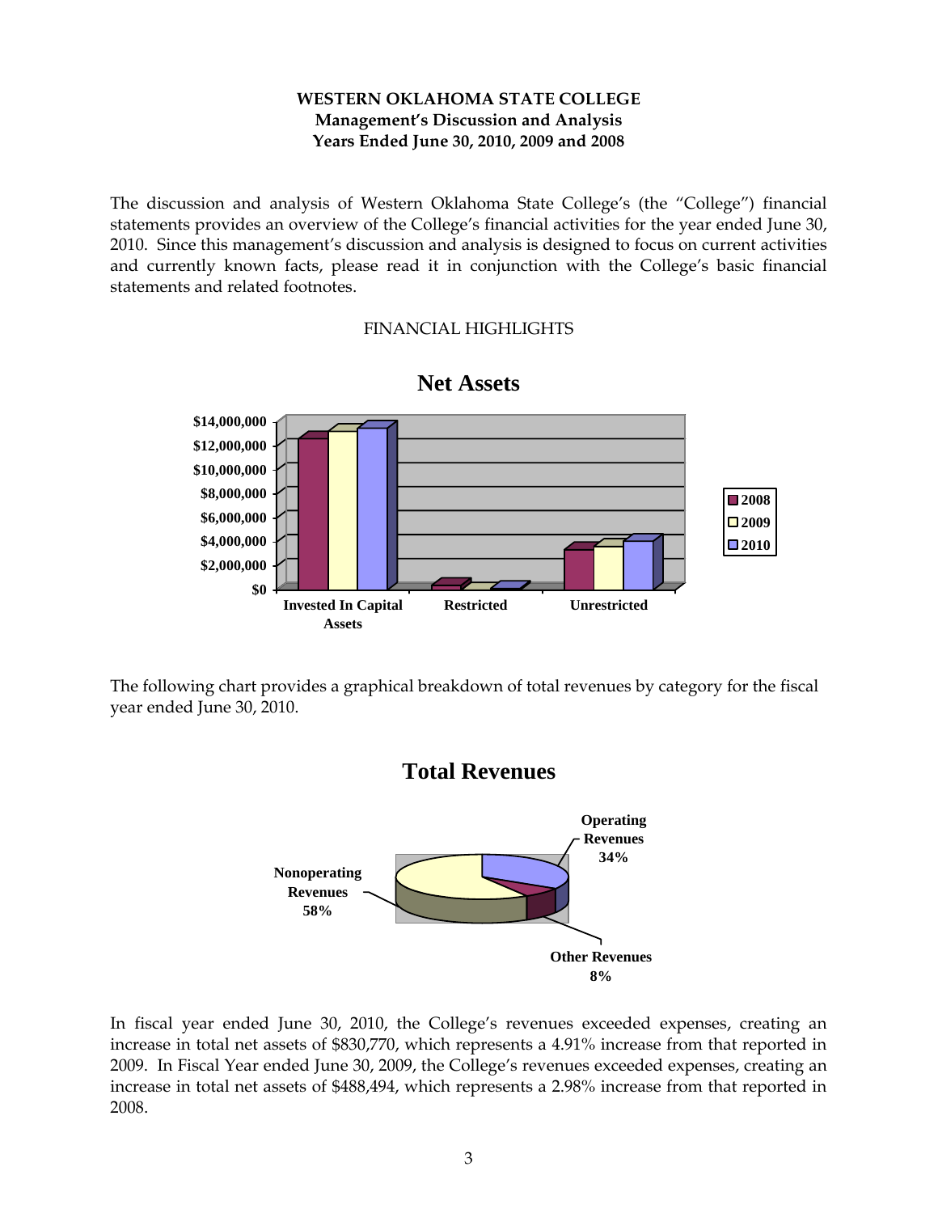**WESTERN OKLAHOMA STATE COLLEGE**
**Management's Discussion and Analysis**
**Years Ended June 30, 2010, 2009 and 2008**

The discussion and analysis of Western Oklahoma State College's (the "College") financial statements provides an overview of the College's financial activities for the year ended June 30, 2010. Since this management's discussion and analysis is designed to focus on current activities and currently known facts, please read it in conjunction with the College's basic financial statements and related footnotes.

FINANCIAL HIGHLIGHTS

**Net Assets**

The following chart provides a graphical breakdown of total revenues by category for the fiscal year ended June 30, 2010.

**Total Revenues**

In fiscal year ended June 30, 2010, the College's revenues exceeded expenses, creating an increase in total net assets of $830,770, which represents a 4.91% increase from that reported in 2009. In Fiscal Year ended June 30, 2009, the College's revenues exceeded expenses, creating an increase in total net assets of $488,494, which represents a 2.98% increase from that reported in 2008.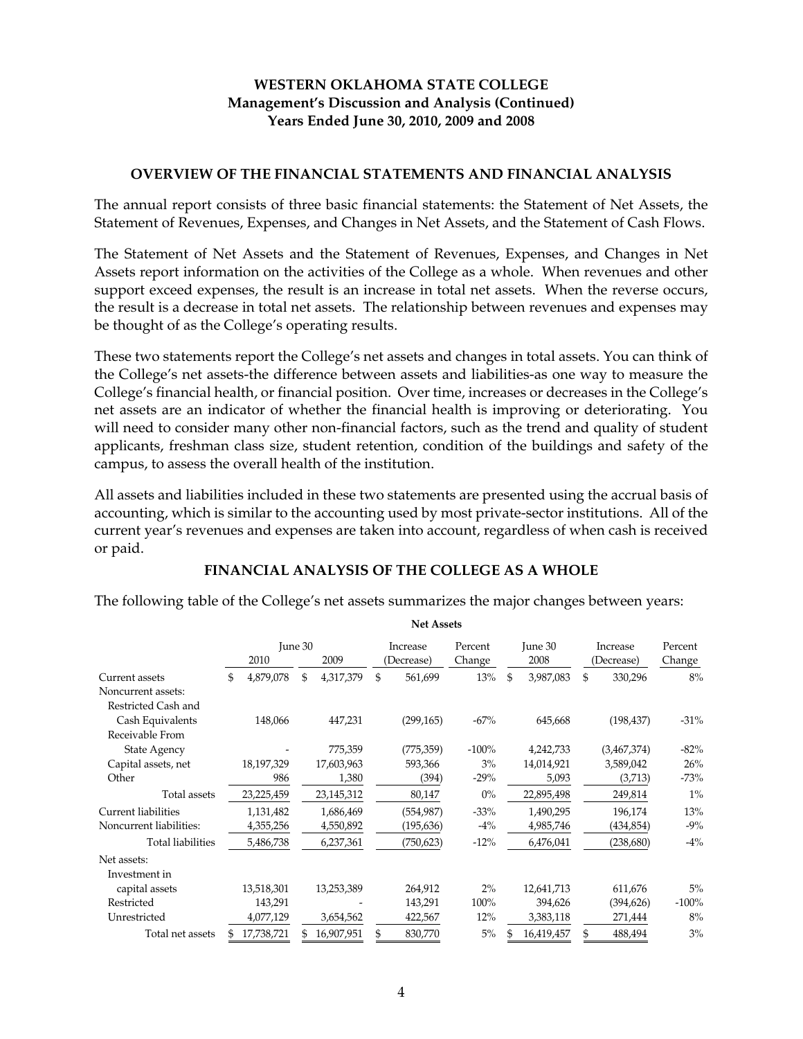# WESTERN OKLAHOMA STATE COLLEGE
## Management's Discussion and Analysis (Continued)
## Years Ended June 30, 2010, 2009 and 2008

### OVERVIEW OF THE FINANCIAL STATEMENTS AND FINANCIAL ANALYSIS

The annual report consists of three basic financial statements: the Statement of Net Assets, the Statement of Revenues, Expenses, and Changes in Net Assets, and the Statement of Cash Flows.

The Statement of Net Assets and the Statement of Revenues, Expenses, and Changes in Net Assets report information on the activities of the College as a whole. When revenues and other support exceed expenses, the result is an increase in total net assets. When the reverse occurs, the result is a decrease in total net assets. The relationship between revenues and expenses may be thought of as the College's operating results.

These two statements report the College's net assets and changes in total assets. You can think of the College's net assets-the difference between assets and liabilities-as one way to measure the College's financial health, or financial position. Over time, increases or decreases in the College's net assets are an indicator of whether the financial health is improving or deteriorating. You will need to consider many other non-financial factors, such as the trend and quality of student applicants, freshman class size, student retention, condition of the buildings and safety of the campus, to assess the overall health of the institution.

All assets and liabilities included in these two statements are presented using the accrual basis of accounting, which is similar to the accounting used by most private-sector institutions. All of the current year's revenues and expenses are taken into account, regardless of when cash is received or paid.

### FINANCIAL ANALYSIS OF THE COLLEGE AS A WHOLE

The following table of the College's net assets summarizes the major changes between years:

**Net Assets**

| | June 30 2010 | June 30 2009 | Increase (Decrease) | Percent Change | June 30 2008 | Increase (Decrease) | Percent Change |
|---|---|---|---|---|---|---|---|
| Current assets | $ 4,879,078 | $ 4,317,379 | $ 561,699 | 13% | $ 3,987,083 | $ 330,296 | 8% |
| Noncurrent assets: | | | | | | | |
| Restricted Cash and Cash Equivalents | 148,066 | 447,231 | (299,165) | -67% | 645,668 | (198,437) | -31% |
| Receivable From State Agency | - | 775,359 | (775,359) | -100% | 4,242,733 | (3,467,374) | -82% |
| Capital assets, net | 18,197,329 | 17,603,963 | 593,366 | 3% | 14,014,921 | 3,589,042 | 26% |
| Other | 986 | 1,380 | (394) | -29% | 5,093 | (3,713) | -73% |
| Total assets | 23,225,459 | 23,145,312 | 80,147 | 0% | 22,895,498 | 249,814 | 1% |
| Current liabilities | 1,131,482 | 1,686,469 | (554,987) | -33% | 1,490,295 | 196,174 | 13% |
| Noncurrent liabilities: | 4,355,256 | 4,550,892 | (195,636) | -4% | 4,985,746 | (434,854) | -9% |
| Total liabilities | 5,486,738 | 6,237,361 | (750,623) | -12% | 6,476,041 | (238,680) | -4% |
| Net assets: | | | | | | | |
| Investment in capital assets | 13,518,301 | 13,253,389 | 264,912 | 2% | 12,641,713 | 611,676 | 5% |
| Restricted | 143,291 | - | 143,291 | 100% | 394,626 | (394,626) | -100% |
| Unrestricted | 4,077,129 | 3,654,562 | 422,567 | 12% | 3,383,118 | 271,444 | 8% |
| Total net assets | $ 17,738,721 | $ 16,907,951 | $ 830,770 | 5% | $ 16,419,457 | $ 488,494 | 3% |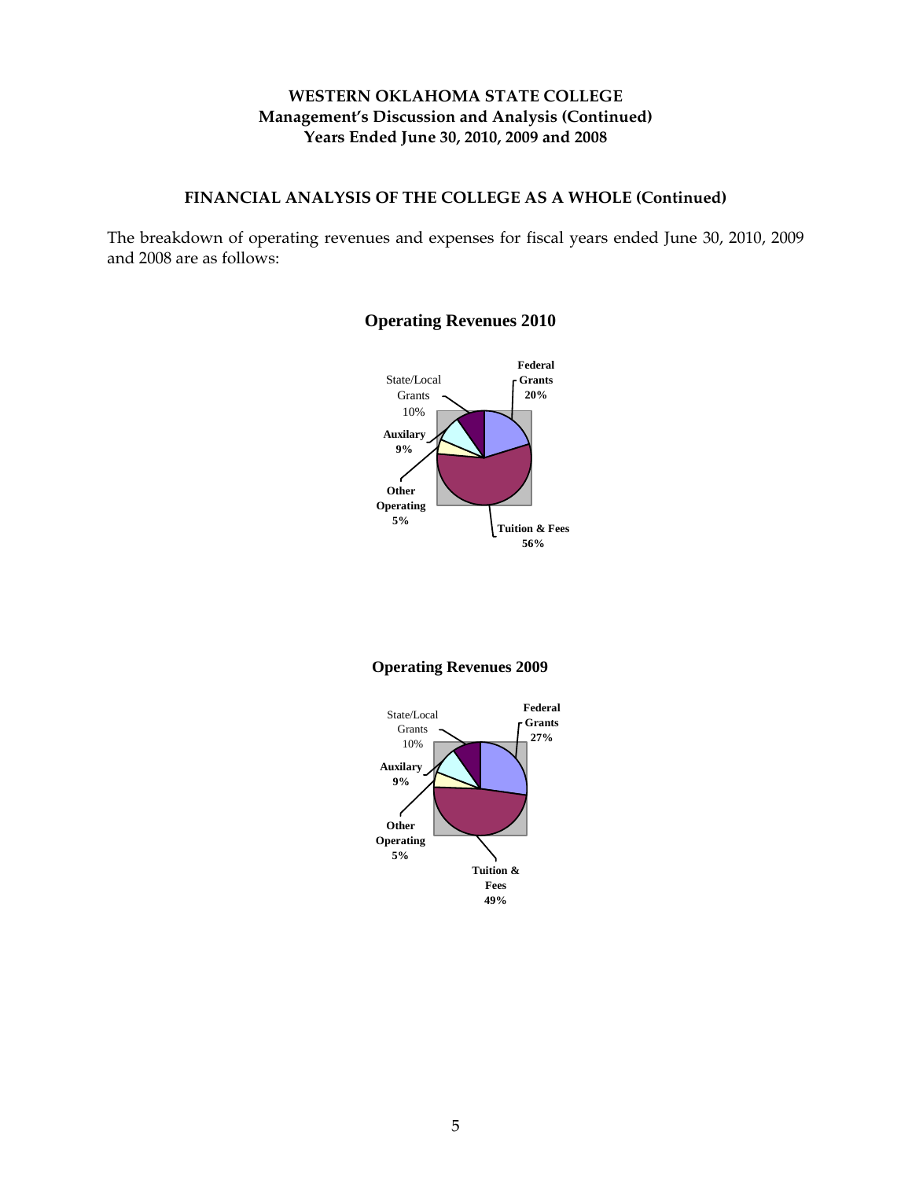# WESTERN OKLAHOMA STATE COLLEGE
## Management's Discussion and Analysis (Continued)
## Years Ended June 30, 2010, 2009 and 2008

### FINANCIAL ANALYSIS OF THE COLLEGE AS A WHOLE (Continued)

The breakdown of operating revenues and expenses for fiscal years ended June 30, 2010, 2009 and 2008 are as follows:

**Operating Revenues 2010**

State/Local Grants 10%
**Federal Grants 20%**
**Auxilary 9%**
**Other Operating 5%**
**Tuition & Fees 56%**

**Operating Revenues 2009**

State/Local Grants 10%
**Federal Grants 27%**
**Auxilary 9%**
**Other Operating 5%**
**Tuition & Fees 49%**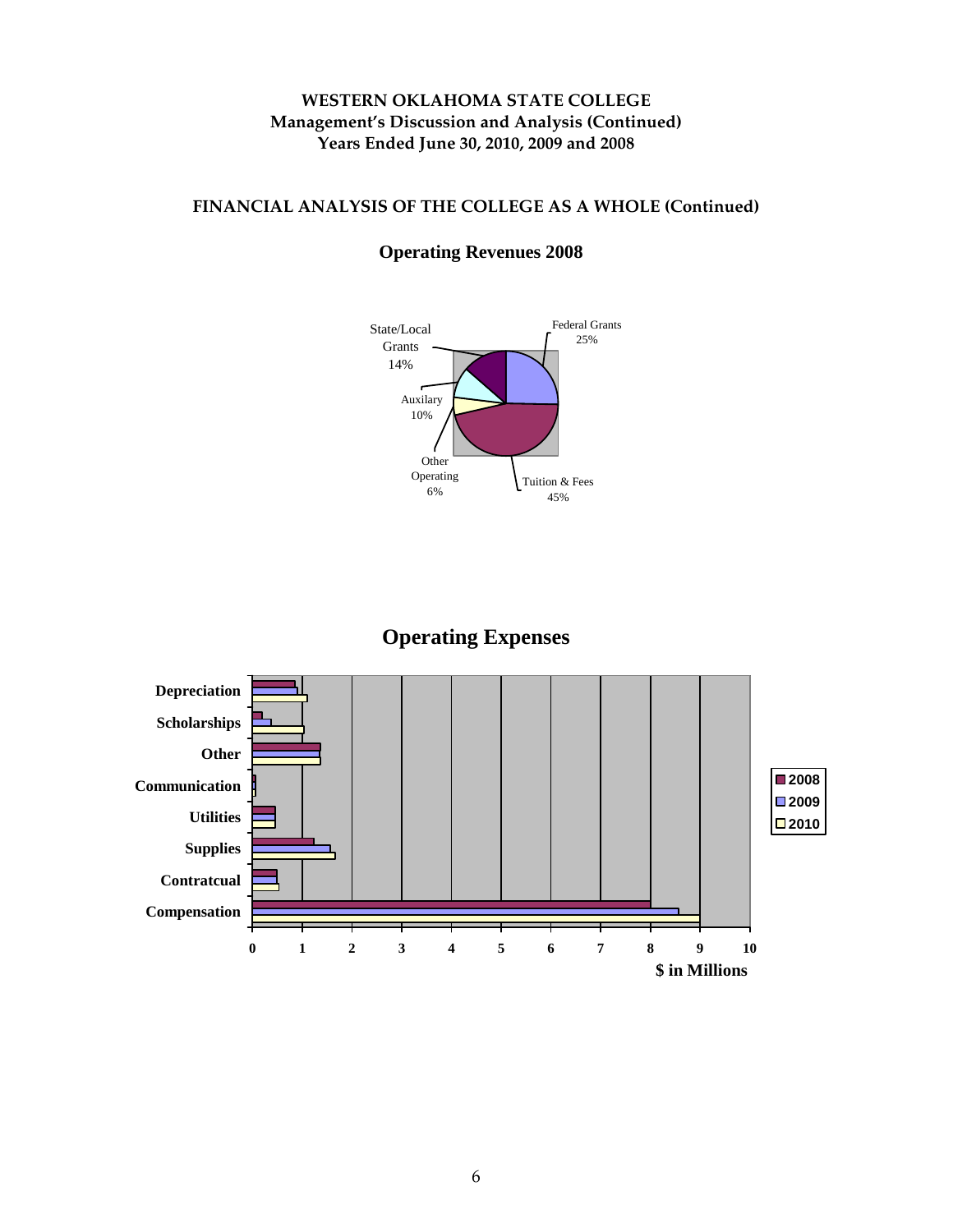**WESTERN OKLAHOMA STATE COLLEGE**
**Management's Discussion and Analysis (Continued)**
**Years Ended June 30, 2010, 2009 and 2008**

## FINANCIAL ANALYSIS OF THE COLLEGE AS A WHOLE (Continued)

### Operating Revenues 2008

State/Local Grants 14%

Federal Grants 25%

Auxilary 10%

Other Operating 6%

Tuition & Fees 45%

### Operating Expenses

Depreciation

Scholarships

Other

Communication

Utilities

Supplies

Contratcual

Compensation

0 1 2 3 4 5 6 7 8 9 10

$ in Millions

2008

2009

2010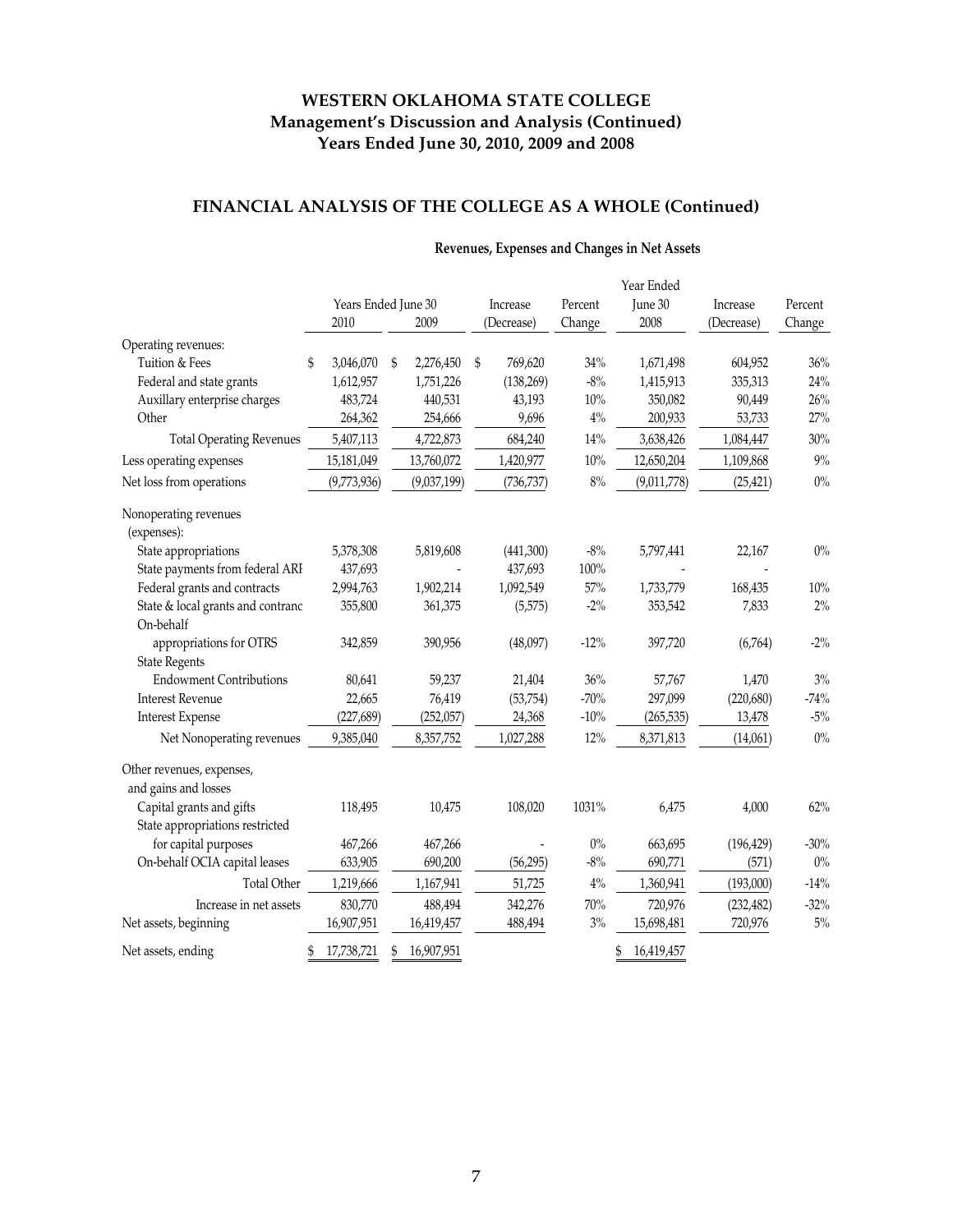# WESTERN OKLAHOMA STATE COLLEGE
## Management's Discussion and Analysis (Continued)
## Years Ended June 30, 2010, 2009 and 2008

## FINANCIAL ANALYSIS OF THE COLLEGE AS A WHOLE (Continued)

### Revenues, Expenses and Changes in Net Assets

| | Years Ended June 30 2010 | Years Ended June 30 2009 | Increase (Decrease) | Percent Change | Year Ended June 30 2008 | Increase (Decrease) | Percent Change |
|---|---|---|---|---|---|---|---|
| Operating revenues: | | | | | | | |
| Tuition & Fees | $ 3,046,070 | $ 2,276,450 | $ 769,620 | 34% | 1,671,498 | 604,952 | 36% |
| Federal and state grants | 1,612,957 | 1,751,226 | (138,269) | -8% | 1,415,913 | 335,313 | 24% |
| Auxillary enterprise charges | 483,724 | 440,531 | 43,193 | 10% | 350,082 | 90,449 | 26% |
| Other | 264,362 | 254,666 | 9,696 | 4% | 200,933 | 53,733 | 27% |
| Total Operating Revenues | 5,407,113 | 4,722,873 | 684,240 | 14% | 3,638,426 | 1,084,447 | 30% |
| Less operating expenses | 15,181,049 | 13,760,072 | 1,420,977 | 10% | 12,650,204 | 1,109,868 | 9% |
| Net loss from operations | (9,773,936) | (9,037,199) | (736,737) | 8% | (9,011,778) | (25,421) | 0% |
| Nonoperating revenues (expenses): | | | | | | | |
| State appropriations | 5,378,308 | 5,819,608 | (441,300) | -8% | 5,797,441 | 22,167 | 0% |
| State payments from federal ARI | 437,693 | - | 437,693 | 100% | - | - | |
| Federal grants and contracts | 2,994,763 | 1,902,214 | 1,092,549 | 57% | 1,733,779 | 168,435 | 10% |
| State & local grants and contranc | 355,800 | 361,375 | (5,575) | -2% | 353,542 | 7,833 | 2% |
| On-behalf appropriations for OTRS | 342,859 | 390,956 | (48,097) | -12% | 397,720 | (6,764) | -2% |
| State Regents Endowment Contributions | 80,641 | 59,237 | 21,404 | 36% | 57,767 | 1,470 | 3% |
| Interest Revenue | 22,665 | 76,419 | (53,754) | -70% | 297,099 | (220,680) | -74% |
| Interest Expense | (227,689) | (252,057) | 24,368 | -10% | (265,535) | 13,478 | -5% |
| Net Nonoperating revenues | 9,385,040 | 8,357,752 | 1,027,288 | 12% | 8,371,813 | (14,061) | 0% |
| Other revenues, expenses, and gains and losses | | | | | | | |
| Capital grants and gifts | 118,495 | 10,475 | 108,020 | 1031% | 6,475 | 4,000 | 62% |
| State appropriations restricted for capital purposes | 467,266 | 467,266 | - | 0% | 663,695 | (196,429) | -30% |
| On-behalf OCIA capital leases | 633,905 | 690,200 | (56,295) | -8% | 690,771 | (571) | 0% |
| Total Other | 1,219,666 | 1,167,941 | 51,725 | 4% | 1,360,941 | (193,000) | -14% |
| Increase in net assets | 830,770 | 488,494 | 342,276 | 70% | 720,976 | (232,482) | -32% |
| Net assets, beginning | 16,907,951 | 16,419,457 | 488,494 | 3% | 15,698,481 | 720,976 | 5% |
| Net assets, ending | $ 17,738,721 | $ 16,907,951 | | | $ 16,419,457 | | |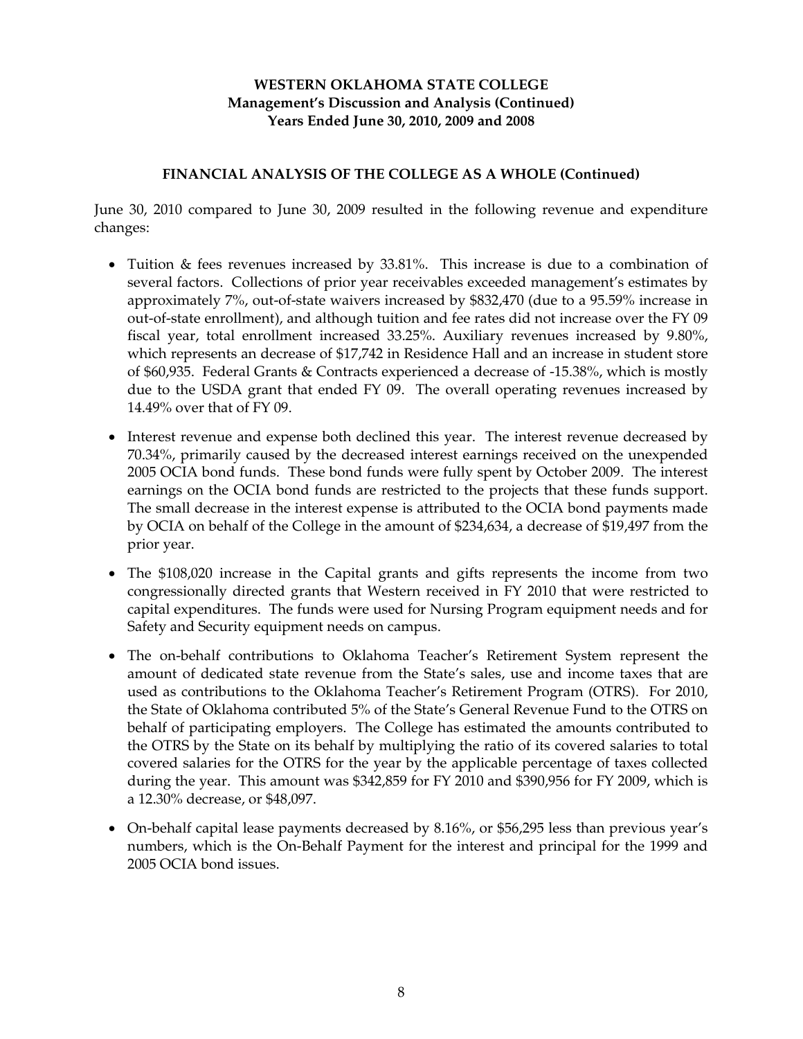# WESTERN OKLAHOMA STATE COLLEGE
## Management's Discussion and Analysis (Continued)
## Years Ended June 30, 2010, 2009 and 2008

### FINANCIAL ANALYSIS OF THE COLLEGE AS A WHOLE (Continued)

June 30, 2010 compared to June 30, 2009 resulted in the following revenue and expenditure changes:

- Tuition & fees revenues increased by 33.81%. This increase is due to a combination of several factors. Collections of prior year receivables exceeded management's estimates by approximately 7%, out-of-state waivers increased by $832,470 (due to a 95.59% increase in out-of-state enrollment), and although tuition and fee rates did not increase over the FY 09 fiscal year, total enrollment increased 33.25%. Auxiliary revenues increased by 9.80%, which represents an decrease of $17,742 in Residence Hall and an increase in student store of $60,935. Federal Grants & Contracts experienced a decrease of -15.38%, which is mostly due to the USDA grant that ended FY 09. The overall operating revenues increased by 14.49% over that of FY 09.

- Interest revenue and expense both declined this year. The interest revenue decreased by 70.34%, primarily caused by the decreased interest earnings received on the unexpended 2005 OCIA bond funds. These bond funds were fully spent by October 2009. The interest earnings on the OCIA bond funds are restricted to the projects that these funds support. The small decrease in the interest expense is attributed to the OCIA bond payments made by OCIA on behalf of the College in the amount of $234,634, a decrease of $19,497 from the prior year.

- The $108,020 increase in the Capital grants and gifts represents the income from two congressionally directed grants that Western received in FY 2010 that were restricted to capital expenditures. The funds were used for Nursing Program equipment needs and for Safety and Security equipment needs on campus.

- The on-behalf contributions to Oklahoma Teacher's Retirement System represent the amount of dedicated state revenue from the State's sales, use and income taxes that are used as contributions to the Oklahoma Teacher's Retirement Program (OTRS). For 2010, the State of Oklahoma contributed 5% of the State's General Revenue Fund to the OTRS on behalf of participating employers. The College has estimated the amounts contributed to the OTRS by the State on its behalf by multiplying the ratio of its covered salaries to total covered salaries for the OTRS for the year by the applicable percentage of taxes collected during the year. This amount was $342,859 for FY 2010 and $390,956 for FY 2009, which is a 12.30% decrease, or $48,097.

- On-behalf capital lease payments decreased by 8.16%, or $56,295 less than previous year's numbers, which is the On-Behalf Payment for the interest and principal for the 1999 and 2005 OCIA bond issues.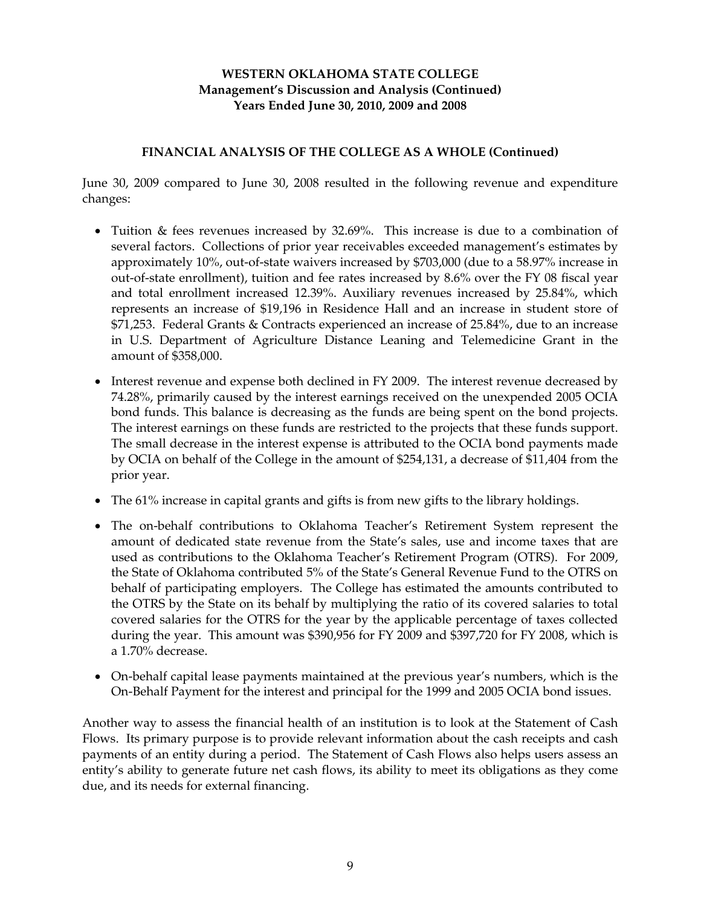# WESTERN OKLAHOMA STATE COLLEGE
## Management's Discussion and Analysis (Continued)
## Years Ended June 30, 2010, 2009 and 2008

### FINANCIAL ANALYSIS OF THE COLLEGE AS A WHOLE (Continued)

June 30, 2009 compared to June 30, 2008 resulted in the following revenue and expenditure changes:

- Tuition & fees revenues increased by 32.69%. This increase is due to a combination of several factors. Collections of prior year receivables exceeded management's estimates by approximately 10%, out-of-state waivers increased by $703,000 (due to a 58.97% increase in out-of-state enrollment), tuition and fee rates increased by 8.6% over the FY 08 fiscal year and total enrollment increased 12.39%. Auxiliary revenues increased by 25.84%, which represents an increase of $19,196 in Residence Hall and an increase in student store of $71,253. Federal Grants & Contracts experienced an increase of 25.84%, due to an increase in U.S. Department of Agriculture Distance Leaning and Telemedicine Grant in the amount of $358,000.

- Interest revenue and expense both declined in FY 2009. The interest revenue decreased by 74.28%, primarily caused by the interest earnings received on the unexpended 2005 OCIA bond funds. This balance is decreasing as the funds are being spent on the bond projects. The interest earnings on these funds are restricted to the projects that these funds support. The small decrease in the interest expense is attributed to the OCIA bond payments made by OCIA on behalf of the College in the amount of $254,131, a decrease of $11,404 from the prior year.

- The 61% increase in capital grants and gifts is from new gifts to the library holdings.

- The on-behalf contributions to Oklahoma Teacher's Retirement System represent the amount of dedicated state revenue from the State's sales, use and income taxes that are used as contributions to the Oklahoma Teacher's Retirement Program (OTRS). For 2009, the State of Oklahoma contributed 5% of the State's General Revenue Fund to the OTRS on behalf of participating employers. The College has estimated the amounts contributed to the OTRS by the State on its behalf by multiplying the ratio of its covered salaries to total covered salaries for the OTRS for the year by the applicable percentage of taxes collected during the year. This amount was $390,956 for FY 2009 and $397,720 for FY 2008, which is a 1.70% decrease.

- On-behalf capital lease payments maintained at the previous year's numbers, which is the On-Behalf Payment for the interest and principal for the 1999 and 2005 OCIA bond issues.

Another way to assess the financial health of an institution is to look at the Statement of Cash Flows. Its primary purpose is to provide relevant information about the cash receipts and cash payments of an entity during a period. The Statement of Cash Flows also helps users assess an entity's ability to generate future net cash flows, its ability to meet its obligations as they come due, and its needs for external financing.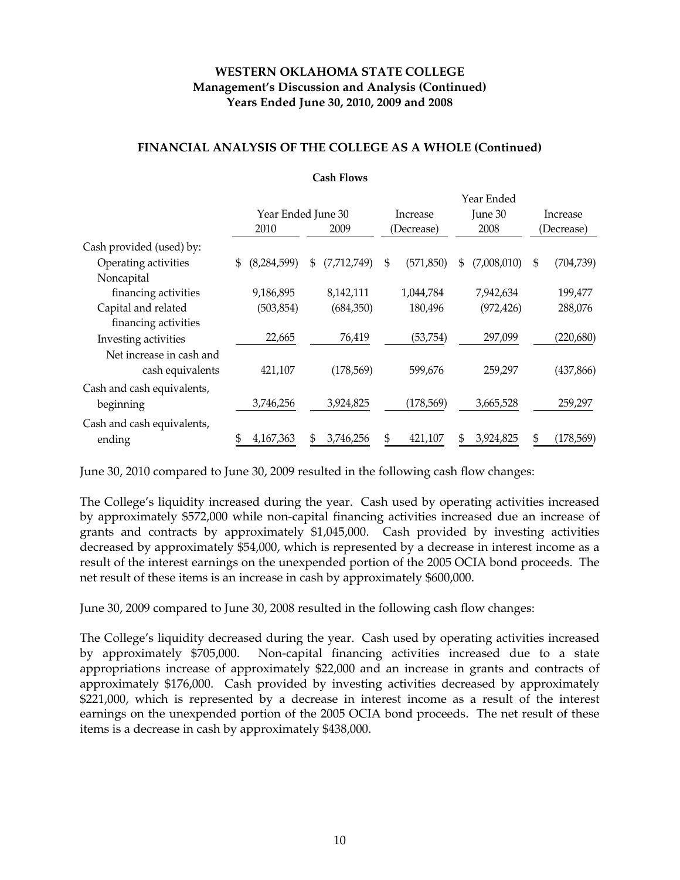# WESTERN OKLAHOMA STATE COLLEGE

## Management's Discussion and Analysis (Continued)

## Years Ended June 30, 2010, 2009 and 2008

### FINANCIAL ANALYSIS OF THE COLLEGE AS A WHOLE (Continued)

**Cash Flows**

| | Year Ended June 30 2010 | Year Ended June 30 2009 | Increase (Decrease) | Year Ended June 30 2008 | Increase (Decrease) |
|---|---|---|---|---|---|
| Cash provided (used) by: | | | | | |
| Operating activities | $ (8,284,599) | $ (7,712,749) | $ (571,850) | $ (7,008,010) | $ (704,739) |
| Noncapital financing activities | 9,186,895 | 8,142,111 | 1,044,784 | 7,942,634 | 199,477 |
| Capital and related financing activities | (503,854) | (684,350) | 180,496 | (972,426) | 288,076 |
| Investing activities | 22,665 | 76,419 | (53,754) | 297,099 | (220,680) |
| Net increase in cash and cash equivalents | 421,107 | (178,569) | 599,676 | 259,297 | (437,866) |
| Cash and cash equivalents, beginning | 3,746,256 | 3,924,825 | (178,569) | 3,665,528 | 259,297 |
| Cash and cash equivalents, ending | $ 4,167,363 | $ 3,746,256 | $ 421,107 | $ 3,924,825 | $ (178,569) |

June 30, 2010 compared to June 30, 2009 resulted in the following cash flow changes:

The College's liquidity increased during the year. Cash used by operating activities increased by approximately $572,000 while non-capital financing activities increased due an increase of grants and contracts by approximately $1,045,000. Cash provided by investing activities decreased by approximately $54,000, which is represented by a decrease in interest income as a result of the interest earnings on the unexpended portion of the 2005 OCIA bond proceeds. The net result of these items is an increase in cash by approximately $600,000.

June 30, 2009 compared to June 30, 2008 resulted in the following cash flow changes:

The College's liquidity decreased during the year. Cash used by operating activities increased by approximately $705,000. Non-capital financing activities increased due to a state appropriations increase of approximately $22,000 and an increase in grants and contracts of approximately $176,000. Cash provided by investing activities decreased by approximately $221,000, which is represented by a decrease in interest income as a result of the interest earnings on the unexpended portion of the 2005 OCIA bond proceeds. The net result of these items is a decrease in cash by approximately $438,000.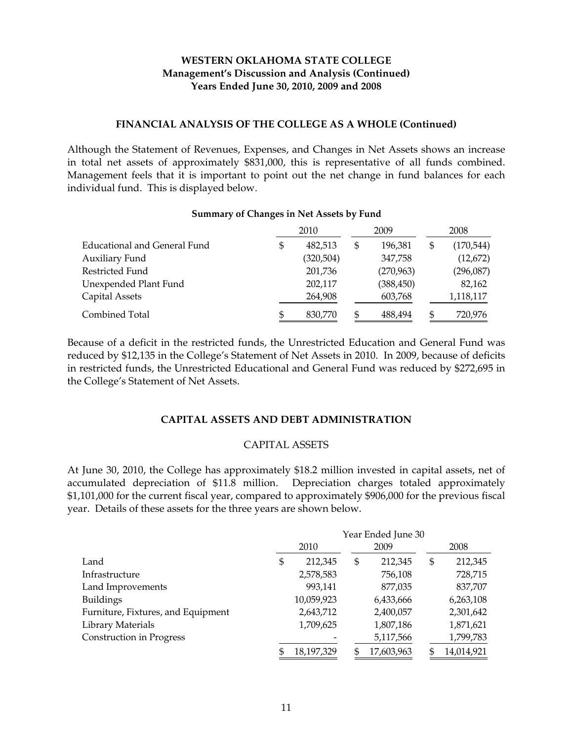# WESTERN OKLAHOMA STATE COLLEGE
## Management's Discussion and Analysis (Continued)
## Years Ended June 30, 2010, 2009 and 2008

### FINANCIAL ANALYSIS OF THE COLLEGE AS A WHOLE (Continued)

Although the Statement of Revenues, Expenses, and Changes in Net Assets shows an increase in total net assets of approximately $831,000, this is representative of all funds combined. Management feels that it is important to point out the net change in fund balances for each individual fund. This is displayed below.

**Summary of Changes in Net Assets by Fund**

| | 2010 | 2009 | 2008 |
|---|---|---|---|
| Educational and General Fund | $ 482,513 | $ 196,381 | $ (170,544) |
| Auxiliary Fund | (320,504) | 347,758 | (12,672) |
| Restricted Fund | 201,736 | (270,963) | (296,087) |
| Unexpended Plant Fund | 202,117 | (388,450) | 82,162 |
| Capital Assets | 264,908 | 603,768 | 1,118,117 |
| Combined Total | $ 830,770 | $ 488,494 | $ 720,976 |

Because of a deficit in the restricted funds, the Unrestricted Education and General Fund was reduced by $12,135 in the College's Statement of Net Assets in 2010. In 2009, because of deficits in restricted funds, the Unrestricted Educational and General Fund was reduced by $272,695 in the College's Statement of Net Assets.

### CAPITAL ASSETS AND DEBT ADMINISTRATION

#### CAPITAL ASSETS

At June 30, 2010, the College has approximately $18.2 million invested in capital assets, net of accumulated depreciation of $11.8 million. Depreciation charges totaled approximately $1,101,000 for the current fiscal year, compared to approximately $906,000 for the previous fiscal year. Details of these assets for the three years are shown below.

| | Year Ended June 30 | | |
|---|---|---|---|
| | 2010 | 2009 | 2008 |
| Land | $ 212,345 | $ 212,345 | $ 212,345 |
| Infrastructure | 2,578,583 | 756,108 | 728,715 |
| Land Improvements | 993,141 | 877,035 | 837,707 |
| Buildings | 10,059,923 | 6,433,666 | 6,263,108 |
| Furniture, Fixtures, and Equipment | 2,643,712 | 2,400,057 | 2,301,642 |
| Library Materials | 1,709,625 | 1,807,186 | 1,871,621 |
| Construction in Progress | - | 5,117,566 | 1,799,783 |
| | $ 18,197,329 | $ 17,603,963 | $ 14,014,921 |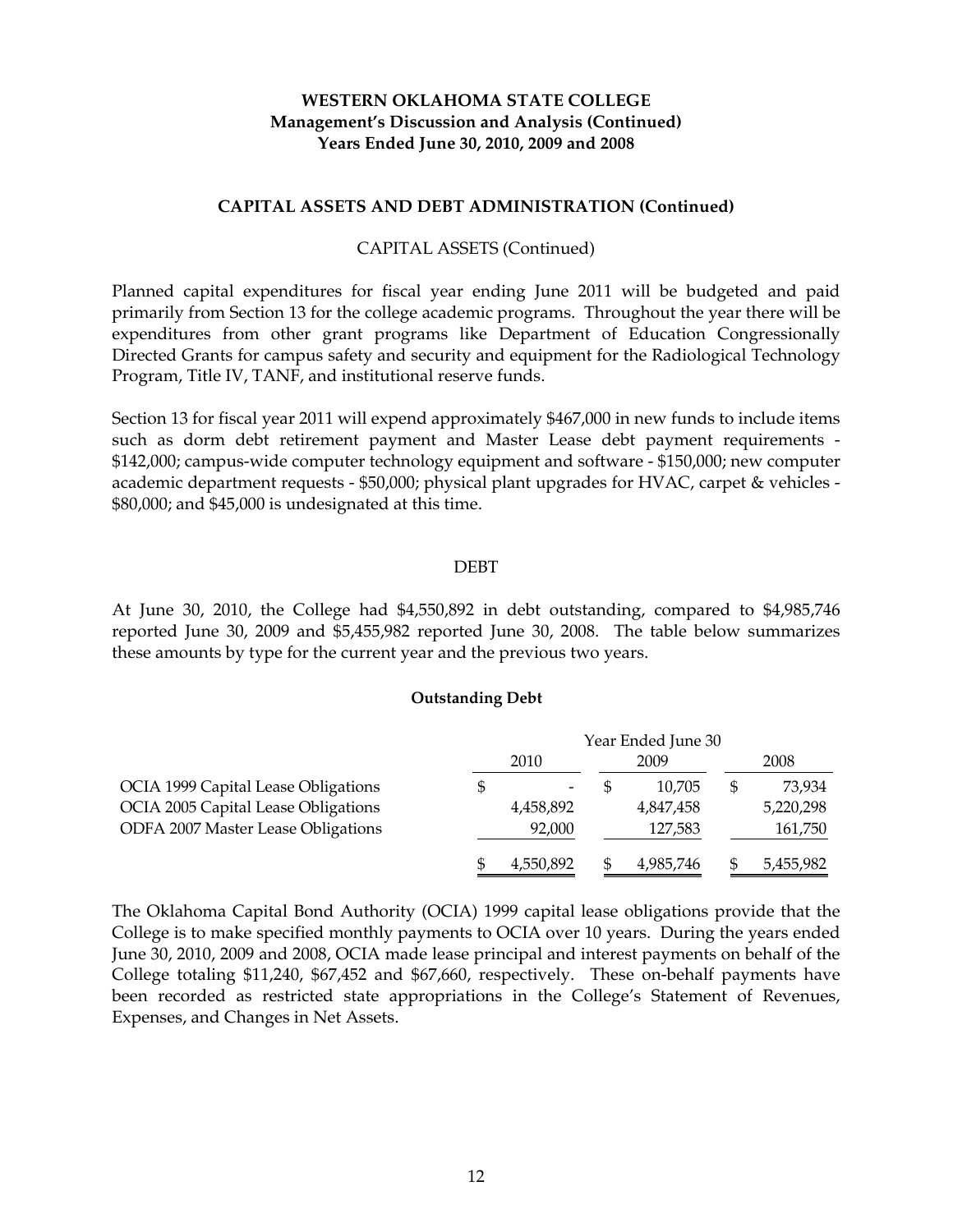**WESTERN OKLAHOMA STATE COLLEGE**
**Management's Discussion and Analysis (Continued)**
**Years Ended June 30, 2010, 2009 and 2008**

## CAPITAL ASSETS AND DEBT ADMINISTRATION (Continued)

### CAPITAL ASSETS (Continued)

Planned capital expenditures for fiscal year ending June 2011 will be budgeted and paid primarily from Section 13 for the college academic programs. Throughout the year there will be expenditures from other grant programs like Department of Education Congressionally Directed Grants for campus safety and security and equipment for the Radiological Technology Program, Title IV, TANF, and institutional reserve funds.

Section 13 for fiscal year 2011 will expend approximately $467,000 in new funds to include items such as dorm debt retirement payment and Master Lease debt payment requirements - $142,000; campus-wide computer technology equipment and software - $150,000; new computer academic department requests - $50,000; physical plant upgrades for HVAC, carpet & vehicles - $80,000; and $45,000 is undesignated at this time.

### DEBT

At June 30, 2010, the College had $4,550,892 in debt outstanding, compared to $4,985,746 reported June 30, 2009 and $5,455,982 reported June 30, 2008. The table below summarizes these amounts by type for the current year and the previous two years.

**Outstanding Debt**

| | Year Ended June 30 | | |
|---|---|---|---|
| | 2010 | 2009 | 2008 |
| OCIA 1999 Capital Lease Obligations | $ - | $ 10,705 | $ 73,934 |
| OCIA 2005 Capital Lease Obligations | 4,458,892 | 4,847,458 | 5,220,298 |
| ODFA 2007 Master Lease Obligations | 92,000 | 127,583 | 161,750 |
| | $ 4,550,892 | $ 4,985,746 | $ 5,455,982 |

The Oklahoma Capital Bond Authority (OCIA) 1999 capital lease obligations provide that the College is to make specified monthly payments to OCIA over 10 years. During the years ended June 30, 2010, 2009 and 2008, OCIA made lease principal and interest payments on behalf of the College totaling $11,240, $67,452 and $67,660, respectively. These on-behalf payments have been recorded as restricted state appropriations in the College's Statement of Revenues, Expenses, and Changes in Net Assets.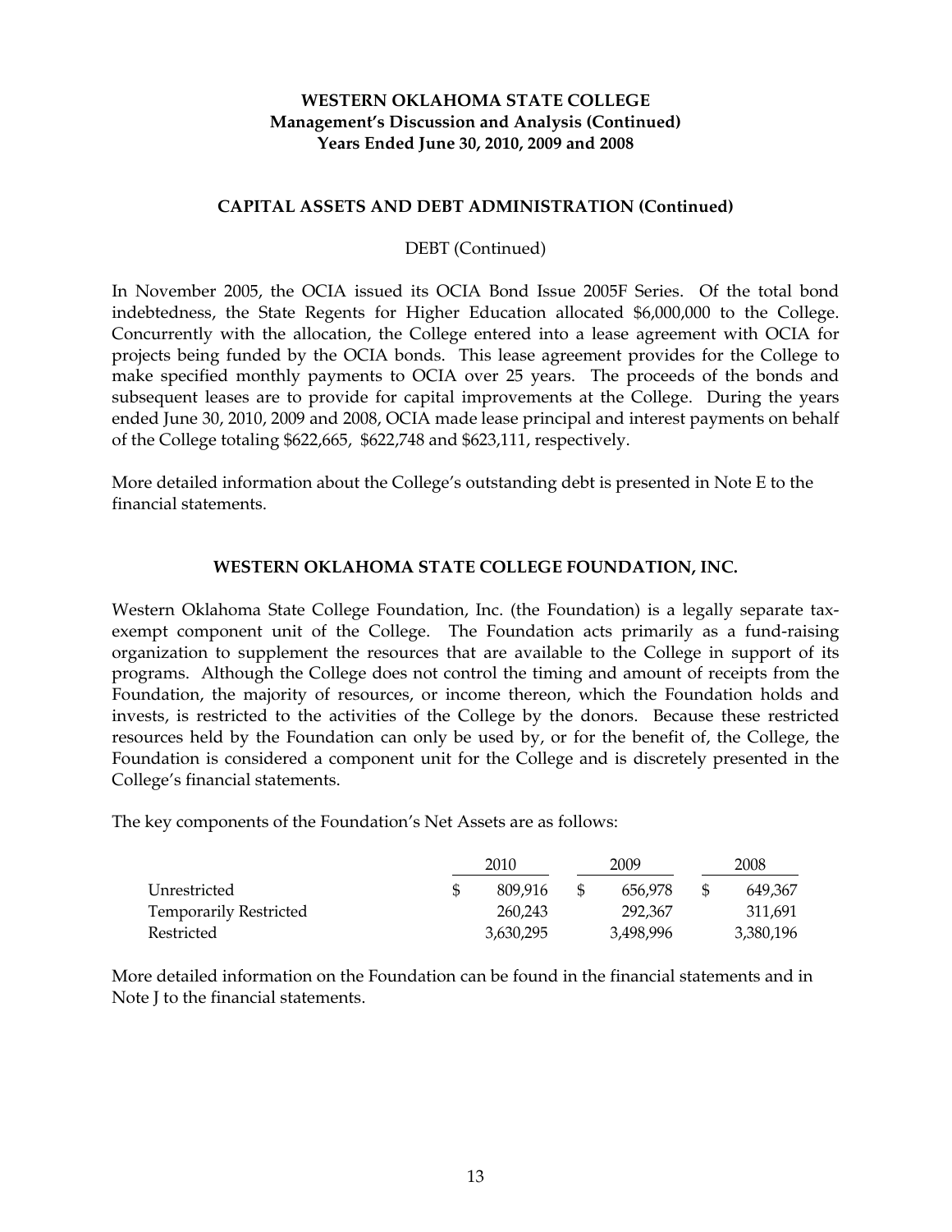# WESTERN OKLAHOMA STATE COLLEGE
## Management's Discussion and Analysis (Continued)
## Years Ended June 30, 2010, 2009 and 2008

### CAPITAL ASSETS AND DEBT ADMINISTRATION (Continued)

DEBT (Continued)

In November 2005, the OCIA issued its OCIA Bond Issue 2005F Series. Of the total bond indebtedness, the State Regents for Higher Education allocated $6,000,000 to the College. Concurrently with the allocation, the College entered into a lease agreement with OCIA for projects being funded by the OCIA bonds. This lease agreement provides for the College to make specified monthly payments to OCIA over 25 years. The proceeds of the bonds and subsequent leases are to provide for capital improvements at the College. During the years ended June 30, 2010, 2009 and 2008, OCIA made lease principal and interest payments on behalf of the College totaling $622,665, $622,748 and $623,111, respectively.

More detailed information about the College's outstanding debt is presented in Note E to the financial statements.

### WESTERN OKLAHOMA STATE COLLEGE FOUNDATION, INC.

Western Oklahoma State College Foundation, Inc. (the Foundation) is a legally separate tax-exempt component unit of the College. The Foundation acts primarily as a fund-raising organization to supplement the resources that are available to the College in support of its programs. Although the College does not control the timing and amount of receipts from the Foundation, the majority of resources, or income thereon, which the Foundation holds and invests, is restricted to the activities of the College by the donors. Because these restricted resources held by the Foundation can only be used by, or for the benefit of, the College, the Foundation is considered a component unit for the College and is discretely presented in the College's financial statements.

The key components of the Foundation's Net Assets are as follows:

| | 2010 | 2009 | 2008 |
|---|---|---|---|
| Unrestricted | $ 809,916 | $ 656,978 | $ 649,367 |
| Temporarily Restricted | 260,243 | 292,367 | 311,691 |
| Restricted | 3,630,295 | 3,498,996 | 3,380,196 |

More detailed information on the Foundation can be found in the financial statements and in Note J to the financial statements.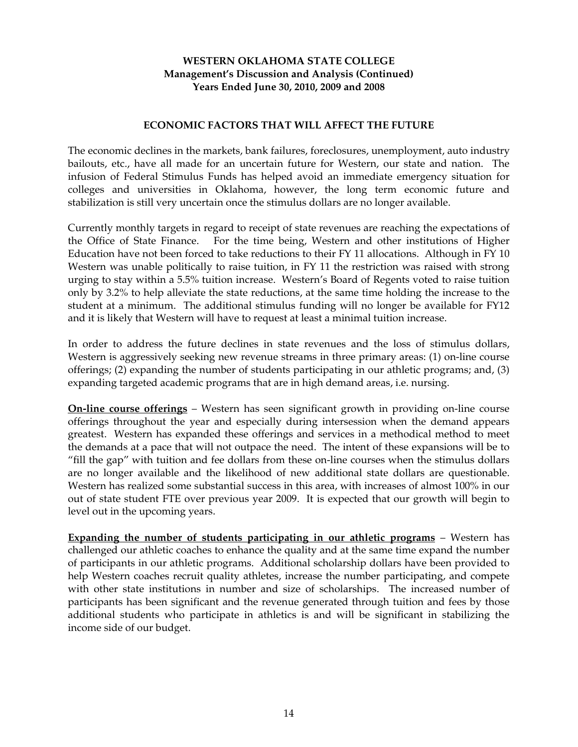**WESTERN OKLAHOMA STATE COLLEGE**
**Management's Discussion and Analysis (Continued)**
**Years Ended June 30, 2010, 2009 and 2008**

## ECONOMIC FACTORS THAT WILL AFFECT THE FUTURE

The economic declines in the markets, bank failures, foreclosures, unemployment, auto industry bailouts, etc., have all made for an uncertain future for Western, our state and nation. The infusion of Federal Stimulus Funds has helped avoid an immediate emergency situation for colleges and universities in Oklahoma, however, the long term economic future and stabilization is still very uncertain once the stimulus dollars are no longer available.

Currently monthly targets in regard to receipt of state revenues are reaching the expectations of the Office of State Finance. For the time being, Western and other institutions of Higher Education have not been forced to take reductions to their FY 11 allocations. Although in FY 10 Western was unable politically to raise tuition, in FY 11 the restriction was raised with strong urging to stay within a 5.5% tuition increase. Western's Board of Regents voted to raise tuition only by 3.2% to help alleviate the state reductions, at the same time holding the increase to the student at a minimum. The additional stimulus funding will no longer be available for FY12 and it is likely that Western will have to request at least a minimal tuition increase.

In order to address the future declines in state revenues and the loss of stimulus dollars, Western is aggressively seeking new revenue streams in three primary areas: (1) on-line course offerings; (2) expanding the number of students participating in our athletic programs; and, (3) expanding targeted academic programs that are in high demand areas, i.e. nursing.

**On-line course offerings** – Western has seen significant growth in providing on-line course offerings throughout the year and especially during intersession when the demand appears greatest. Western has expanded these offerings and services in a methodical method to meet the demands at a pace that will not outpace the need. The intent of these expansions will be to "fill the gap" with tuition and fee dollars from these on-line courses when the stimulus dollars are no longer available and the likelihood of new additional state dollars are questionable. Western has realized some substantial success in this area, with increases of almost 100% in our out of state student FTE over previous year 2009. It is expected that our growth will begin to level out in the upcoming years.

**Expanding the number of students participating in our athletic programs** – Western has challenged our athletic coaches to enhance the quality and at the same time expand the number of participants in our athletic programs. Additional scholarship dollars have been provided to help Western coaches recruit quality athletes, increase the number participating, and compete with other state institutions in number and size of scholarships. The increased number of participants has been significant and the revenue generated through tuition and fees by those additional students who participate in athletics is and will be significant in stabilizing the income side of our budget.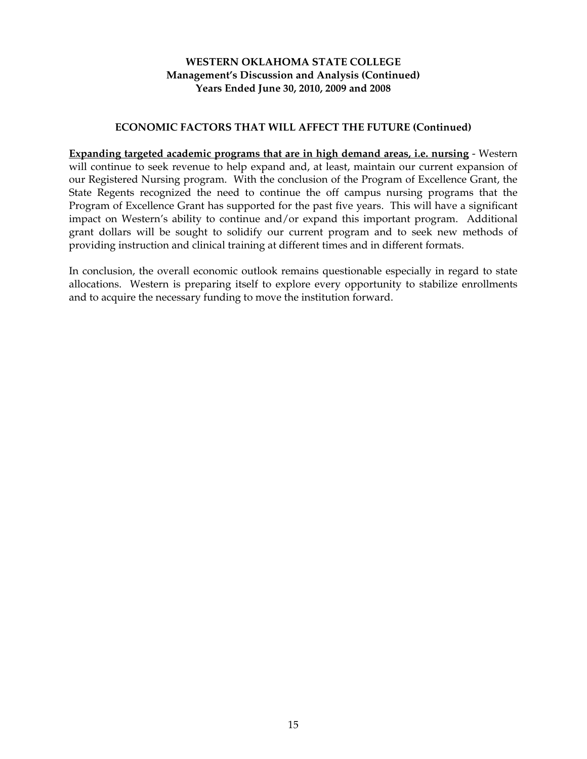### ECONOMIC FACTORS THAT WILL AFFECT THE FUTURE (Continued)

**Expanding targeted academic programs that are in high demand areas, i.e. nursing** - Western will continue to seek revenue to help expand and, at least, maintain our current expansion of our Registered Nursing program. With the conclusion of the Program of Excellence Grant, the State Regents recognized the need to continue the off campus nursing programs that the Program of Excellence Grant has supported for the past five years. This will have a significant impact on Western's ability to continue and/or expand this important program. Additional grant dollars will be sought to solidify our current program and to seek new methods of providing instruction and clinical training at different times and in different formats.

In conclusion, the overall economic outlook remains questionable especially in regard to state allocations. Western is preparing itself to explore every opportunity to stabilize enrollments and to acquire the necessary funding to move the institution forward.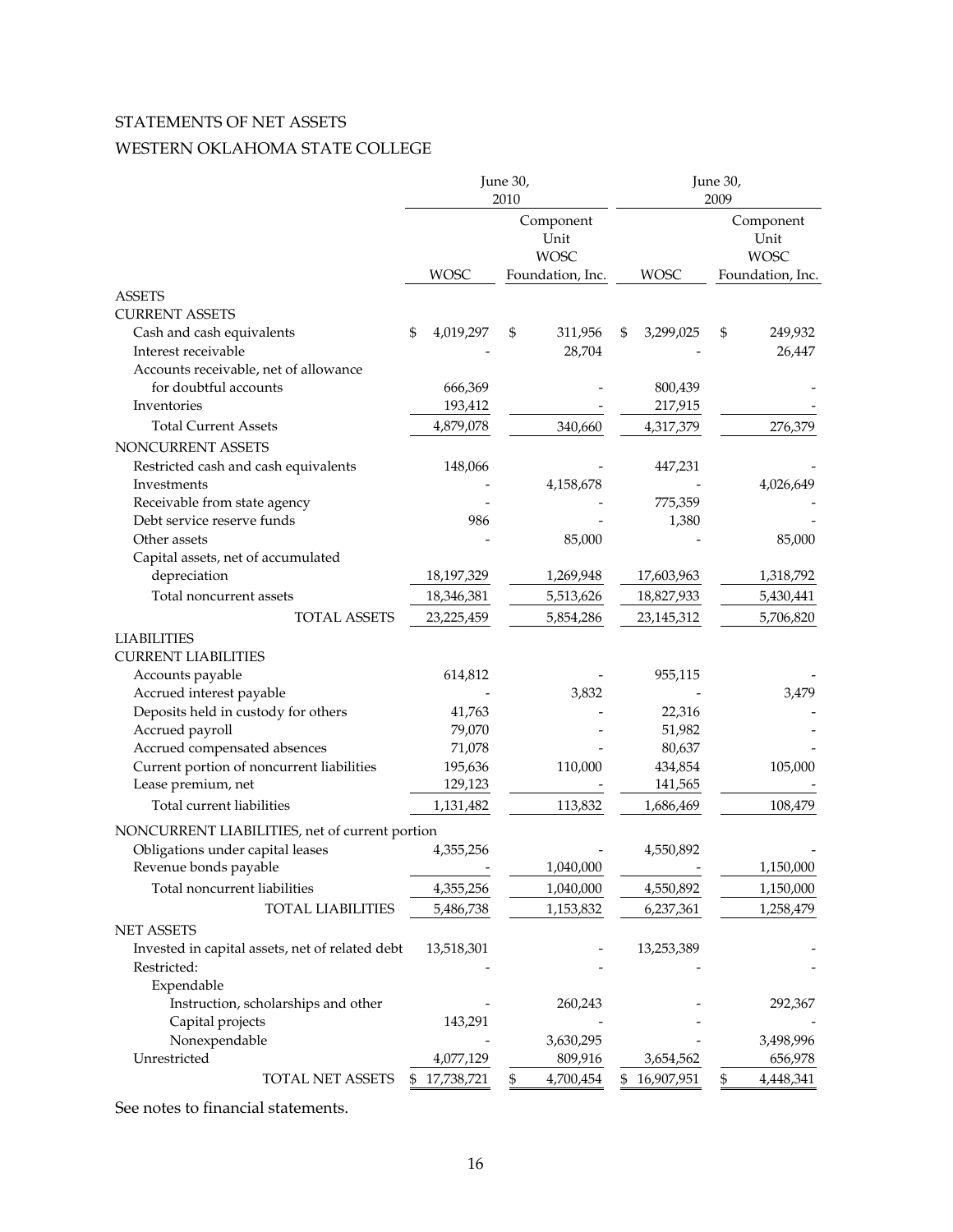STATEMENTS OF NET ASSETS

WESTERN OKLAHOMA STATE COLLEGE

| | June 30, 2010 | | June 30, 2009 | |
|---|---|---|---|---|
| | WOSC | Component Unit WOSC Foundation, Inc. | WOSC | Component Unit WOSC Foundation, Inc. |
| ASSETS | | | | |
| CURRENT ASSETS | | | | |
| Cash and cash equivalents | $ 4,019,297 | $ 311,956 | $ 3,299,025 | $ 249,932 |
| Interest receivable | - | 28,704 | - | 26,447 |
| Accounts receivable, net of allowance for doubtful accounts | 666,369 | - | 800,439 | - |
| Inventories | 193,412 | - | 217,915 | - |
| Total Current Assets | 4,879,078 | 340,660 | 4,317,379 | 276,379 |
| NONCURRENT ASSETS | | | | |
| Restricted cash and cash equivalents | 148,066 | - | 447,231 | - |
| Investments | - | 4,158,678 | - | 4,026,649 |
| Receivable from state agency | - | - | 775,359 | - |
| Debt service reserve funds | 986 | - | 1,380 | - |
| Other assets | - | 85,000 | - | 85,000 |
| Capital assets, net of accumulated depreciation | 18,197,329 | 1,269,948 | 17,603,963 | 1,318,792 |
| Total noncurrent assets | 18,346,381 | 5,513,626 | 18,827,933 | 5,430,441 |
| TOTAL ASSETS | 23,225,459 | 5,854,286 | 23,145,312 | 5,706,820 |
| LIABILITIES | | | | |
| CURRENT LIABILITIES | | | | |
| Accounts payable | 614,812 | - | 955,115 | - |
| Accrued interest payable | - | 3,832 | - | 3,479 |
| Deposits held in custody for others | 41,763 | - | 22,316 | - |
| Accrued payroll | 79,070 | - | 51,982 | - |
| Accrued compensated absences | 71,078 | - | 80,637 | - |
| Current portion of noncurrent liabilities | 195,636 | 110,000 | 434,854 | 105,000 |
| Lease premium, net | 129,123 | - | 141,565 | - |
| Total current liabilities | 1,131,482 | 113,832 | 1,686,469 | 108,479 |
| NONCURRENT LIABILITIES, net of current portion | | | | |
| Obligations under capital leases | 4,355,256 | - | 4,550,892 | - |
| Revenue bonds payable | - | 1,040,000 | - | 1,150,000 |
| Total noncurrent liabilities | 4,355,256 | 1,040,000 | 4,550,892 | 1,150,000 |
| TOTAL LIABILITIES | 5,486,738 | 1,153,832 | 6,237,361 | 1,258,479 |
| NET ASSETS | | | | |
| Invested in capital assets, net of related debt | 13,518,301 | - | 13,253,389 | - |
| Restricted: | - | - | - | - |
| Expendable | | | | |
| Instruction, scholarships and other | - | 260,243 | - | 292,367 |
| Capital projects | 143,291 | - | - | - |
| Nonexpendable | - | 3,630,295 | - | 3,498,996 |
| Unrestricted | 4,077,129 | 809,916 | 3,654,562 | 656,978 |
| TOTAL NET ASSETS | $ 17,738,721 | $ 4,700,454 | $ 16,907,951 | $ 4,448,341 |

See notes to financial statements.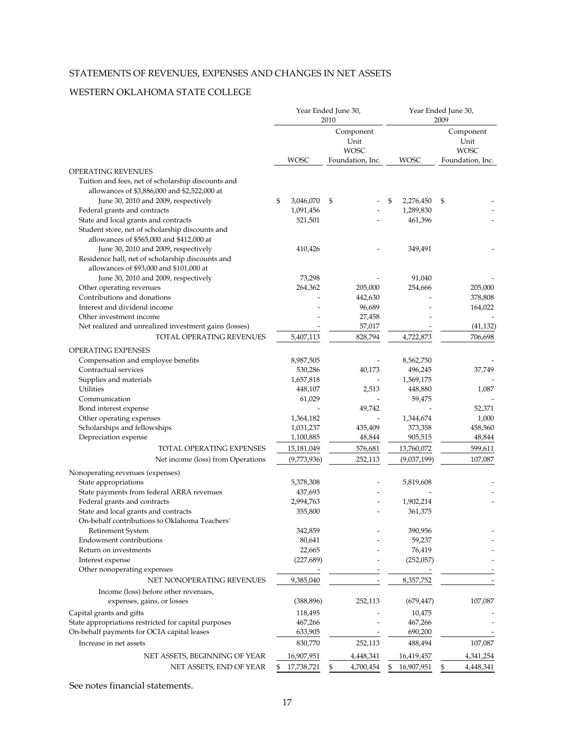STATEMENTS OF REVENUES, EXPENSES AND CHANGES IN NET ASSETS

WESTERN OKLAHOMA STATE COLLEGE

| | Year Ended June 30, 2010 | | Year Ended June 30, 2009 | |
|---|---|---|---|---|
| | WOSC | Component Unit WOSC Foundation, Inc. | WOSC | Component Unit WOSC Foundation, Inc. |
| OPERATING REVENUES | | | | |
| Tuition and fees, net of scholarship discounts and allowances of $3,886,000 and $2,522,000 at June 30, 2010 and 2009, respectively | $ 3,046,070 | $ - | $ 2,276,450 | $ - |
| Federal grants and contracts | 1,091,456 | - | 1,289,830 | - |
| State and local grants and contracts | 521,501 | - | 461,396 | - |
| Student store, net of scholarship discounts and allowances of $565,000 and $412,000 at June 30, 2010 and 2009, respectively | 410,426 | - | 349,491 | - |
| Residence hall, net of scholarship discounts and allowances of $93,000 and $101,000 at June 30, 2010 and 2009, respectively | 73,298 | - | 91,040 | - |
| Other operating revenues | 264,362 | 205,000 | 254,666 | 205,000 |
| Contributions and donations | - | 442,630 | - | 378,808 |
| Interest and dividend income | - | 96,689 | - | 164,022 |
| Other investment income | - | 27,458 | - | - |
| Net realized and unrealized investment gains (losses) | - | 57,017 | - | (41,132) |
| TOTAL OPERATING REVENUES | 5,407,113 | 828,794 | 4,722,873 | 706,698 |
| OPERATING EXPENSES | | | | |
| Compensation and employee benefits | 8,987,505 | - | 8,562,750 | - |
| Contractual services | 530,286 | 40,173 | 496,245 | 37,749 |
| Supplies and materials | 1,657,818 | - | 1,569,175 | - |
| Utilities | 448,107 | 2,513 | 448,880 | 1,087 |
| Communication | 61,029 | - | 59,475 | - |
| Bond interest expense | - | 49,742 | - | 52,371 |
| Other operating expenses | 1,364,182 | - | 1,344,674 | 1,000 |
| Scholarships and fellowships | 1,031,237 | 435,409 | 373,358 | 458,560 |
| Depreciation expense | 1,100,885 | 48,844 | 905,515 | 48,844 |
| TOTAL OPERATING EXPENSES | 15,181,049 | 576,681 | 13,760,072 | 599,611 |
| Net income (loss) from Operations | (9,773,936) | 252,113 | (9,037,199) | 107,087 |
| Nonoperating revenues (expenses) | | | | |
| State appropriations | 5,378,308 | - | 5,819,608 | - |
| State payments from federal ARRA revenues | 437,693 | - | - | - |
| Federal grants and contracts | 2,994,763 | - | 1,902,214 | - |
| State and local grants and contracts | 355,800 | - | 361,375 | |
| On-behalf contributions to Oklahoma Teachers' Retirement System | 342,859 | - | 390,956 | - |
| Endowment contributions | 80,641 | - | 59,237 | - |
| Return on investments | 22,665 | - | 76,419 | - |
| Interest expense | (227,689) | - | (252,057) | - |
| Other nonoperating expenses | - | - | - | - |
| NET NONOPERATING REVENUES | 9,385,040 | - | 8,357,752 | - |
| Income (loss) before other revenues, expenses, gains, or losses | (388,896) | 252,113 | (679,447) | 107,087 |
| Capital grants and gifts | 118,495 | - | 10,475 | - |
| State appropriations restricted for capital purposes | 467,266 | - | 467,266 | - |
| On-behalf payments for OCIA capital leases | 633,905 | - | 690,200 | - |
| Increase in net assets | 830,770 | 252,113 | 488,494 | 107,087 |
| NET ASSETS, BEGINNING OF YEAR | 16,907,951 | 4,448,341 | 16,419,457 | 4,341,254 |
| NET ASSETS, END OF YEAR | $ 17,738,721 | $ 4,700,454 | $ 16,907,951 | $ 4,448,341 |

See notes financial statements.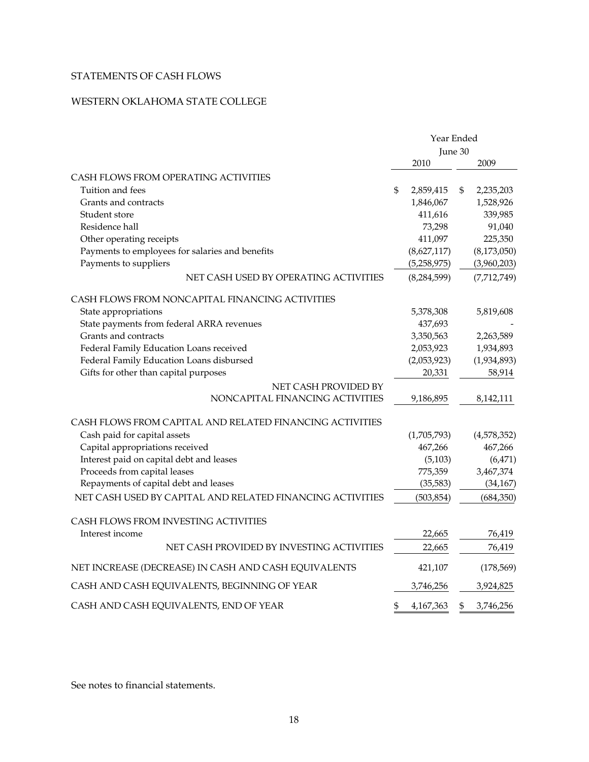STATEMENTS OF CASH FLOWS

WESTERN OKLAHOMA STATE COLLEGE

| | Year Ended June 30 | |
|---|---|---|
| | 2010 | 2009 |
| CASH FLOWS FROM OPERATING ACTIVITIES | | |
| Tuition and fees | $ 2,859,415 | $ 2,235,203 |
| Grants and contracts | 1,846,067 | 1,528,926 |
| Student store | 411,616 | 339,985 |
| Residence hall | 73,298 | 91,040 |
| Other operating receipts | 411,097 | 225,350 |
| Payments to employees for salaries and benefits | (8,627,117) | (8,173,050) |
| Payments to suppliers | (5,258,975) | (3,960,203) |
| NET CASH USED BY OPERATING ACTIVITIES | (8,284,599) | (7,712,749) |
| CASH FLOWS FROM NONCAPITAL FINANCING ACTIVITIES | | |
| State appropriations | 5,378,308 | 5,819,608 |
| State payments from federal ARRA revenues | 437,693 | - |
| Grants and contracts | 3,350,563 | 2,263,589 |
| Federal Family Education Loans received | 2,053,923 | 1,934,893 |
| Federal Family Education Loans disbursed | (2,053,923) | (1,934,893) |
| Gifts for other than capital purposes | 20,331 | 58,914 |
| NET CASH PROVIDED BY NONCAPITAL FINANCING ACTIVITIES | 9,186,895 | 8,142,111 |
| CASH FLOWS FROM CAPITAL AND RELATED FINANCING ACTIVITIES | | |
| Cash paid for capital assets | (1,705,793) | (4,578,352) |
| Capital appropriations received | 467,266 | 467,266 |
| Interest paid on capital debt and leases | (5,103) | (6,471) |
| Proceeds from capital leases | 775,359 | 3,467,374 |
| Repayments of capital debt and leases | (35,583) | (34,167) |
| NET CASH USED BY CAPITAL AND RELATED FINANCING ACTIVITIES | (503,854) | (684,350) |
| CASH FLOWS FROM INVESTING ACTIVITIES | | |
| Interest income | 22,665 | 76,419 |
| NET CASH PROVIDED BY INVESTING ACTIVITIES | 22,665 | 76,419 |
| NET INCREASE (DECREASE) IN CASH AND CASH EQUIVALENTS | 421,107 | (178,569) |
| CASH AND CASH EQUIVALENTS, BEGINNING OF YEAR | 3,746,256 | 3,924,825 |
| CASH AND CASH EQUIVALENTS, END OF YEAR | $ 4,167,363 | $ 3,746,256 |

See notes to financial statements.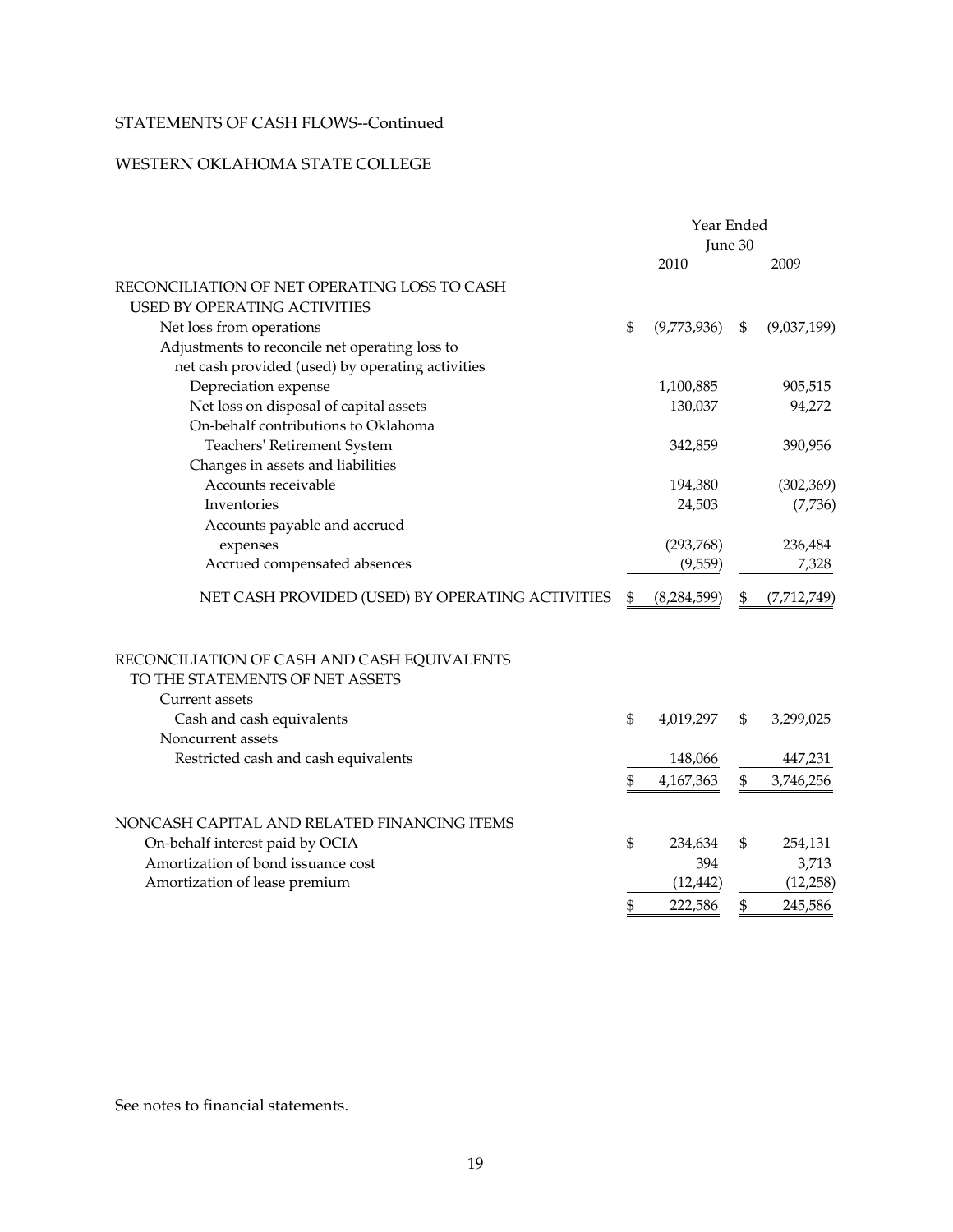STATEMENTS OF CASH FLOWS--Continued

WESTERN OKLAHOMA STATE COLLEGE

| | Year Ended June 30 | |
|---|---|---|
| | 2010 | 2009 |
| RECONCILIATION OF NET OPERATING LOSS TO CASH USED BY OPERATING ACTIVITIES | | |
| Net loss from operations | $ (9,773,936) | $ (9,037,199) |
| Adjustments to reconcile net operating loss to net cash provided (used) by operating activities | | |
| Depreciation expense | 1,100,885 | 905,515 |
| Net loss on disposal of capital assets | 130,037 | 94,272 |
| On-behalf contributions to Oklahoma Teachers' Retirement System | 342,859 | 390,956 |
| Changes in assets and liabilities | | |
| Accounts receivable | 194,380 | (302,369) |
| Inventories | 24,503 | (7,736) |
| Accounts payable and accrued expenses | (293,768) | 236,484 |
| Accrued compensated absences | (9,559) | 7,328 |
| NET CASH PROVIDED (USED) BY OPERATING ACTIVITIES | $ (8,284,599) | $ (7,712,749) |
| | | |
| RECONCILIATION OF CASH AND CASH EQUIVALENTS TO THE STATEMENTS OF NET ASSETS | | |
| Current assets | | |
| Cash and cash equivalents | $ 4,019,297 | $ 3,299,025 |
| Noncurrent assets | | |
| Restricted cash and cash equivalents | 148,066 | 447,231 |
| | $ 4,167,363 | $ 3,746,256 |
| | | |
| NONCASH CAPITAL AND RELATED FINANCING ITEMS | | |
| On-behalf interest paid by OCIA | $ 234,634 | $ 254,131 |
| Amortization of bond issuance cost | 394 | 3,713 |
| Amortization of lease premium | (12,442) | (12,258) |
| | $ 222,586 | $ 245,586 |

See notes to financial statements.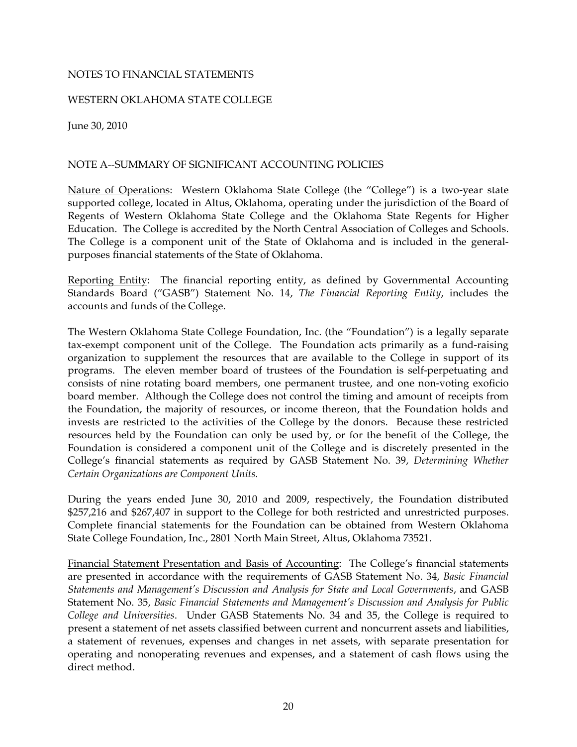NOTES TO FINANCIAL STATEMENTS

WESTERN OKLAHOMA STATE COLLEGE

June 30, 2010

## NOTE A--SUMMARY OF SIGNIFICANT ACCOUNTING POLICIES

Nature of Operations: Western Oklahoma State College (the "College") is a two-year state supported college, located in Altus, Oklahoma, operating under the jurisdiction of the Board of Regents of Western Oklahoma State College and the Oklahoma State Regents for Higher Education. The College is accredited by the North Central Association of Colleges and Schools. The College is a component unit of the State of Oklahoma and is included in the general-purposes financial statements of the State of Oklahoma.

Reporting Entity: The financial reporting entity, as defined by Governmental Accounting Standards Board ("GASB") Statement No. 14, *The Financial Reporting Entity*, includes the accounts and funds of the College.

The Western Oklahoma State College Foundation, Inc. (the "Foundation") is a legally separate tax-exempt component unit of the College. The Foundation acts primarily as a fund-raising organization to supplement the resources that are available to the College in support of its programs. The eleven member board of trustees of the Foundation is self-perpetuating and consists of nine rotating board members, one permanent trustee, and one non-voting exoficio board member. Although the College does not control the timing and amount of receipts from the Foundation, the majority of resources, or income thereon, that the Foundation holds and invests are restricted to the activities of the College by the donors. Because these restricted resources held by the Foundation can only be used by, or for the benefit of the College, the Foundation is considered a component unit of the College and is discretely presented in the College's financial statements as required by GASB Statement No. 39, *Determining Whether Certain Organizations are Component Units.*

During the years ended June 30, 2010 and 2009, respectively, the Foundation distributed $257,216 and $267,407 in support to the College for both restricted and unrestricted purposes. Complete financial statements for the Foundation can be obtained from Western Oklahoma State College Foundation, Inc., 2801 North Main Street, Altus, Oklahoma 73521.

Financial Statement Presentation and Basis of Accounting: The College's financial statements are presented in accordance with the requirements of GASB Statement No. 34, *Basic Financial Statements and Management's Discussion and Analysis for State and Local Governments*, and GASB Statement No. 35, *Basic Financial Statements and Management's Discussion and Analysis for Public College and Universities*. Under GASB Statements No. 34 and 35, the College is required to present a statement of net assets classified between current and noncurrent assets and liabilities, a statement of revenues, expenses and changes in net assets, with separate presentation for operating and nonoperating revenues and expenses, and a statement of cash flows using the direct method.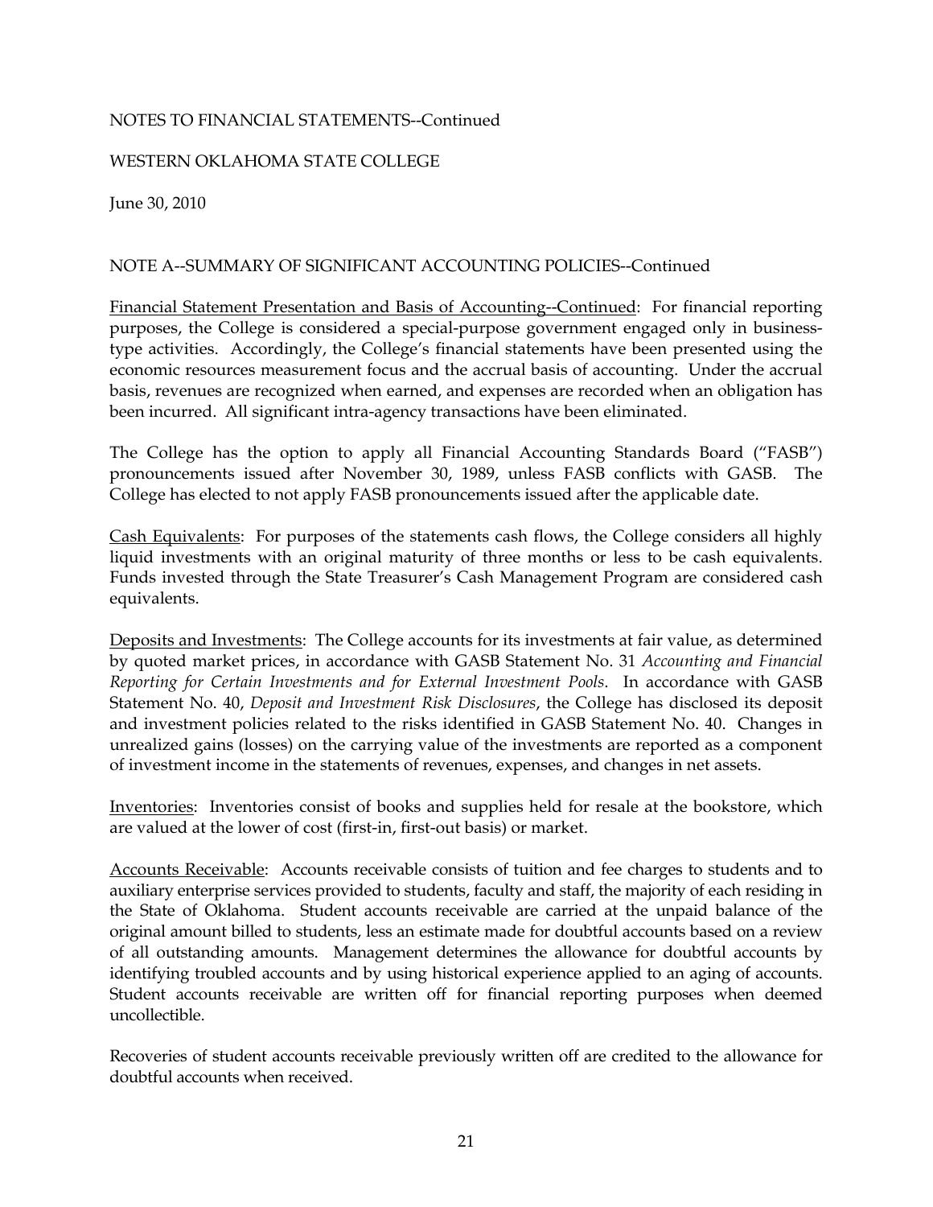NOTES TO FINANCIAL STATEMENTS--Continued

WESTERN OKLAHOMA STATE COLLEGE

June 30, 2010

NOTE A--SUMMARY OF SIGNIFICANT ACCOUNTING POLICIES--Continued

Financial Statement Presentation and Basis of Accounting--Continued: For financial reporting purposes, the College is considered a special-purpose government engaged only in business-type activities. Accordingly, the College's financial statements have been presented using the economic resources measurement focus and the accrual basis of accounting. Under the accrual basis, revenues are recognized when earned, and expenses are recorded when an obligation has been incurred. All significant intra-agency transactions have been eliminated.

The College has the option to apply all Financial Accounting Standards Board ("FASB") pronouncements issued after November 30, 1989, unless FASB conflicts with GASB. The College has elected to not apply FASB pronouncements issued after the applicable date.

Cash Equivalents: For purposes of the statements cash flows, the College considers all highly liquid investments with an original maturity of three months or less to be cash equivalents. Funds invested through the State Treasurer's Cash Management Program are considered cash equivalents.

Deposits and Investments: The College accounts for its investments at fair value, as determined by quoted market prices, in accordance with GASB Statement No. 31 *Accounting and Financial Reporting for Certain Investments and for External Investment Pools*. In accordance with GASB Statement No. 40, *Deposit and Investment Risk Disclosures*, the College has disclosed its deposit and investment policies related to the risks identified in GASB Statement No. 40. Changes in unrealized gains (losses) on the carrying value of the investments are reported as a component of investment income in the statements of revenues, expenses, and changes in net assets.

Inventories: Inventories consist of books and supplies held for resale at the bookstore, which are valued at the lower of cost (first-in, first-out basis) or market.

Accounts Receivable: Accounts receivable consists of tuition and fee charges to students and to auxiliary enterprise services provided to students, faculty and staff, the majority of each residing in the State of Oklahoma. Student accounts receivable are carried at the unpaid balance of the original amount billed to students, less an estimate made for doubtful accounts based on a review of all outstanding amounts. Management determines the allowance for doubtful accounts by identifying troubled accounts and by using historical experience applied to an aging of accounts. Student accounts receivable are written off for financial reporting purposes when deemed uncollectible.

Recoveries of student accounts receivable previously written off are credited to the allowance for doubtful accounts when received.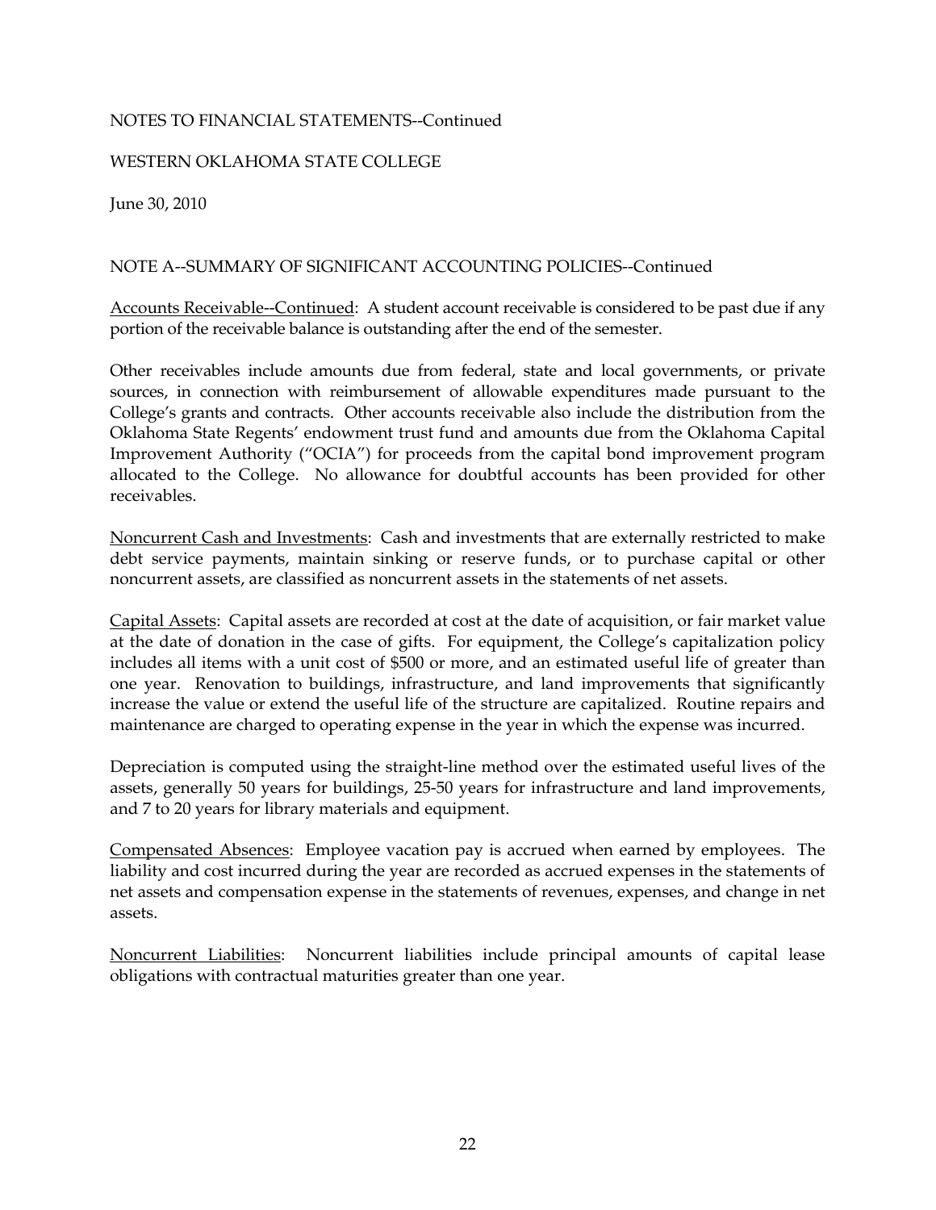NOTES TO FINANCIAL STATEMENTS--Continued

WESTERN OKLAHOMA STATE COLLEGE

June 30, 2010

NOTE A--SUMMARY OF SIGNIFICANT ACCOUNTING POLICIES--Continued

Accounts Receivable--Continued: A student account receivable is considered to be past due if any portion of the receivable balance is outstanding after the end of the semester.

Other receivables include amounts due from federal, state and local governments, or private sources, in connection with reimbursement of allowable expenditures made pursuant to the College's grants and contracts. Other accounts receivable also include the distribution from the Oklahoma State Regents' endowment trust fund and amounts due from the Oklahoma Capital Improvement Authority ("OCIA") for proceeds from the capital bond improvement program allocated to the College. No allowance for doubtful accounts has been provided for other receivables.

Noncurrent Cash and Investments: Cash and investments that are externally restricted to make debt service payments, maintain sinking or reserve funds, or to purchase capital or other noncurrent assets, are classified as noncurrent assets in the statements of net assets.

Capital Assets: Capital assets are recorded at cost at the date of acquisition, or fair market value at the date of donation in the case of gifts. For equipment, the College's capitalization policy includes all items with a unit cost of $500 or more, and an estimated useful life of greater than one year. Renovation to buildings, infrastructure, and land improvements that significantly increase the value or extend the useful life of the structure are capitalized. Routine repairs and maintenance are charged to operating expense in the year in which the expense was incurred.

Depreciation is computed using the straight-line method over the estimated useful lives of the assets, generally 50 years for buildings, 25-50 years for infrastructure and land improvements, and 7 to 20 years for library materials and equipment.

Compensated Absences: Employee vacation pay is accrued when earned by employees. The liability and cost incurred during the year are recorded as accrued expenses in the statements of net assets and compensation expense in the statements of revenues, expenses, and change in net assets.

Noncurrent Liabilities: Noncurrent liabilities include principal amounts of capital lease obligations with contractual maturities greater than one year.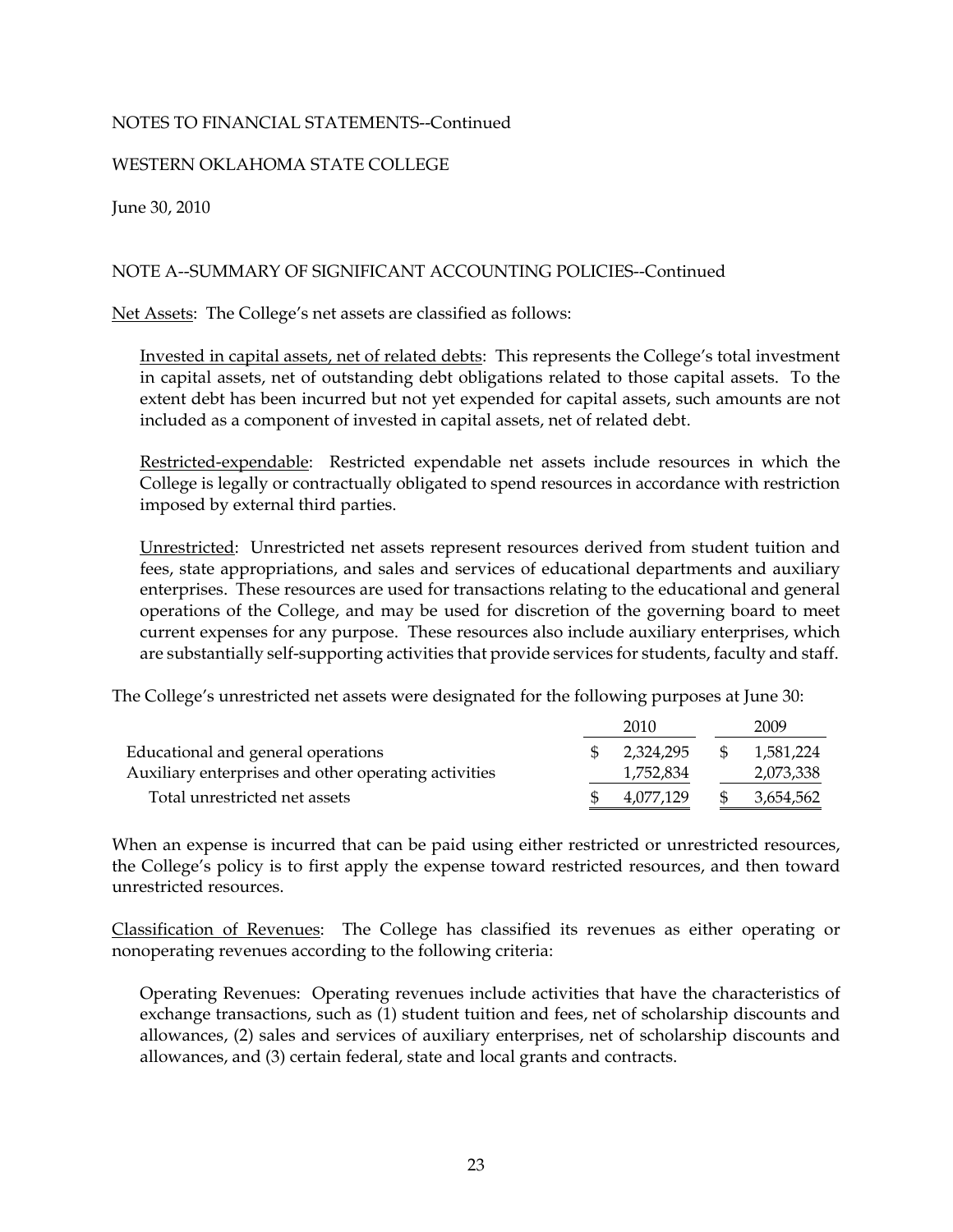NOTES TO FINANCIAL STATEMENTS--Continued

WESTERN OKLAHOMA STATE COLLEGE

June 30, 2010

NOTE A--SUMMARY OF SIGNIFICANT ACCOUNTING POLICIES--Continued

Net Assets: The College's net assets are classified as follows:

Invested in capital assets, net of related debts: This represents the College's total investment in capital assets, net of outstanding debt obligations related to those capital assets. To the extent debt has been incurred but not yet expended for capital assets, such amounts are not included as a component of invested in capital assets, net of related debt.

Restricted-expendable: Restricted expendable net assets include resources in which the College is legally or contractually obligated to spend resources in accordance with restriction imposed by external third parties.

Unrestricted: Unrestricted net assets represent resources derived from student tuition and fees, state appropriations, and sales and services of educational departments and auxiliary enterprises. These resources are used for transactions relating to the educational and general operations of the College, and may be used for discretion of the governing board to meet current expenses for any purpose. These resources also include auxiliary enterprises, which are substantially self-supporting activities that provide services for students, faculty and staff.

The College's unrestricted net assets were designated for the following purposes at June 30:

| | 2010 | 2009 |
|---|---|---|
| Educational and general operations | $ 2,324,295 | $ 1,581,224 |
| Auxiliary enterprises and other operating activities | 1,752,834 | 2,073,338 |
| Total unrestricted net assets | $ 4,077,129 | $ 3,654,562 |

When an expense is incurred that can be paid using either restricted or unrestricted resources, the College's policy is to first apply the expense toward restricted resources, and then toward unrestricted resources.

Classification of Revenues: The College has classified its revenues as either operating or nonoperating revenues according to the following criteria:

Operating Revenues: Operating revenues include activities that have the characteristics of exchange transactions, such as (1) student tuition and fees, net of scholarship discounts and allowances, (2) sales and services of auxiliary enterprises, net of scholarship discounts and allowances, and (3) certain federal, state and local grants and contracts.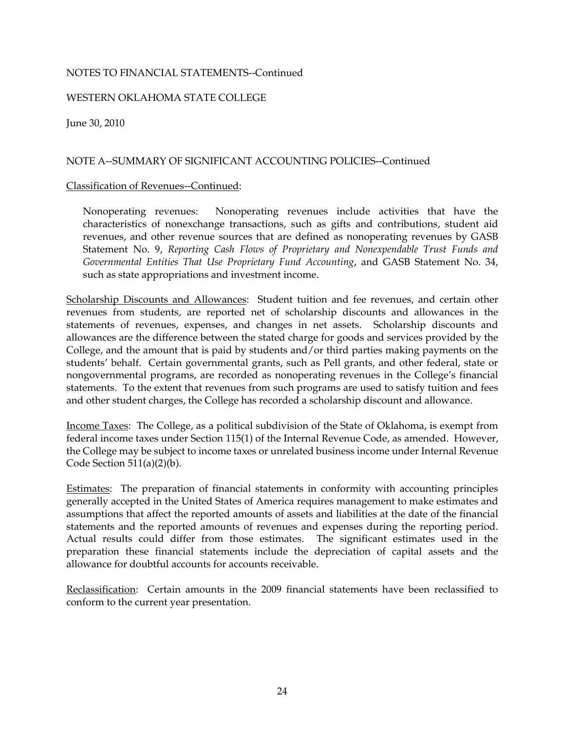NOTES TO FINANCIAL STATEMENTS--Continued

WESTERN OKLAHOMA STATE COLLEGE

June 30, 2010

NOTE A--SUMMARY OF SIGNIFICANT ACCOUNTING POLICIES--Continued

Classification of Revenues--Continued:

Nonoperating revenues: Nonoperating revenues include activities that have the characteristics of nonexchange transactions, such as gifts and contributions, student aid revenues, and other revenue sources that are defined as nonoperating revenues by GASB Statement No. 9, *Reporting Cash Flows of Proprietary and Nonexpendable Trust Funds and Governmental Entities That Use Proprietary Fund Accounting*, and GASB Statement No. 34, such as state appropriations and investment income.

Scholarship Discounts and Allowances: Student tuition and fee revenues, and certain other revenues from students, are reported net of scholarship discounts and allowances in the statements of revenues, expenses, and changes in net assets. Scholarship discounts and allowances are the difference between the stated charge for goods and services provided by the College, and the amount that is paid by students and/or third parties making payments on the students' behalf. Certain governmental grants, such as Pell grants, and other federal, state or nongovernmental programs, are recorded as nonoperating revenues in the College's financial statements. To the extent that revenues from such programs are used to satisfy tuition and fees and other student charges, the College has recorded a scholarship discount and allowance.

Income Taxes: The College, as a political subdivision of the State of Oklahoma, is exempt from federal income taxes under Section 115(1) of the Internal Revenue Code, as amended. However, the College may be subject to income taxes or unrelated business income under Internal Revenue Code Section 511(a)(2)(b).

Estimates: The preparation of financial statements in conformity with accounting principles generally accepted in the United States of America requires management to make estimates and assumptions that affect the reported amounts of assets and liabilities at the date of the financial statements and the reported amounts of revenues and expenses during the reporting period. Actual results could differ from those estimates. The significant estimates used in the preparation these financial statements include the depreciation of capital assets and the allowance for doubtful accounts for accounts receivable.

Reclassification: Certain amounts in the 2009 financial statements have been reclassified to conform to the current year presentation.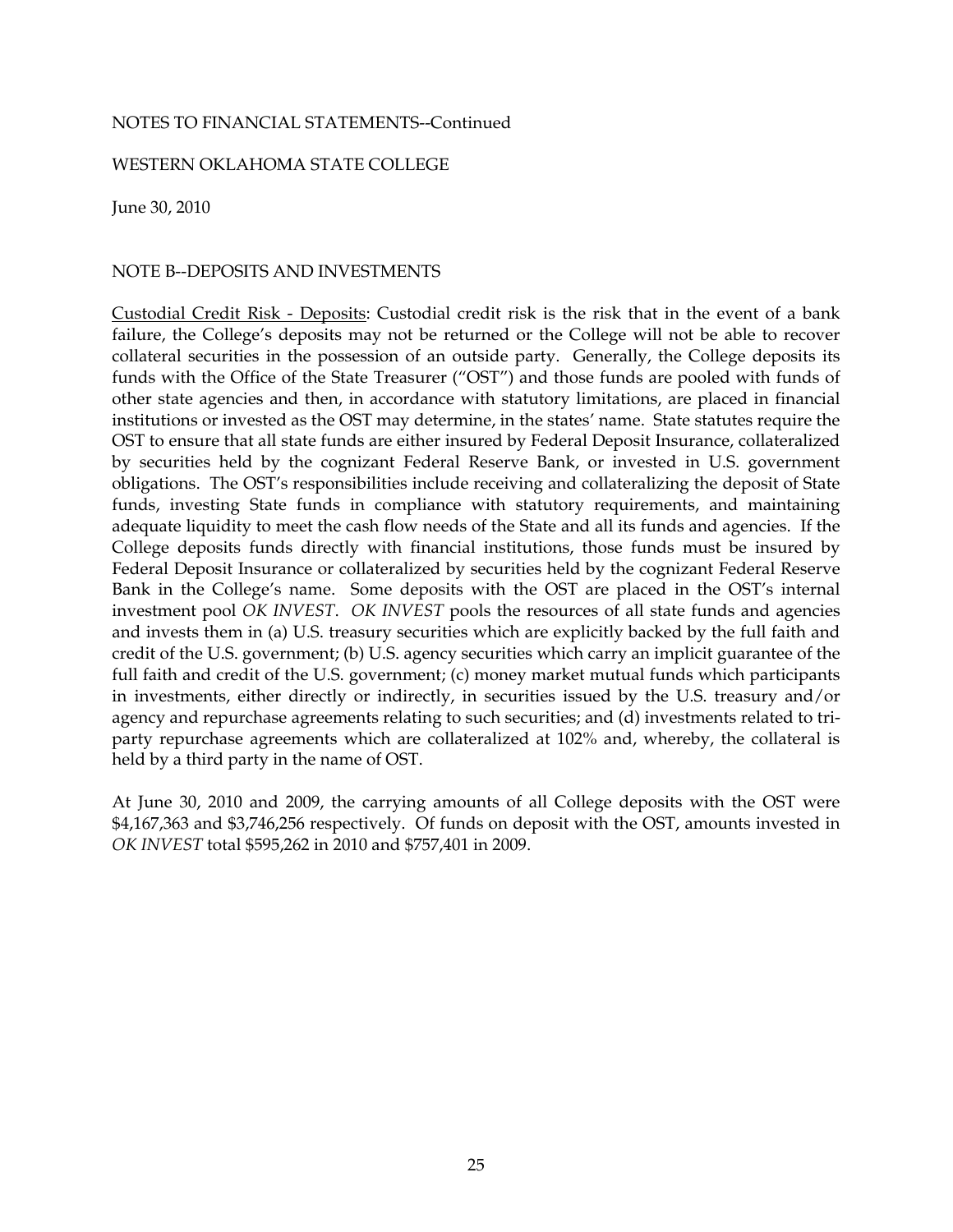NOTES TO FINANCIAL STATEMENTS--Continued

WESTERN OKLAHOMA STATE COLLEGE

June 30, 2010

NOTE B--DEPOSITS AND INVESTMENTS

Custodial Credit Risk - Deposits: Custodial credit risk is the risk that in the event of a bank failure, the College's deposits may not be returned or the College will not be able to recover collateral securities in the possession of an outside party. Generally, the College deposits its funds with the Office of the State Treasurer ("OST") and those funds are pooled with funds of other state agencies and then, in accordance with statutory limitations, are placed in financial institutions or invested as the OST may determine, in the states' name. State statutes require the OST to ensure that all state funds are either insured by Federal Deposit Insurance, collateralized by securities held by the cognizant Federal Reserve Bank, or invested in U.S. government obligations. The OST's responsibilities include receiving and collateralizing the deposit of State funds, investing State funds in compliance with statutory requirements, and maintaining adequate liquidity to meet the cash flow needs of the State and all its funds and agencies. If the College deposits funds directly with financial institutions, those funds must be insured by Federal Deposit Insurance or collateralized by securities held by the cognizant Federal Reserve Bank in the College's name. Some deposits with the OST are placed in the OST's internal investment pool *OK INVEST*. *OK INVEST* pools the resources of all state funds and agencies and invests them in (a) U.S. treasury securities which are explicitly backed by the full faith and credit of the U.S. government; (b) U.S. agency securities which carry an implicit guarantee of the full faith and credit of the U.S. government; (c) money market mutual funds which participants in investments, either directly or indirectly, in securities issued by the U.S. treasury and/or agency and repurchase agreements relating to such securities; and (d) investments related to tri-party repurchase agreements which are collateralized at 102% and, whereby, the collateral is held by a third party in the name of OST.

At June 30, 2010 and 2009, the carrying amounts of all College deposits with the OST were $4,167,363 and $3,746,256 respectively. Of funds on deposit with the OST, amounts invested in *OK INVEST* total $595,262 in 2010 and $757,401 in 2009.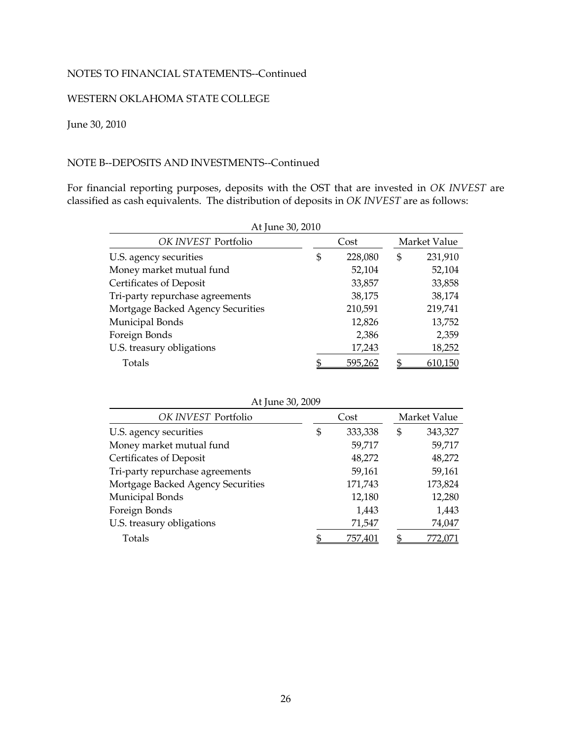NOTES TO FINANCIAL STATEMENTS--Continued

WESTERN OKLAHOMA STATE COLLEGE

June 30, 2010

NOTE B--DEPOSITS AND INVESTMENTS--Continued

For financial reporting purposes, deposits with the OST that are invested in *OK INVEST* are classified as cash equivalents. The distribution of deposits in *OK INVEST* are as follows:

At June 30, 2010

| *OK INVEST* Portfolio | Cost | Market Value |
|---|---|---|
| U.S. agency securities | $ 228,080 | $ 231,910 |
| Money market mutual fund | 52,104 | 52,104 |
| Certificates of Deposit | 33,857 | 33,858 |
| Tri-party repurchase agreements | 38,175 | 38,174 |
| Mortgage Backed Agency Securities | 210,591 | 219,741 |
| Municipal Bonds | 12,826 | 13,752 |
| Foreign Bonds | 2,386 | 2,359 |
| U.S. treasury obligations | 17,243 | 18,252 |
| Totals | $ 595,262 | $ 610,150 |

At June 30, 2009

| *OK INVEST* Portfolio | Cost | Market Value |
|---|---|---|
| U.S. agency securities | $ 333,338 | $ 343,327 |
| Money market mutual fund | 59,717 | 59,717 |
| Certificates of Deposit | 48,272 | 48,272 |
| Tri-party repurchase agreements | 59,161 | 59,161 |
| Mortgage Backed Agency Securities | 171,743 | 173,824 |
| Municipal Bonds | 12,180 | 12,280 |
| Foreign Bonds | 1,443 | 1,443 |
| U.S. treasury obligations | 71,547 | 74,047 |
| Totals | $ 757,401 | $ 772,071 |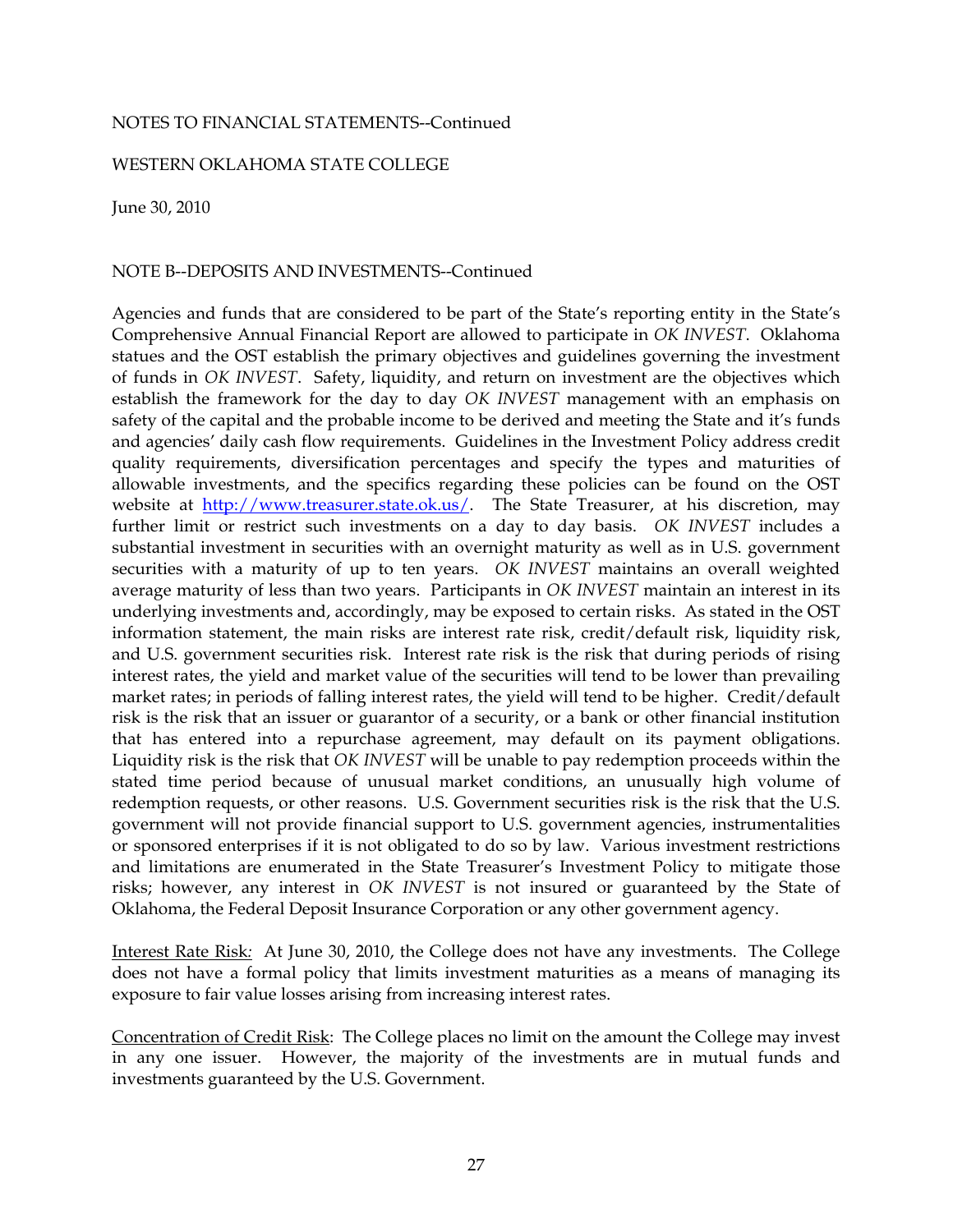NOTES TO FINANCIAL STATEMENTS--Continued

WESTERN OKLAHOMA STATE COLLEGE

June 30, 2010

NOTE B--DEPOSITS AND INVESTMENTS--Continued

Agencies and funds that are considered to be part of the State's reporting entity in the State's Comprehensive Annual Financial Report are allowed to participate in *OK INVEST*. Oklahoma statues and the OST establish the primary objectives and guidelines governing the investment of funds in *OK INVEST*. Safety, liquidity, and return on investment are the objectives which establish the framework for the day to day *OK INVEST* management with an emphasis on safety of the capital and the probable income to be derived and meeting the State and it's funds and agencies' daily cash flow requirements. Guidelines in the Investment Policy address credit quality requirements, diversification percentages and specify the types and maturities of allowable investments, and the specifics regarding these policies can be found on the OST website at [http://www.treasurer.state.ok.us/](http://www.treasurer.state.ok.us/). The State Treasurer, at his discretion, may further limit or restrict such investments on a day to day basis. *OK INVEST* includes a substantial investment in securities with an overnight maturity as well as in U.S. government securities with a maturity of up to ten years. *OK INVEST* maintains an overall weighted average maturity of less than two years. Participants in *OK INVEST* maintain an interest in its underlying investments and, accordingly, may be exposed to certain risks. As stated in the OST information statement, the main risks are interest rate risk, credit/default risk, liquidity risk, and U.S. government securities risk. Interest rate risk is the risk that during periods of rising interest rates, the yield and market value of the securities will tend to be lower than prevailing market rates; in periods of falling interest rates, the yield will tend to be higher. Credit/default risk is the risk that an issuer or guarantor of a security, or a bank or other financial institution that has entered into a repurchase agreement, may default on its payment obligations. Liquidity risk is the risk that *OK INVEST* will be unable to pay redemption proceeds within the stated time period because of unusual market conditions, an unusually high volume of redemption requests, or other reasons. U.S. Government securities risk is the risk that the U.S. government will not provide financial support to U.S. government agencies, instrumentalities or sponsored enterprises if it is not obligated to do so by law. Various investment restrictions and limitations are enumerated in the State Treasurer's Investment Policy to mitigate those risks; however, any interest in *OK INVEST* is not insured or guaranteed by the State of Oklahoma, the Federal Deposit Insurance Corporation or any other government agency.

Interest Rate Risk: At June 30, 2010, the College does not have any investments. The College does not have a formal policy that limits investment maturities as a means of managing its exposure to fair value losses arising from increasing interest rates.

Concentration of Credit Risk: The College places no limit on the amount the College may invest in any one issuer. However, the majority of the investments are in mutual funds and investments guaranteed by the U.S. Government.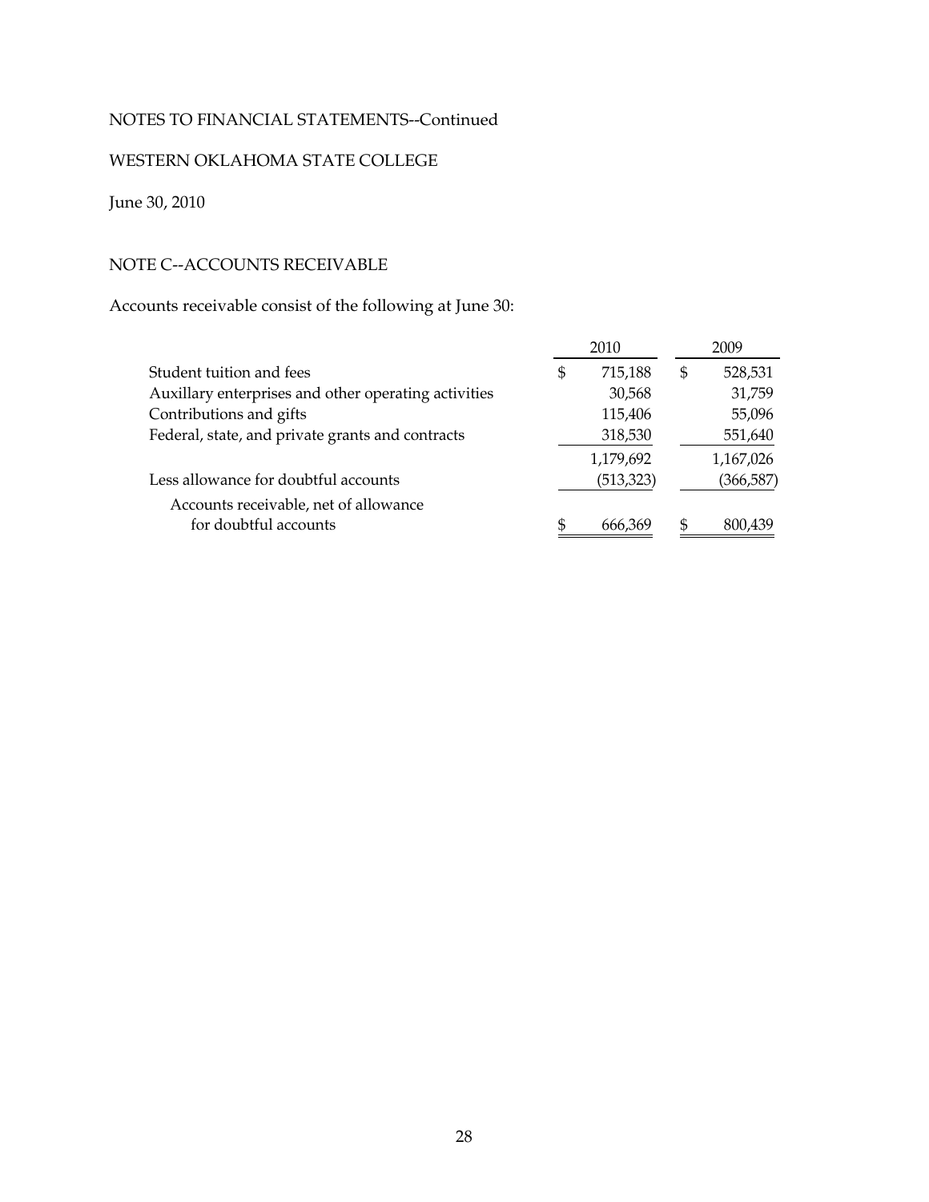NOTES TO FINANCIAL STATEMENTS--Continued

WESTERN OKLAHOMA STATE COLLEGE

June 30, 2010

## NOTE C--ACCOUNTS RECEIVABLE

Accounts receivable consist of the following at June 30:

| | 2010 | 2009 |
|---|---|---|
| Student tuition and fees | $ 715,188 | $ 528,531 |
| Auxillary enterprises and other operating activities | 30,568 | 31,759 |
| Contributions and gifts | 115,406 | 55,096 |
| Federal, state, and private grants and contracts | 318,530 | 551,640 |
| | 1,179,692 | 1,167,026 |
| Less allowance for doubtful accounts | (513,323) | (366,587) |
| Accounts receivable, net of allowance for doubtful accounts | $ 666,369 | $ 800,439 |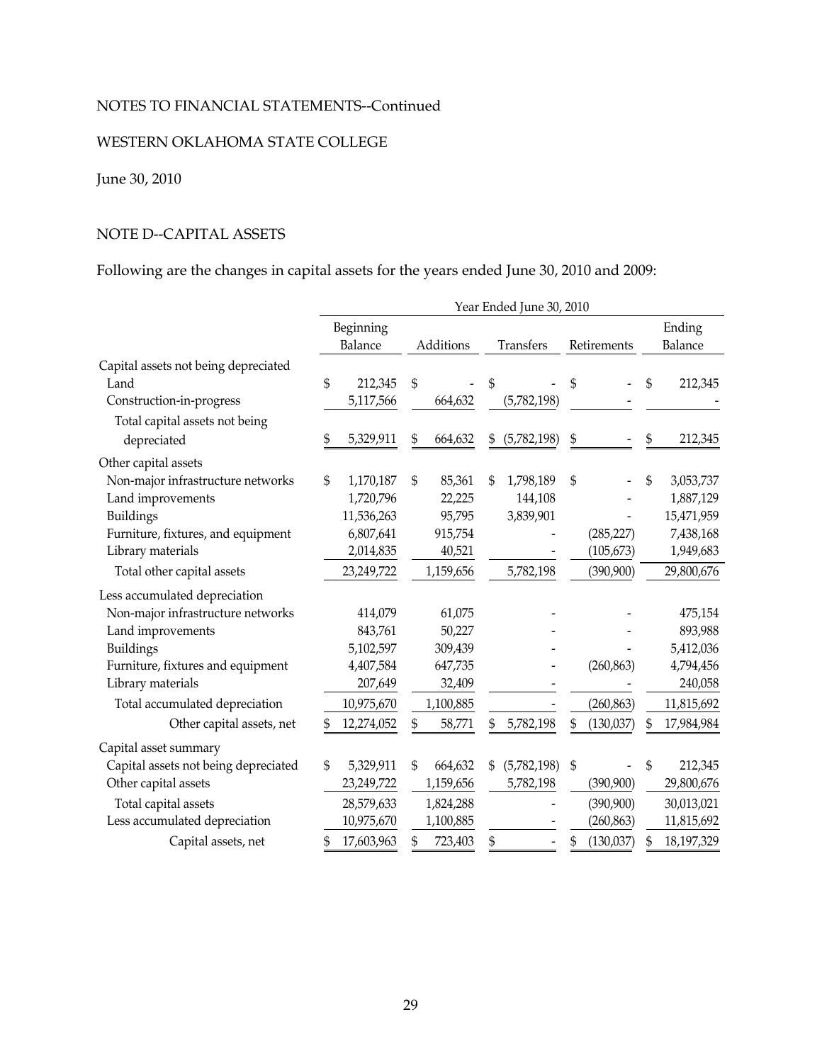NOTES TO FINANCIAL STATEMENTS--Continued

WESTERN OKLAHOMA STATE COLLEGE

June 30, 2010

## NOTE D--CAPITAL ASSETS

Following are the changes in capital assets for the years ended June 30, 2010 and 2009:

| | Year Ended June 30, 2010 | | | | |
|---|---|---|---|---|---|
| | Beginning Balance | Additions | Transfers | Retirements | Ending Balance |
| **Capital assets not being depreciated** | | | | | |
| Land | $ 212,345 | $ - | $ - | $ - | $ 212,345 |
| Construction-in-progress | 5,117,566 | 664,632 | (5,782,198) | - | - |
| Total capital assets not being depreciated | $ 5,329,911 | $ 664,632 | $ (5,782,198) | $ - | $ 212,345 |
| **Other capital assets** | | | | | |
| Non-major infrastructure networks | $ 1,170,187 | $ 85,361 | $ 1,798,189 | $ - | $ 3,053,737 |
| Land improvements | 1,720,796 | 22,225 | 144,108 | - | 1,887,129 |
| Buildings | 11,536,263 | 95,795 | 3,839,901 | - | 15,471,959 |
| Furniture, fixtures, and equipment | 6,807,641 | 915,754 | - | (285,227) | 7,438,168 |
| Library materials | 2,014,835 | 40,521 | - | (105,673) | 1,949,683 |
| Total other capital assets | 23,249,722 | 1,159,656 | 5,782,198 | (390,900) | 29,800,676 |
| **Less accumulated depreciation** | | | | | |
| Non-major infrastructure networks | 414,079 | 61,075 | - | - | 475,154 |
| Land improvements | 843,761 | 50,227 | - | - | 893,988 |
| Buildings | 5,102,597 | 309,439 | - | - | 5,412,036 |
| Furniture, fixtures and equipment | 4,407,584 | 647,735 | - | (260,863) | 4,794,456 |
| Library materials | 207,649 | 32,409 | - | - | 240,058 |
| Total accumulated depreciation | 10,975,670 | 1,100,885 | - | (260,863) | 11,815,692 |
| Other capital assets, net | $ 12,274,052 | $ 58,771 | $ 5,782,198 | $ (130,037) | $ 17,984,984 |
| **Capital asset summary** | | | | | |
| Capital assets not being depreciated | $ 5,329,911 | $ 664,632 | $ (5,782,198) | $ - | $ 212,345 |
| Other capital assets | 23,249,722 | 1,159,656 | 5,782,198 | (390,900) | 29,800,676 |
| Total capital assets | 28,579,633 | 1,824,288 | - | (390,900) | 30,013,021 |
| Less accumulated depreciation | 10,975,670 | 1,100,885 | - | (260,863) | 11,815,692 |
| Capital assets, net | $ 17,603,963 | $ 723,403 | $ - | $ (130,037) | $ 18,197,329 |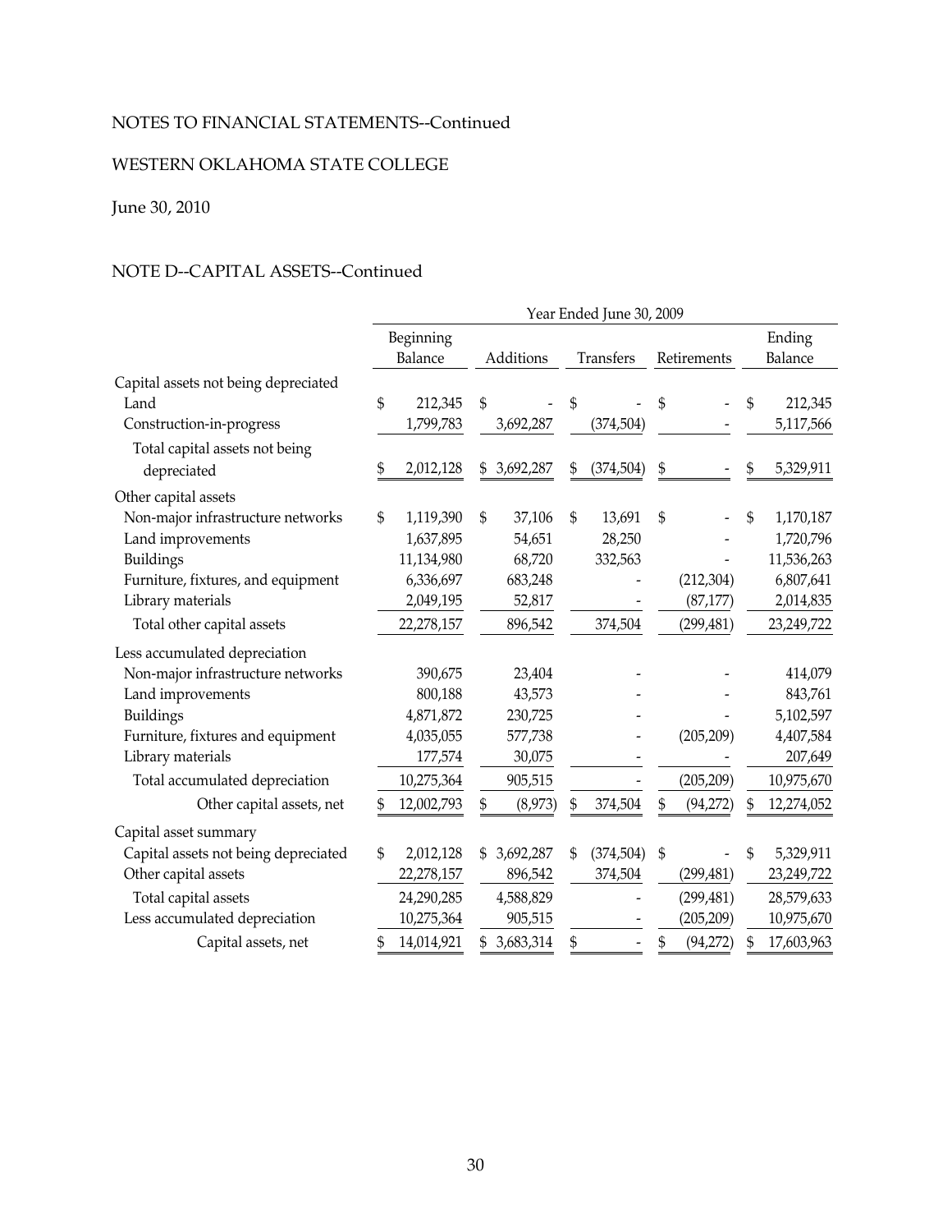NOTES TO FINANCIAL STATEMENTS--Continued

WESTERN OKLAHOMA STATE COLLEGE

June 30, 2010

NOTE D--CAPITAL ASSETS--Continued

| | Year Ended June 30, 2009 | | | | |
|---|---|---|---|---|---|
| | Beginning Balance | Additions | Transfers | Retirements | Ending Balance |
| Capital assets not being depreciated | | | | | |
| Land | $ 212,345 | $ - | $ - | $ - | $ 212,345 |
| Construction-in-progress | 1,799,783 | 3,692,287 | (374,504) | - | 5,117,566 |
| Total capital assets not being depreciated | $ 2,012,128 | $ 3,692,287 | $ (374,504) | $ - | $ 5,329,911 |
| Other capital assets | | | | | |
| Non-major infrastructure networks | $ 1,119,390 | $ 37,106 | $ 13,691 | $ - | $ 1,170,187 |
| Land improvements | 1,637,895 | 54,651 | 28,250 | - | 1,720,796 |
| Buildings | 11,134,980 | 68,720 | 332,563 | - | 11,536,263 |
| Furniture, fixtures, and equipment | 6,336,697 | 683,248 | - | (212,304) | 6,807,641 |
| Library materials | 2,049,195 | 52,817 | - | (87,177) | 2,014,835 |
| Total other capital assets | 22,278,157 | 896,542 | 374,504 | (299,481) | 23,249,722 |
| Less accumulated depreciation | | | | | |
| Non-major infrastructure networks | 390,675 | 23,404 | - | - | 414,079 |
| Land improvements | 800,188 | 43,573 | - | - | 843,761 |
| Buildings | 4,871,872 | 230,725 | - | - | 5,102,597 |
| Furniture, fixtures and equipment | 4,035,055 | 577,738 | - | (205,209) | 4,407,584 |
| Library materials | 177,574 | 30,075 | - | - | 207,649 |
| Total accumulated depreciation | 10,275,364 | 905,515 | - | (205,209) | 10,975,670 |
| Other capital assets, net | $ 12,002,793 | $ (8,973) | $ 374,504 | $ (94,272) | $ 12,274,052 |
| Capital asset summary | | | | | |
| Capital assets not being depreciated | $ 2,012,128 | $ 3,692,287 | $ (374,504) | $ - | $ 5,329,911 |
| Other capital assets | 22,278,157 | 896,542 | 374,504 | (299,481) | 23,249,722 |
| Total capital assets | 24,290,285 | 4,588,829 | - | (299,481) | 28,579,633 |
| Less accumulated depreciation | 10,275,364 | 905,515 | - | (205,209) | 10,975,670 |
| Capital assets, net | $ 14,014,921 | $ 3,683,314 | $ - | $ (94,272) | $ 17,603,963 |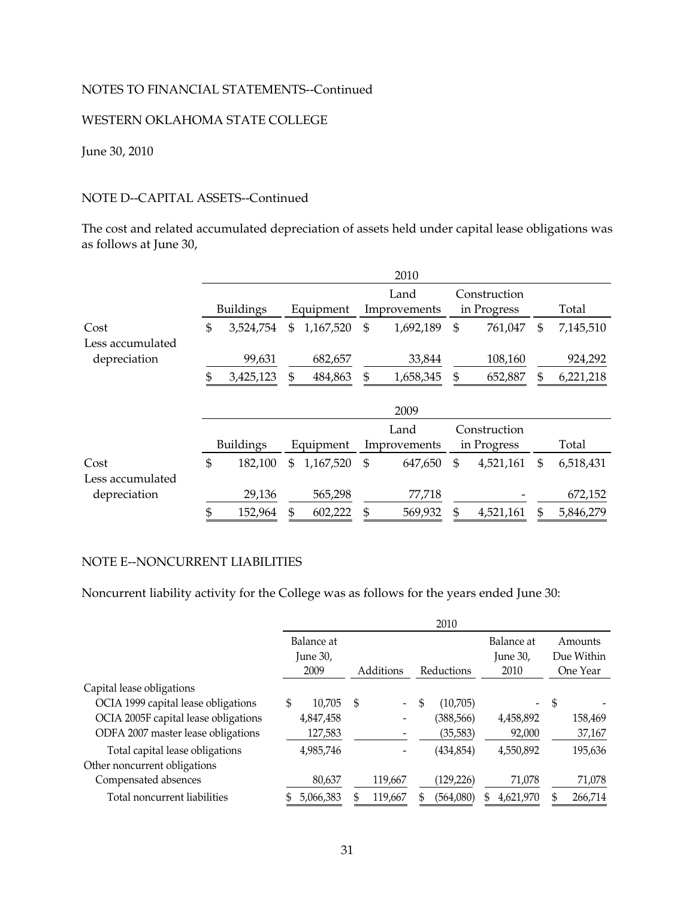NOTES TO FINANCIAL STATEMENTS--Continued

WESTERN OKLAHOMA STATE COLLEGE

June 30, 2010

NOTE D--CAPITAL ASSETS--Continued

The cost and related accumulated depreciation of assets held under capital lease obligations was as follows at June 30,

| | 2010 | | | | |
|---|---|---|---|---|---|
| | Buildings | Equipment | Land Improvements | Construction in Progress | Total |
| Cost | $ 3,524,754 | $ 1,167,520 | $ 1,692,189 | $ 761,047 | $ 7,145,510 |
| Less accumulated depreciation | 99,631 | 682,657 | 33,844 | 108,160 | 924,292 |
| | $ 3,425,123 | $ 484,863 | $ 1,658,345 | $ 652,887 | $ 6,221,218 |

| | 2009 | | | | |
|---|---|---|---|---|---|
| | Buildings | Equipment | Land Improvements | Construction in Progress | Total |
| Cost | $ 182,100 | $ 1,167,520 | $ 647,650 | $ 4,521,161 | $ 6,518,431 |
| Less accumulated depreciation | 29,136 | 565,298 | 77,718 | - | 672,152 |
| | $ 152,964 | $ 602,222 | $ 569,932 | $ 4,521,161 | $ 5,846,279 |

NOTE E--NONCURRENT LIABILITIES

Noncurrent liability activity for the College was as follows for the years ended June 30:

| | 2010 | | | | |
|---|---|---|---|---|---|
| | Balance at June 30, 2009 | Additions | Reductions | Balance at June 30, 2010 | Amounts Due Within One Year |
| Capital lease obligations | | | | | |
| OCIA 1999 capital lease obligations | $ 10,705 | $ - | $ (10,705) | - | $ - |
| OCIA 2005F capital lease obligations | 4,847,458 | - | (388,566) | 4,458,892 | 158,469 |
| ODFA 2007 master lease obligations | 127,583 | - | (35,583) | 92,000 | 37,167 |
| Total capital lease obligations | 4,985,746 | - | (434,854) | 4,550,892 | 195,636 |
| Other noncurrent obligations | | | | | |
| Compensated absences | 80,637 | 119,667 | (129,226) | 71,078 | 71,078 |
| Total noncurrent liabilities | $ 5,066,383 | $ 119,667 | $ (564,080) | $ 4,621,970 | $ 266,714 |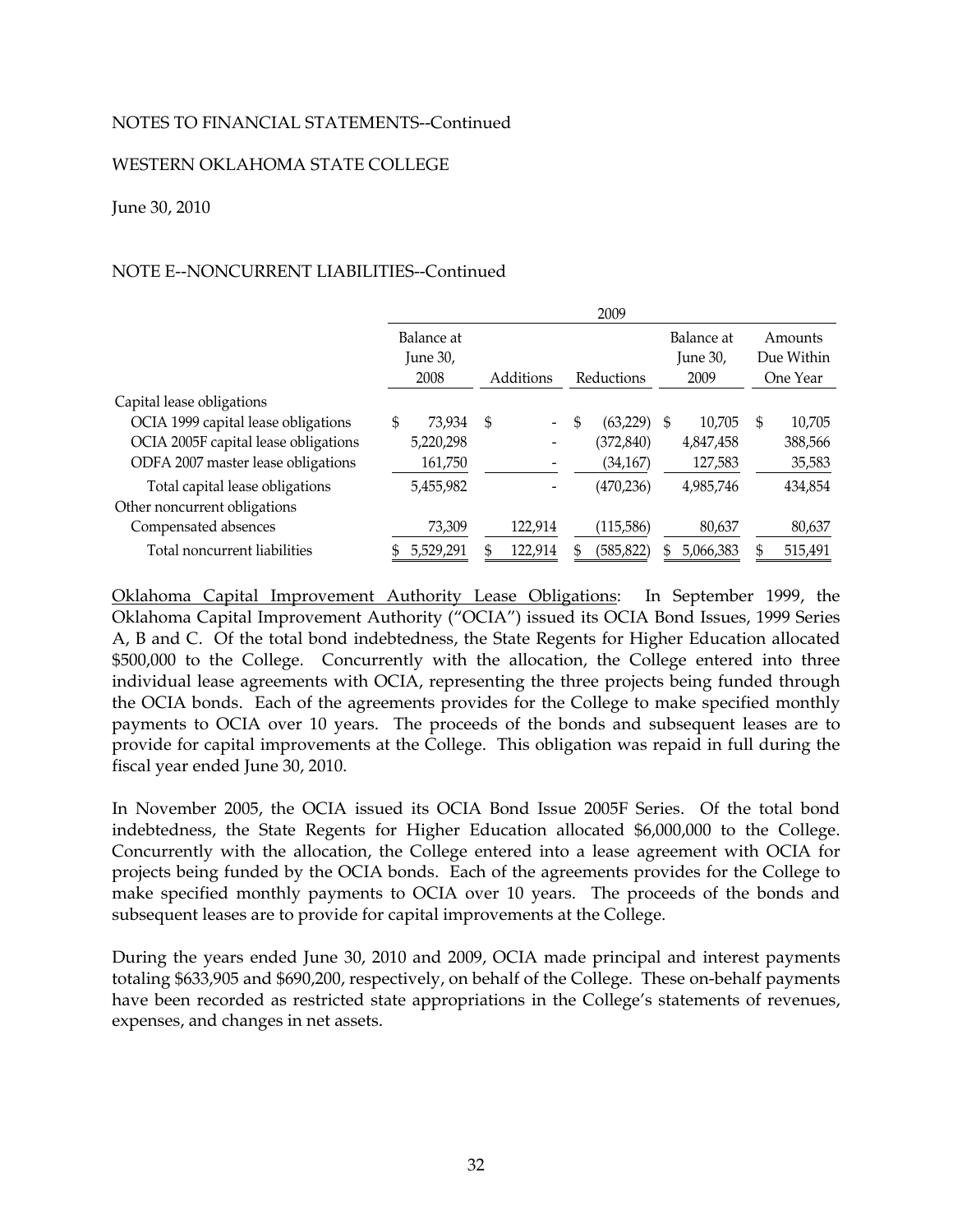NOTES TO FINANCIAL STATEMENTS--Continued

WESTERN OKLAHOMA STATE COLLEGE

June 30, 2010

NOTE E--NONCURRENT LIABILITIES--Continued

| | 2009 | | | | |
|---|---|---|---|---|---|
| | Balance at June 30, 2008 | Additions | Reductions | Balance at June 30, 2009 | Amounts Due Within One Year |
| Capital lease obligations | | | | | |
| OCIA 1999 capital lease obligations | $ 73,934 | $ - | $ (63,229) | $ 10,705 | $ 10,705 |
| OCIA 2005F capital lease obligations | 5,220,298 | - | (372,840) | 4,847,458 | 388,566 |
| ODFA 2007 master lease obligations | 161,750 | - | (34,167) | 127,583 | 35,583 |
| Total capital lease obligations | 5,455,982 | - | (470,236) | 4,985,746 | 434,854 |
| Other noncurrent obligations | | | | | |
| Compensated absences | 73,309 | 122,914 | (115,586) | 80,637 | 80,637 |
| Total noncurrent liabilities | $ 5,529,291 | $ 122,914 | $ (585,822) | $ 5,066,383 | $ 515,491 |

Oklahoma Capital Improvement Authority Lease Obligations: In September 1999, the Oklahoma Capital Improvement Authority ("OCIA") issued its OCIA Bond Issues, 1999 Series A, B and C. Of the total bond indebtedness, the State Regents for Higher Education allocated $500,000 to the College. Concurrently with the allocation, the College entered into three individual lease agreements with OCIA, representing the three projects being funded through the OCIA bonds. Each of the agreements provides for the College to make specified monthly payments to OCIA over 10 years. The proceeds of the bonds and subsequent leases are to provide for capital improvements at the College. This obligation was repaid in full during the fiscal year ended June 30, 2010.

In November 2005, the OCIA issued its OCIA Bond Issue 2005F Series. Of the total bond indebtedness, the State Regents for Higher Education allocated $6,000,000 to the College. Concurrently with the allocation, the College entered into a lease agreement with OCIA for projects being funded by the OCIA bonds. Each of the agreements provides for the College to make specified monthly payments to OCIA over 10 years. The proceeds of the bonds and subsequent leases are to provide for capital improvements at the College.

During the years ended June 30, 2010 and 2009, OCIA made principal and interest payments totaling $633,905 and $690,200, respectively, on behalf of the College. These on-behalf payments have been recorded as restricted state appropriations in the College's statements of revenues, expenses, and changes in net assets.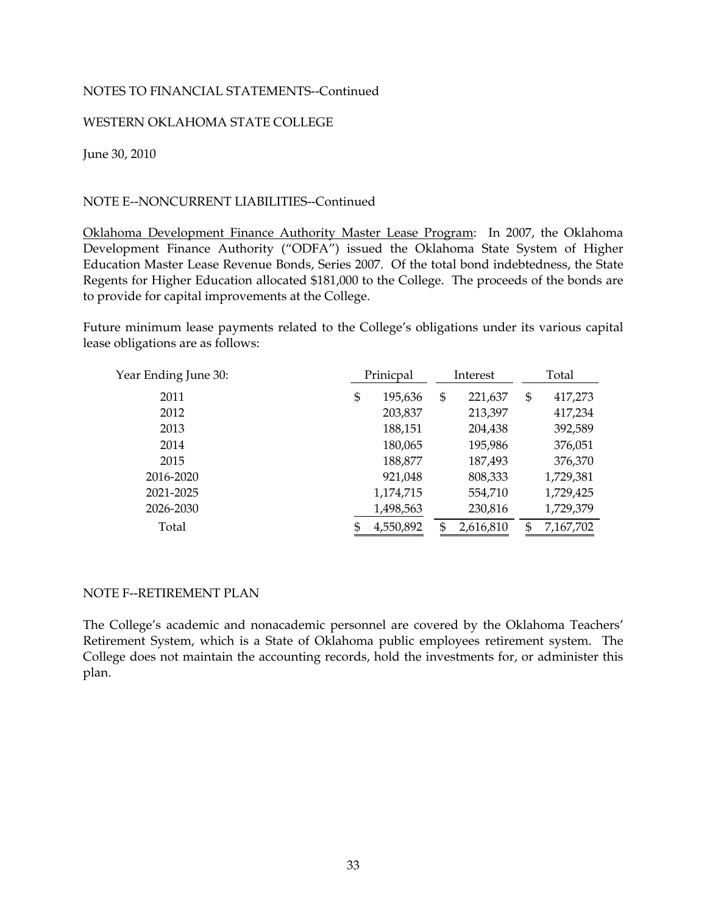NOTES TO FINANCIAL STATEMENTS--Continued

WESTERN OKLAHOMA STATE COLLEGE

June 30, 2010

NOTE E--NONCURRENT LIABILITIES--Continued

Oklahoma Development Finance Authority Master Lease Program: In 2007, the Oklahoma Development Finance Authority ("ODFA") issued the Oklahoma State System of Higher Education Master Lease Revenue Bonds, Series 2007. Of the total bond indebtedness, the State Regents for Higher Education allocated $181,000 to the College. The proceeds of the bonds are to provide for capital improvements at the College.

Future minimum lease payments related to the College's obligations under its various capital lease obligations are as follows:

| Year Ending June 30: | Prinicpal | Interest | Total |
|---|---|---|---|
| 2011 | $ 195,636 | $ 221,637 | $ 417,273 |
| 2012 | 203,837 | 213,397 | 417,234 |
| 2013 | 188,151 | 204,438 | 392,589 |
| 2014 | 180,065 | 195,986 | 376,051 |
| 2015 | 188,877 | 187,493 | 376,370 |
| 2016-2020 | 921,048 | 808,333 | 1,729,381 |
| 2021-2025 | 1,174,715 | 554,710 | 1,729,425 |
| 2026-2030 | 1,498,563 | 230,816 | 1,729,379 |
| Total | $ 4,550,892 | $ 2,616,810 | $ 7,167,702 |

NOTE F--RETIREMENT PLAN

The College's academic and nonacademic personnel are covered by the Oklahoma Teachers' Retirement System, which is a State of Oklahoma public employees retirement system. The College does not maintain the accounting records, hold the investments for, or administer this plan.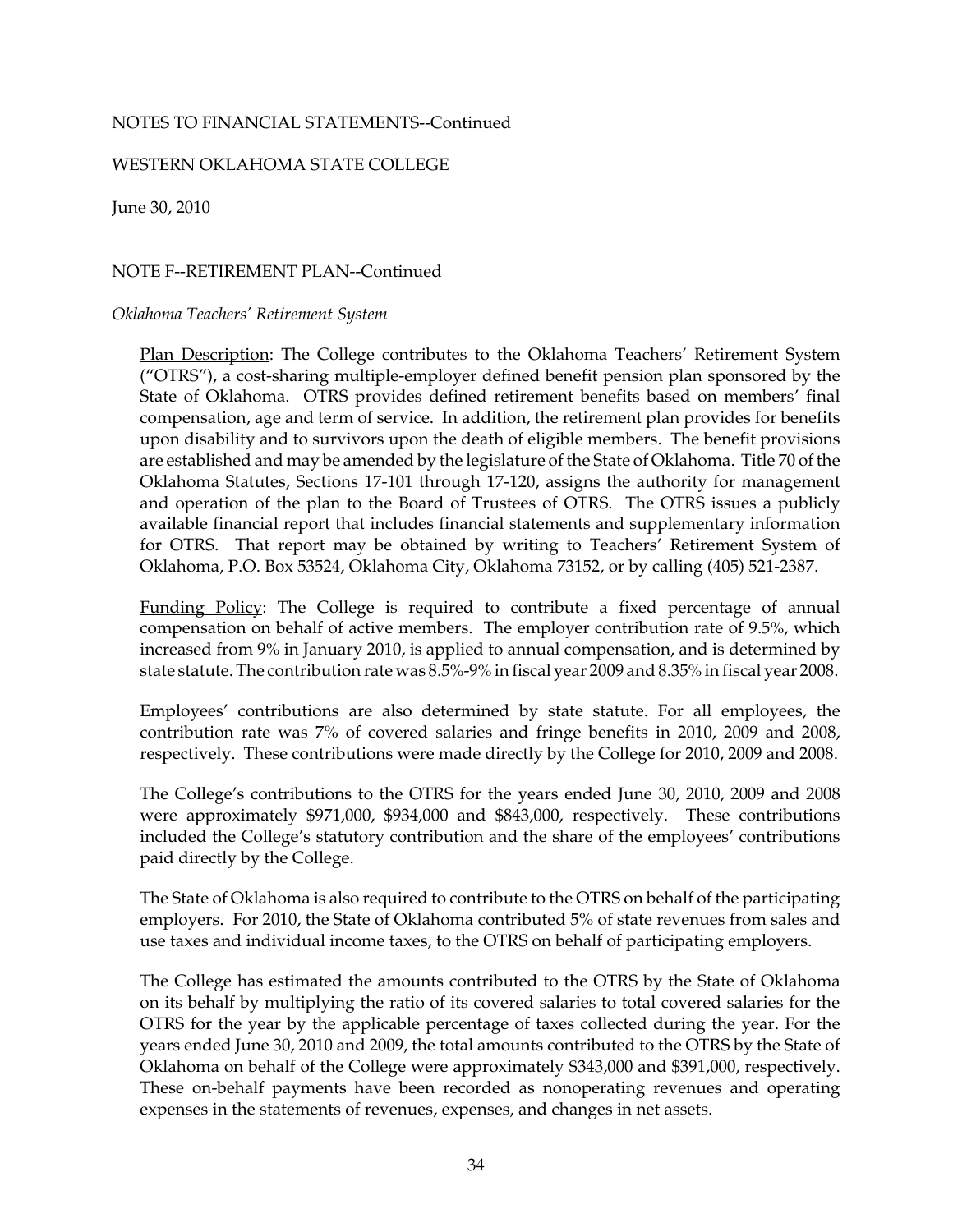NOTES TO FINANCIAL STATEMENTS--Continued

WESTERN OKLAHOMA STATE COLLEGE

June 30, 2010

NOTE F--RETIREMENT PLAN--Continued

*Oklahoma Teachers' Retirement System*

Plan Description: The College contributes to the Oklahoma Teachers' Retirement System ("OTRS"), a cost-sharing multiple-employer defined benefit pension plan sponsored by the State of Oklahoma. OTRS provides defined retirement benefits based on members' final compensation, age and term of service. In addition, the retirement plan provides for benefits upon disability and to survivors upon the death of eligible members. The benefit provisions are established and may be amended by the legislature of the State of Oklahoma. Title 70 of the Oklahoma Statutes, Sections 17-101 through 17-120, assigns the authority for management and operation of the plan to the Board of Trustees of OTRS. The OTRS issues a publicly available financial report that includes financial statements and supplementary information for OTRS. That report may be obtained by writing to Teachers' Retirement System of Oklahoma, P.O. Box 53524, Oklahoma City, Oklahoma 73152, or by calling (405) 521-2387.

Funding Policy: The College is required to contribute a fixed percentage of annual compensation on behalf of active members. The employer contribution rate of 9.5%, which increased from 9% in January 2010, is applied to annual compensation, and is determined by state statute. The contribution rate was 8.5%-9% in fiscal year 2009 and 8.35% in fiscal year 2008.

Employees' contributions are also determined by state statute. For all employees, the contribution rate was 7% of covered salaries and fringe benefits in 2010, 2009 and 2008, respectively. These contributions were made directly by the College for 2010, 2009 and 2008.

The College's contributions to the OTRS for the years ended June 30, 2010, 2009 and 2008 were approximately $971,000, $934,000 and $843,000, respectively. These contributions included the College's statutory contribution and the share of the employees' contributions paid directly by the College.

The State of Oklahoma is also required to contribute to the OTRS on behalf of the participating employers. For 2010, the State of Oklahoma contributed 5% of state revenues from sales and use taxes and individual income taxes, to the OTRS on behalf of participating employers.

The College has estimated the amounts contributed to the OTRS by the State of Oklahoma on its behalf by multiplying the ratio of its covered salaries to total covered salaries for the OTRS for the year by the applicable percentage of taxes collected during the year. For the years ended June 30, 2010 and 2009, the total amounts contributed to the OTRS by the State of Oklahoma on behalf of the College were approximately $343,000 and $391,000, respectively. These on-behalf payments have been recorded as nonoperating revenues and operating expenses in the statements of revenues, expenses, and changes in net assets.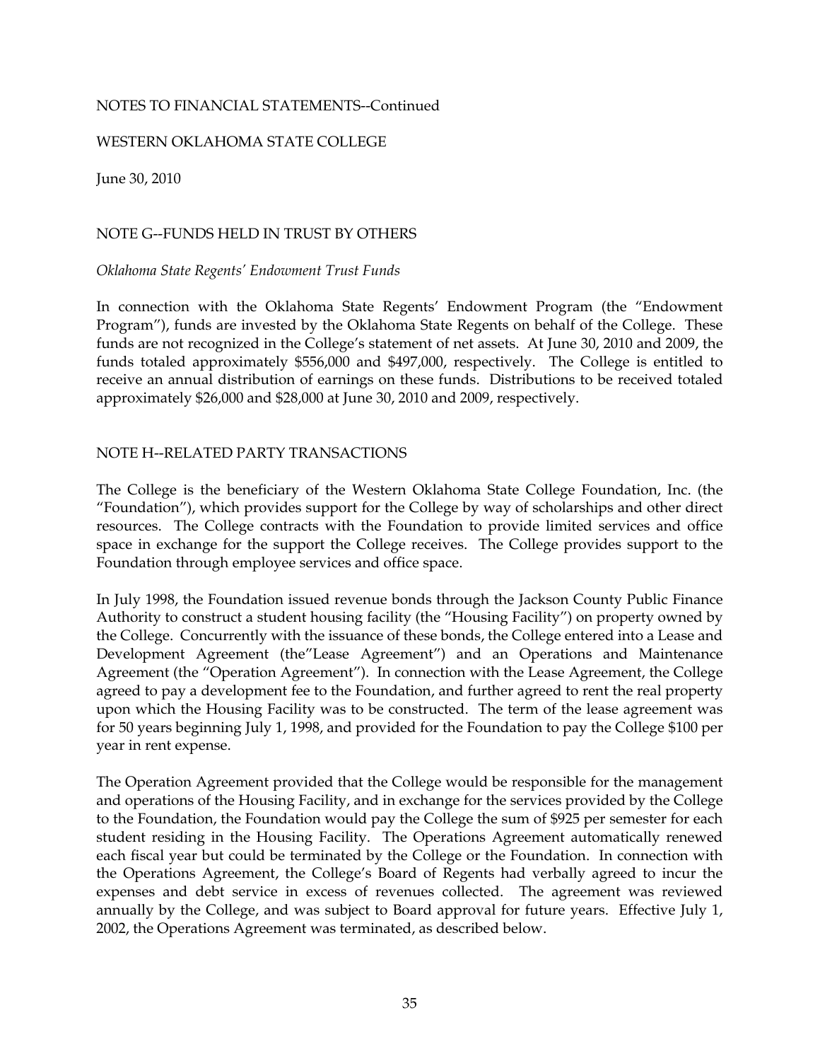NOTES TO FINANCIAL STATEMENTS--Continued

WESTERN OKLAHOMA STATE COLLEGE

June 30, 2010

## NOTE G--FUNDS HELD IN TRUST BY OTHERS

*Oklahoma State Regents' Endowment Trust Funds*

In connection with the Oklahoma State Regents' Endowment Program (the "Endowment Program"), funds are invested by the Oklahoma State Regents on behalf of the College. These funds are not recognized in the College's statement of net assets. At June 30, 2010 and 2009, the funds totaled approximately $556,000 and $497,000, respectively. The College is entitled to receive an annual distribution of earnings on these funds. Distributions to be received totaled approximately $26,000 and $28,000 at June 30, 2010 and 2009, respectively.

## NOTE H--RELATED PARTY TRANSACTIONS

The College is the beneficiary of the Western Oklahoma State College Foundation, Inc. (the "Foundation"), which provides support for the College by way of scholarships and other direct resources. The College contracts with the Foundation to provide limited services and office space in exchange for the support the College receives. The College provides support to the Foundation through employee services and office space.

In July 1998, the Foundation issued revenue bonds through the Jackson County Public Finance Authority to construct a student housing facility (the "Housing Facility") on property owned by the College. Concurrently with the issuance of these bonds, the College entered into a Lease and Development Agreement (the"Lease Agreement") and an Operations and Maintenance Agreement (the "Operation Agreement"). In connection with the Lease Agreement, the College agreed to pay a development fee to the Foundation, and further agreed to rent the real property upon which the Housing Facility was to be constructed. The term of the lease agreement was for 50 years beginning July 1, 1998, and provided for the Foundation to pay the College $100 per year in rent expense.

The Operation Agreement provided that the College would be responsible for the management and operations of the Housing Facility, and in exchange for the services provided by the College to the Foundation, the Foundation would pay the College the sum of $925 per semester for each student residing in the Housing Facility. The Operations Agreement automatically renewed each fiscal year but could be terminated by the College or the Foundation. In connection with the Operations Agreement, the College's Board of Regents had verbally agreed to incur the expenses and debt service in excess of revenues collected. The agreement was reviewed annually by the College, and was subject to Board approval for future years. Effective July 1, 2002, the Operations Agreement was terminated, as described below.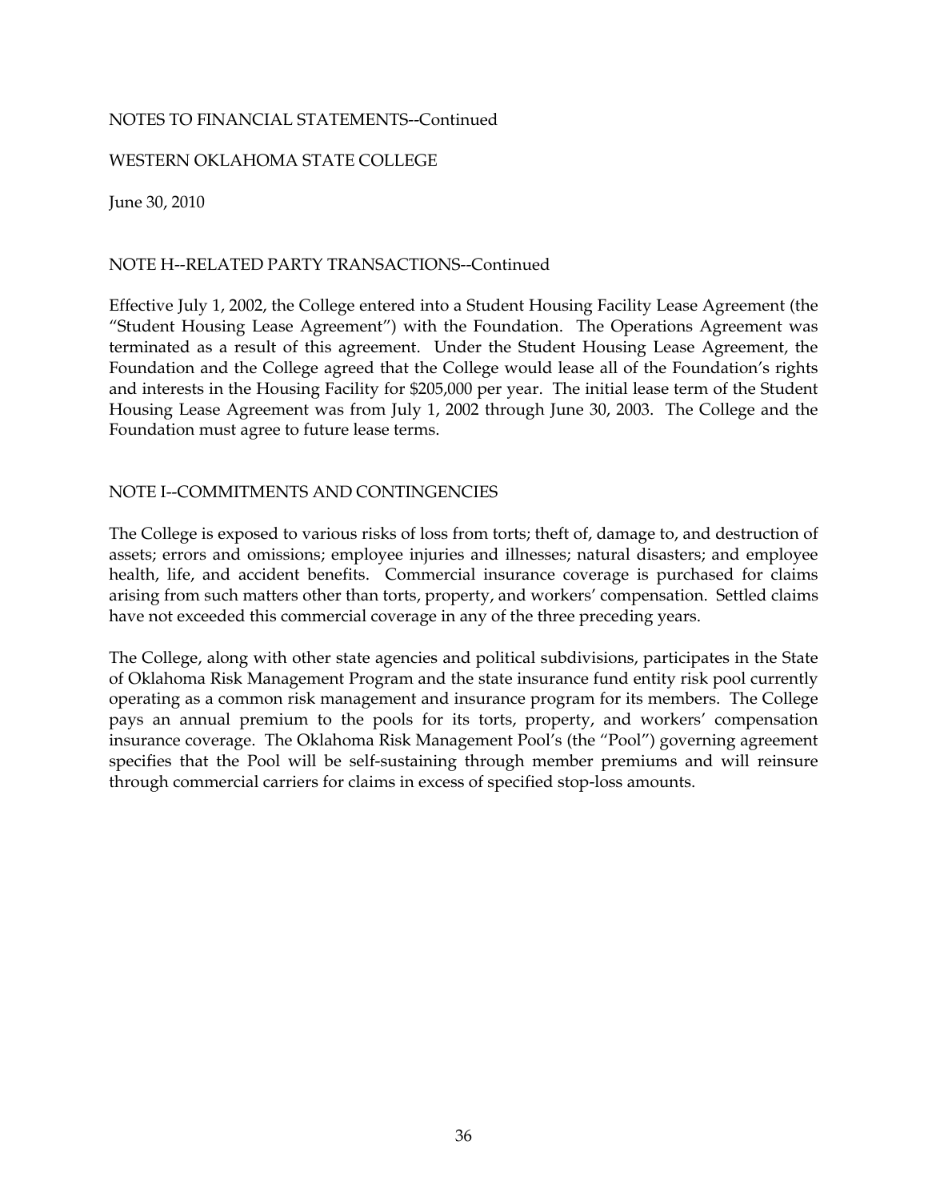NOTES TO FINANCIAL STATEMENTS--Continued

WESTERN OKLAHOMA STATE COLLEGE

June 30, 2010

NOTE H--RELATED PARTY TRANSACTIONS--Continued

Effective July 1, 2002, the College entered into a Student Housing Facility Lease Agreement (the "Student Housing Lease Agreement") with the Foundation. The Operations Agreement was terminated as a result of this agreement. Under the Student Housing Lease Agreement, the Foundation and the College agreed that the College would lease all of the Foundation's rights and interests in the Housing Facility for $205,000 per year. The initial lease term of the Student Housing Lease Agreement was from July 1, 2002 through June 30, 2003. The College and the Foundation must agree to future lease terms.

## NOTE I--COMMITMENTS AND CONTINGENCIES

The College is exposed to various risks of loss from torts; theft of, damage to, and destruction of assets; errors and omissions; employee injuries and illnesses; natural disasters; and employee health, life, and accident benefits. Commercial insurance coverage is purchased for claims arising from such matters other than torts, property, and workers' compensation. Settled claims have not exceeded this commercial coverage in any of the three preceding years.

The College, along with other state agencies and political subdivisions, participates in the State of Oklahoma Risk Management Program and the state insurance fund entity risk pool currently operating as a common risk management and insurance program for its members. The College pays an annual premium to the pools for its torts, property, and workers' compensation insurance coverage. The Oklahoma Risk Management Pool's (the "Pool") governing agreement specifies that the Pool will be self-sustaining through member premiums and will reinsure through commercial carriers for claims in excess of specified stop-loss amounts.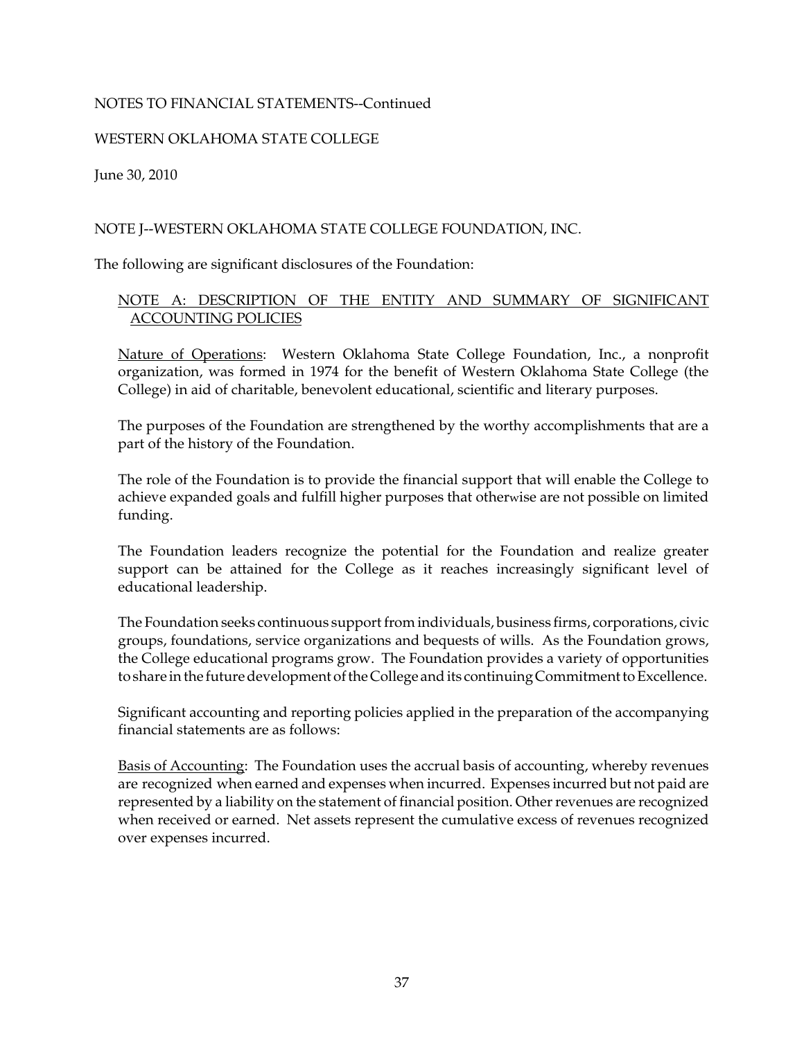NOTES TO FINANCIAL STATEMENTS--Continued

WESTERN OKLAHOMA STATE COLLEGE

June 30, 2010

## NOTE J--WESTERN OKLAHOMA STATE COLLEGE FOUNDATION, INC.

The following are significant disclosures of the Foundation:

### NOTE A: DESCRIPTION OF THE ENTITY AND SUMMARY OF SIGNIFICANT ACCOUNTING POLICIES

Nature of Operations: Western Oklahoma State College Foundation, Inc., a nonprofit organization, was formed in 1974 for the benefit of Western Oklahoma State College (the College) in aid of charitable, benevolent educational, scientific and literary purposes.

The purposes of the Foundation are strengthened by the worthy accomplishments that are a part of the history of the Foundation.

The role of the Foundation is to provide the financial support that will enable the College to achieve expanded goals and fulfill higher purposes that otherwise are not possible on limited funding.

The Foundation leaders recognize the potential for the Foundation and realize greater support can be attained for the College as it reaches increasingly significant level of educational leadership.

The Foundation seeks continuous support from individuals, business firms, corporations, civic groups, foundations, service organizations and bequests of wills. As the Foundation grows, the College educational programs grow. The Foundation provides a variety of opportunities to share in the future development of the College and its continuing Commitment to Excellence.

Significant accounting and reporting policies applied in the preparation of the accompanying financial statements are as follows:

Basis of Accounting: The Foundation uses the accrual basis of accounting, whereby revenues are recognized when earned and expenses when incurred. Expenses incurred but not paid are represented by a liability on the statement of financial position. Other revenues are recognized when received or earned. Net assets represent the cumulative excess of revenues recognized over expenses incurred.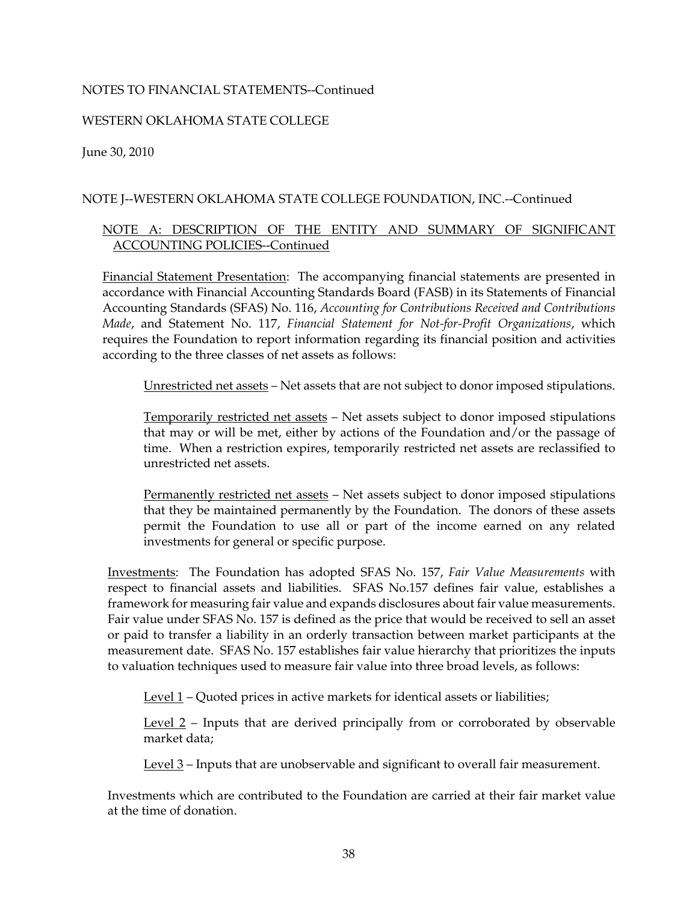NOTES TO FINANCIAL STATEMENTS--Continued

WESTERN OKLAHOMA STATE COLLEGE

June 30, 2010

NOTE J--WESTERN OKLAHOMA STATE COLLEGE FOUNDATION, INC.--Continued

NOTE A: DESCRIPTION OF THE ENTITY AND SUMMARY OF SIGNIFICANT ACCOUNTING POLICIES--Continued

Financial Statement Presentation: The accompanying financial statements are presented in accordance with Financial Accounting Standards Board (FASB) in its Statements of Financial Accounting Standards (SFAS) No. 116, *Accounting for Contributions Received and Contributions Made*, and Statement No. 117, *Financial Statement for Not-for-Profit Organizations*, which requires the Foundation to report information regarding its financial position and activities according to the three classes of net assets as follows:

Unrestricted net assets – Net assets that are not subject to donor imposed stipulations.

Temporarily restricted net assets – Net assets subject to donor imposed stipulations that may or will be met, either by actions of the Foundation and/or the passage of time. When a restriction expires, temporarily restricted net assets are reclassified to unrestricted net assets.

Permanently restricted net assets – Net assets subject to donor imposed stipulations that they be maintained permanently by the Foundation. The donors of these assets permit the Foundation to use all or part of the income earned on any related investments for general or specific purpose.

Investments: The Foundation has adopted SFAS No. 157, *Fair Value Measurements* with respect to financial assets and liabilities. SFAS No.157 defines fair value, establishes a framework for measuring fair value and expands disclosures about fair value measurements. Fair value under SFAS No. 157 is defined as the price that would be received to sell an asset or paid to transfer a liability in an orderly transaction between market participants at the measurement date. SFAS No. 157 establishes fair value hierarchy that prioritizes the inputs to valuation techniques used to measure fair value into three broad levels, as follows:

Level 1 – Quoted prices in active markets for identical assets or liabilities;

Level 2 – Inputs that are derived principally from or corroborated by observable market data;

Level 3 – Inputs that are unobservable and significant to overall fair measurement.

Investments which are contributed to the Foundation are carried at their fair market value at the time of donation.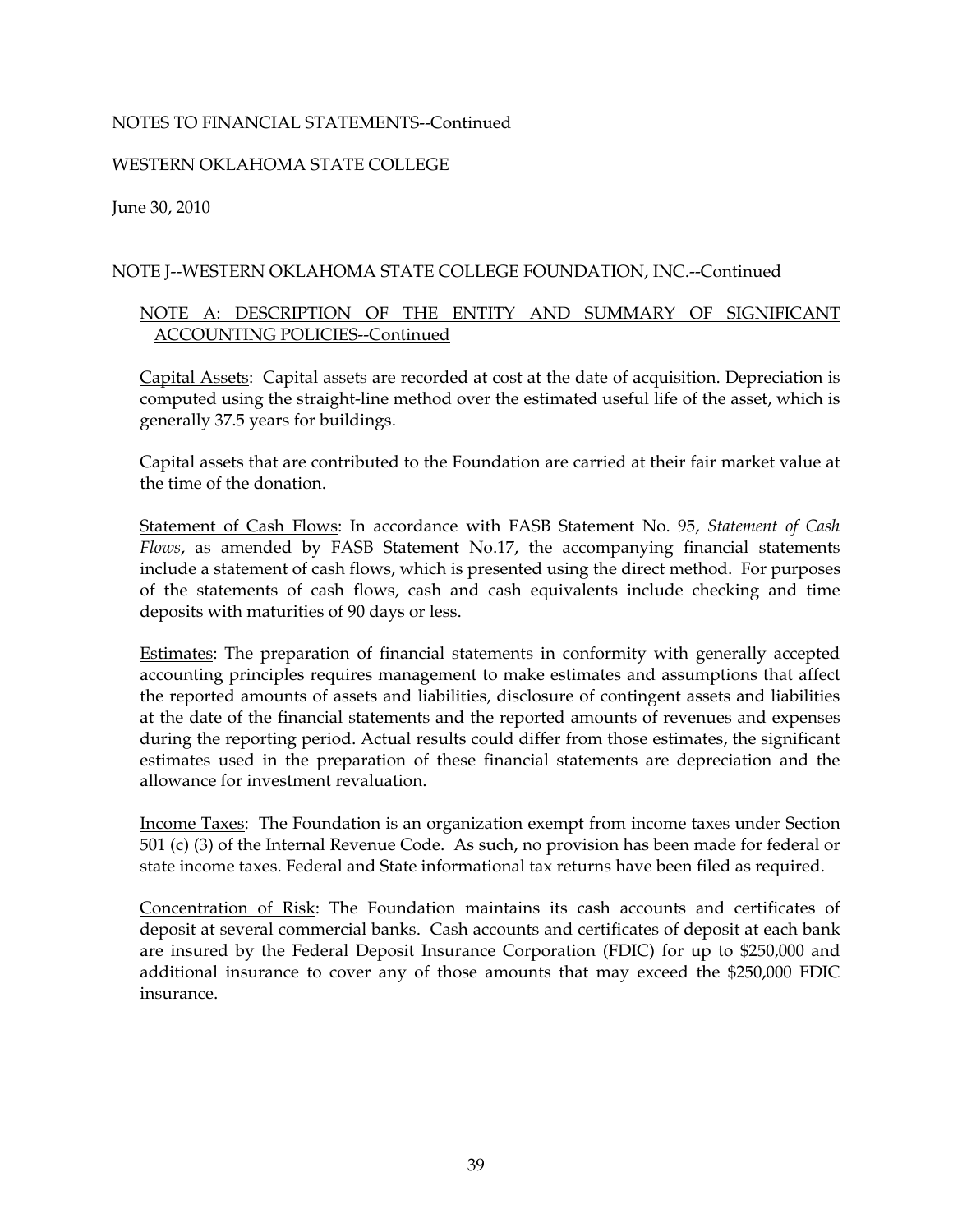NOTES TO FINANCIAL STATEMENTS--Continued

WESTERN OKLAHOMA STATE COLLEGE

June 30, 2010

NOTE J--WESTERN OKLAHOMA STATE COLLEGE FOUNDATION, INC.--Continued

NOTE A: DESCRIPTION OF THE ENTITY AND SUMMARY OF SIGNIFICANT ACCOUNTING POLICIES--Continued

Capital Assets: Capital assets are recorded at cost at the date of acquisition. Depreciation is computed using the straight-line method over the estimated useful life of the asset, which is generally 37.5 years for buildings.

Capital assets that are contributed to the Foundation are carried at their fair market value at the time of the donation.

Statement of Cash Flows: In accordance with FASB Statement No. 95, *Statement of Cash Flows*, as amended by FASB Statement No.17, the accompanying financial statements include a statement of cash flows, which is presented using the direct method. For purposes of the statements of cash flows, cash and cash equivalents include checking and time deposits with maturities of 90 days or less.

Estimates: The preparation of financial statements in conformity with generally accepted accounting principles requires management to make estimates and assumptions that affect the reported amounts of assets and liabilities, disclosure of contingent assets and liabilities at the date of the financial statements and the reported amounts of revenues and expenses during the reporting period. Actual results could differ from those estimates, the significant estimates used in the preparation of these financial statements are depreciation and the allowance for investment revaluation.

Income Taxes: The Foundation is an organization exempt from income taxes under Section 501 (c) (3) of the Internal Revenue Code. As such, no provision has been made for federal or state income taxes. Federal and State informational tax returns have been filed as required.

Concentration of Risk: The Foundation maintains its cash accounts and certificates of deposit at several commercial banks. Cash accounts and certificates of deposit at each bank are insured by the Federal Deposit Insurance Corporation (FDIC) for up to $250,000 and additional insurance to cover any of those amounts that may exceed the $250,000 FDIC insurance.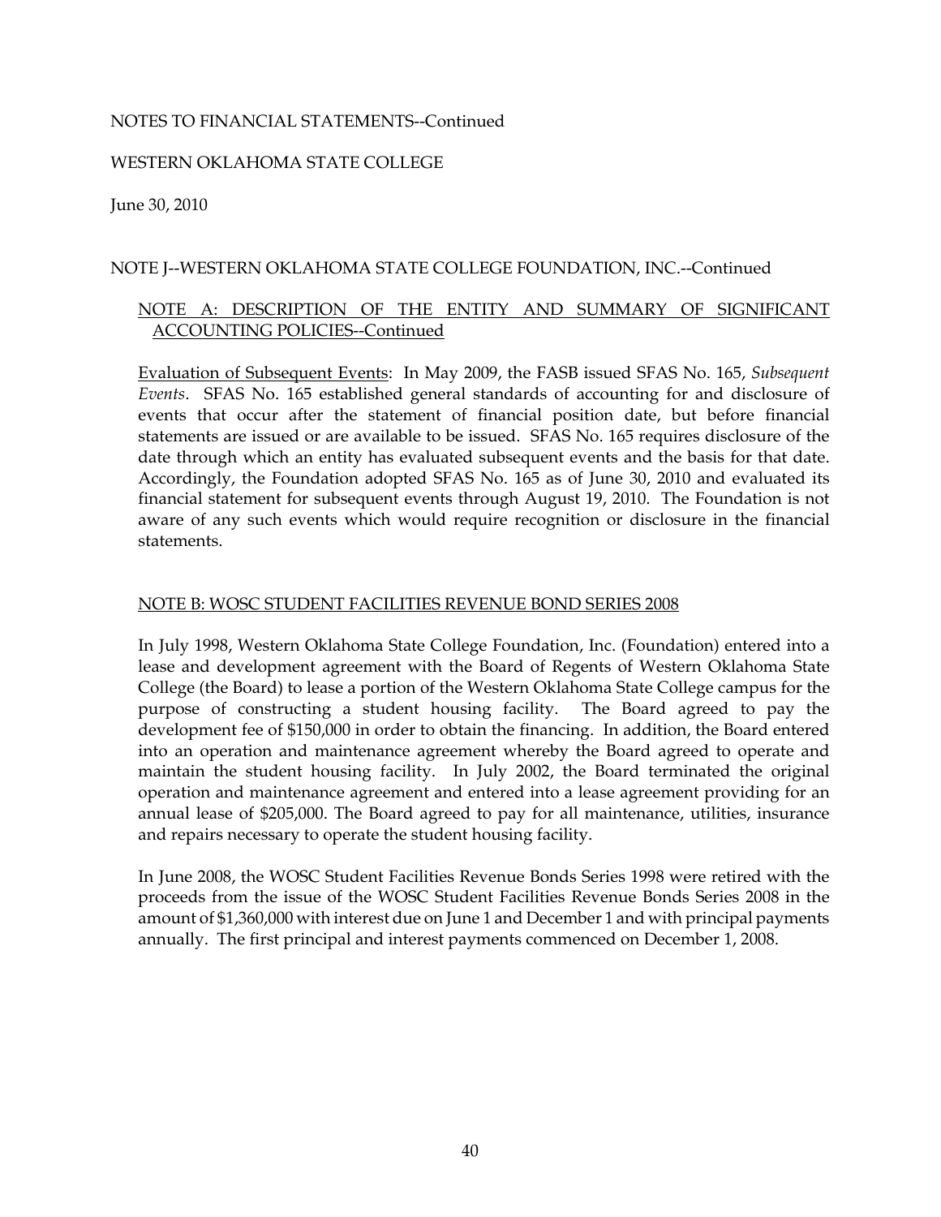NOTES TO FINANCIAL STATEMENTS--Continued

WESTERN OKLAHOMA STATE COLLEGE

June 30, 2010

NOTE J--WESTERN OKLAHOMA STATE COLLEGE FOUNDATION, INC.--Continued

NOTE A: DESCRIPTION OF THE ENTITY AND SUMMARY OF SIGNIFICANT ACCOUNTING POLICIES--Continued

Evaluation of Subsequent Events: In May 2009, the FASB issued SFAS No. 165, *Subsequent Events*. SFAS No. 165 established general standards of accounting for and disclosure of events that occur after the statement of financial position date, but before financial statements are issued or are available to be issued. SFAS No. 165 requires disclosure of the date through which an entity has evaluated subsequent events and the basis for that date. Accordingly, the Foundation adopted SFAS No. 165 as of June 30, 2010 and evaluated its financial statement for subsequent events through August 19, 2010. The Foundation is not aware of any such events which would require recognition or disclosure in the financial statements.

NOTE B: WOSC STUDENT FACILITIES REVENUE BOND SERIES 2008

In July 1998, Western Oklahoma State College Foundation, Inc. (Foundation) entered into a lease and development agreement with the Board of Regents of Western Oklahoma State College (the Board) to lease a portion of the Western Oklahoma State College campus for the purpose of constructing a student housing facility. The Board agreed to pay the development fee of $150,000 in order to obtain the financing. In addition, the Board entered into an operation and maintenance agreement whereby the Board agreed to operate and maintain the student housing facility. In July 2002, the Board terminated the original operation and maintenance agreement and entered into a lease agreement providing for an annual lease of $205,000. The Board agreed to pay for all maintenance, utilities, insurance and repairs necessary to operate the student housing facility.

In June 2008, the WOSC Student Facilities Revenue Bonds Series 1998 were retired with the proceeds from the issue of the WOSC Student Facilities Revenue Bonds Series 2008 in the amount of $1,360,000 with interest due on June 1 and December 1 and with principal payments annually. The first principal and interest payments commenced on December 1, 2008.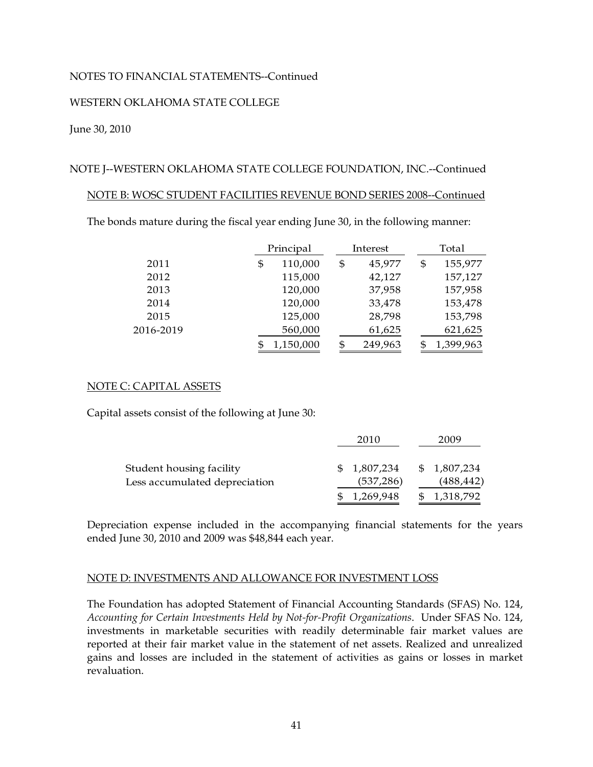NOTES TO FINANCIAL STATEMENTS--Continued

WESTERN OKLAHOMA STATE COLLEGE

June 30, 2010

NOTE J--WESTERN OKLAHOMA STATE COLLEGE FOUNDATION, INC.--Continued

NOTE B: WOSC STUDENT FACILITIES REVENUE BOND SERIES 2008--Continued

The bonds mature during the fiscal year ending June 30, in the following manner:

| | Principal | Interest | Total |
|---|---|---|---|
| 2011 | $ 110,000 | $ 45,977 | $ 155,977 |
| 2012 | 115,000 | 42,127 | 157,127 |
| 2013 | 120,000 | 37,958 | 157,958 |
| 2014 | 120,000 | 33,478 | 153,478 |
| 2015 | 125,000 | 28,798 | 153,798 |
| 2016-2019 | 560,000 | 61,625 | 621,625 |
| | $ 1,150,000 | $ 249,963 | $ 1,399,963 |

NOTE C: CAPITAL ASSETS

Capital assets consist of the following at June 30:

| | 2010 | 2009 |
|---|---|---|
| Student housing facility | $ 1,807,234 | $ 1,807,234 |
| Less accumulated depreciation | (537,286) | (488,442) |
| | $ 1,269,948 | $ 1,318,792 |

Depreciation expense included in the accompanying financial statements for the years ended June 30, 2010 and 2009 was $48,844 each year.

NOTE D: INVESTMENTS AND ALLOWANCE FOR INVESTMENT LOSS

The Foundation has adopted Statement of Financial Accounting Standards (SFAS) No. 124, *Accounting for Certain Investments Held by Not-for-Profit Organizations*. Under SFAS No. 124, investments in marketable securities with readily determinable fair market values are reported at their fair market value in the statement of net assets. Realized and unrealized gains and losses are included in the statement of activities as gains or losses in market revaluation.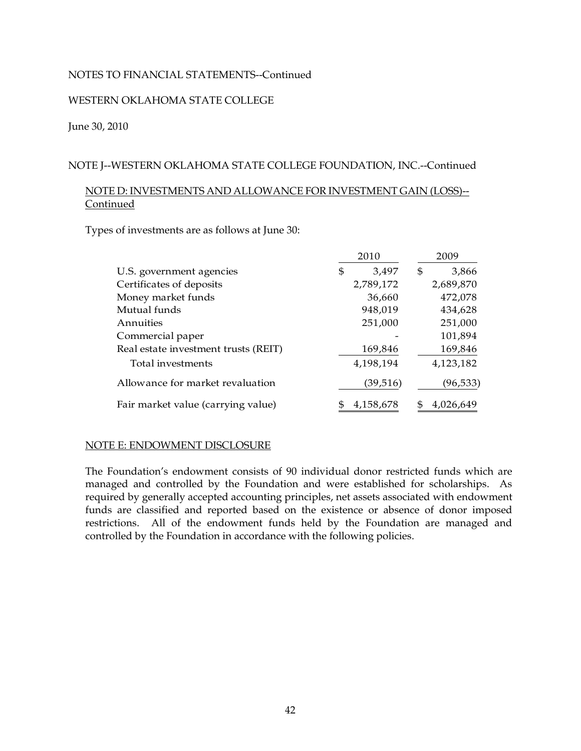NOTES TO FINANCIAL STATEMENTS--Continued

WESTERN OKLAHOMA STATE COLLEGE

June 30, 2010

NOTE J--WESTERN OKLAHOMA STATE COLLEGE FOUNDATION, INC.--Continued

NOTE D: INVESTMENTS AND ALLOWANCE FOR INVESTMENT GAIN (LOSS)--Continued

Types of investments are as follows at June 30:

| | 2010 | 2009 |
|---|---|---|
| U.S. government agencies | $ 3,497 | $ 3,866 |
| Certificates of deposits | 2,789,172 | 2,689,870 |
| Money market funds | 36,660 | 472,078 |
| Mutual funds | 948,019 | 434,628 |
| Annuities | 251,000 | 251,000 |
| Commercial paper | - | 101,894 |
| Real estate investment trusts (REIT) | 169,846 | 169,846 |
| Total investments | 4,198,194 | 4,123,182 |
| Allowance for market revaluation | (39,516) | (96,533) |
| Fair market value (carrying value) | $ 4,158,678 | $ 4,026,649 |

NOTE E: ENDOWMENT DISCLOSURE

The Foundation's endowment consists of 90 individual donor restricted funds which are managed and controlled by the Foundation and were established for scholarships. As required by generally accepted accounting principles, net assets associated with endowment funds are classified and reported based on the existence or absence of donor imposed restrictions. All of the endowment funds held by the Foundation are managed and controlled by the Foundation in accordance with the following policies.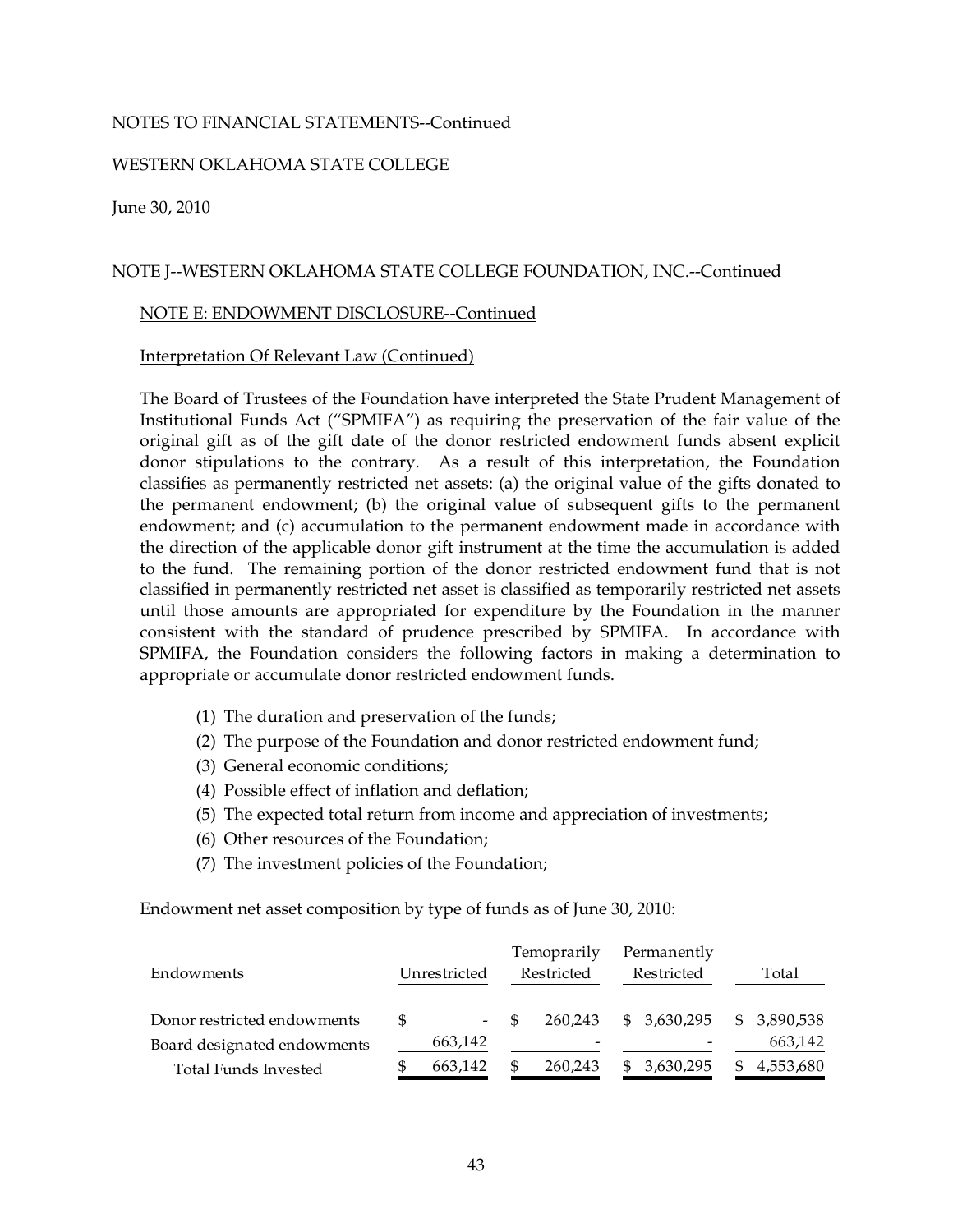NOTES TO FINANCIAL STATEMENTS--Continued

WESTERN OKLAHOMA STATE COLLEGE

June 30, 2010

NOTE J--WESTERN OKLAHOMA STATE COLLEGE FOUNDATION, INC.--Continued

NOTE E: ENDOWMENT DISCLOSURE--Continued

Interpretation Of Relevant Law (Continued)

The Board of Trustees of the Foundation have interpreted the State Prudent Management of Institutional Funds Act ("SPMIFA") as requiring the preservation of the fair value of the original gift as of the gift date of the donor restricted endowment funds absent explicit donor stipulations to the contrary. As a result of this interpretation, the Foundation classifies as permanently restricted net assets: (a) the original value of the gifts donated to the permanent endowment; (b) the original value of subsequent gifts to the permanent endowment; and (c) accumulation to the permanent endowment made in accordance with the direction of the applicable donor gift instrument at the time the accumulation is added to the fund. The remaining portion of the donor restricted endowment fund that is not classified in permanently restricted net asset is classified as temporarily restricted net assets until those amounts are appropriated for expenditure by the Foundation in the manner consistent with the standard of prudence prescribed by SPMIFA. In accordance with SPMIFA, the Foundation considers the following factors in making a determination to appropriate or accumulate donor restricted endowment funds.

(1) The duration and preservation of the funds;
(2) The purpose of the Foundation and donor restricted endowment fund;
(3) General economic conditions;
(4) Possible effect of inflation and deflation;
(5) The expected total return from income and appreciation of investments;
(6) Other resources of the Foundation;
(7) The investment policies of the Foundation;

Endowment net asset composition by type of funds as of June 30, 2010:

| Endowments | Unrestricted | Temoprarily Restricted | Permanently Restricted | Total |
|---|---|---|---|---|
| Donor restricted endowments | $ - | $ 260,243 | $ 3,630,295 | $ 3,890,538 |
| Board designated endowments | 663,142 | - | - | 663,142 |
| Total Funds Invested | $ 663,142 | $ 260,243 | $ 3,630,295 | $ 4,553,680 |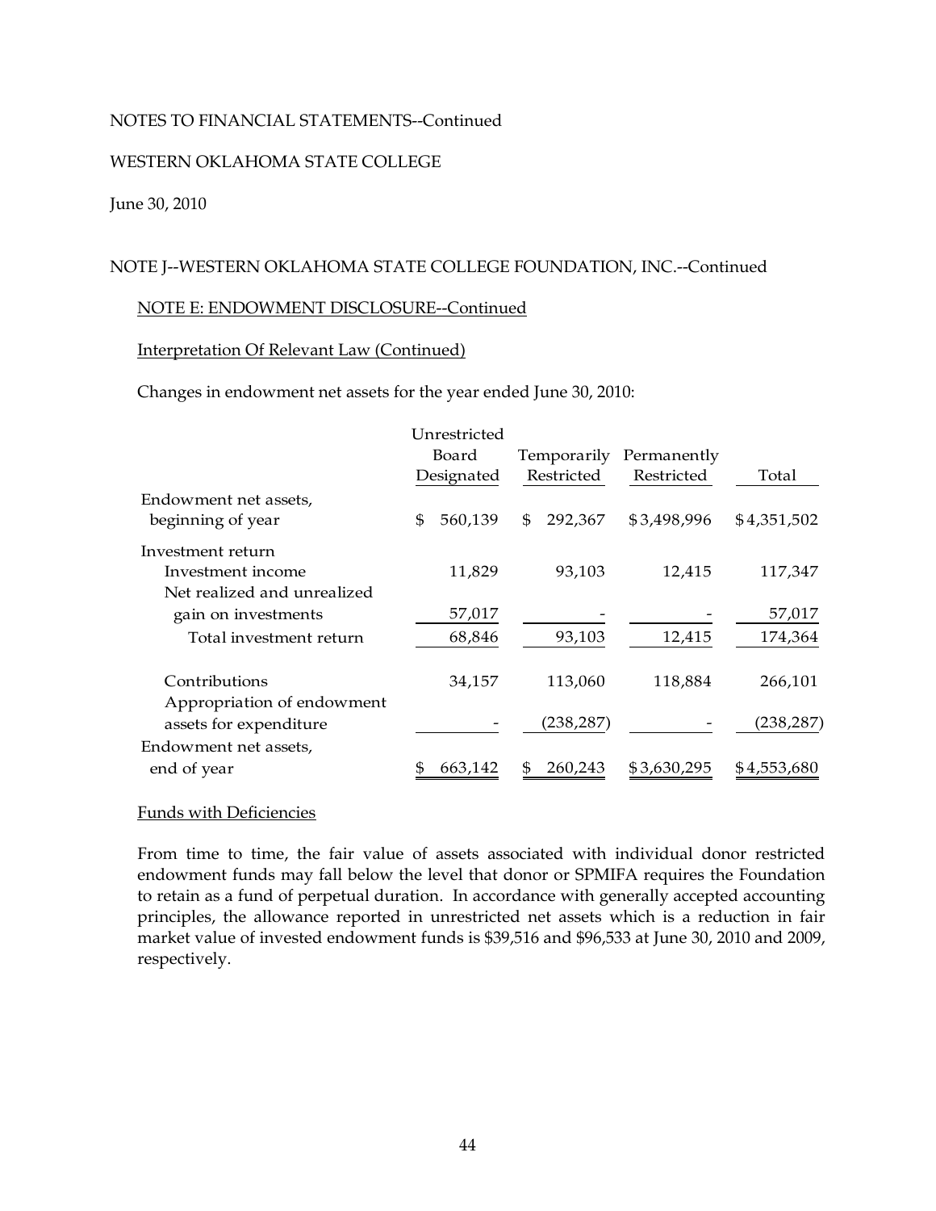NOTES TO FINANCIAL STATEMENTS--Continued

WESTERN OKLAHOMA STATE COLLEGE

June 30, 2010

NOTE J--WESTERN OKLAHOMA STATE COLLEGE FOUNDATION, INC.--Continued

NOTE E: ENDOWMENT DISCLOSURE--Continued

Interpretation Of Relevant Law (Continued)

Changes in endowment net assets for the year ended June 30, 2010:

| | Unrestricted Board Designated | Temporarily Restricted | Permanently Restricted | Total |
|---|---|---|---|---|
| Endowment net assets, beginning of year | $ 560,139 | $ 292,367 | $3,498,996 | $4,351,502 |
| Investment return | | | | |
| Investment income | 11,829 | 93,103 | 12,415 | 117,347 |
| Net realized and unrealized gain on investments | 57,017 | - | - | 57,017 |
| Total investment return | 68,846 | 93,103 | 12,415 | 174,364 |
| Contributions | 34,157 | 113,060 | 118,884 | 266,101 |
| Appropriation of endowment assets for expenditure | - | (238,287) | - | (238,287) |
| Endowment net assets, end of year | $ 663,142 | $ 260,243 | $3,630,295 | $4,553,680 |

Funds with Deficiencies

From time to time, the fair value of assets associated with individual donor restricted endowment funds may fall below the level that donor or SPMIFA requires the Foundation to retain as a fund of perpetual duration. In accordance with generally accepted accounting principles, the allowance reported in unrestricted net assets which is a reduction in fair market value of invested endowment funds is $39,516 and $96,533 at June 30, 2010 and 2009, respectively.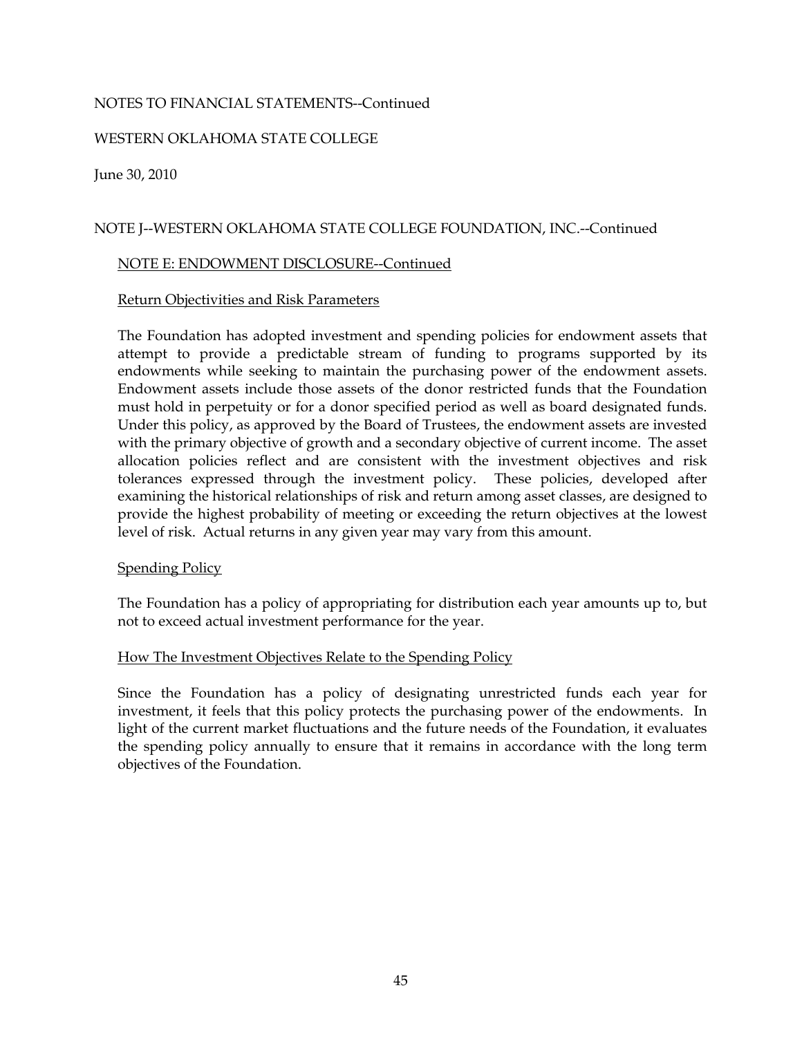NOTES TO FINANCIAL STATEMENTS--Continued

WESTERN OKLAHOMA STATE COLLEGE

June 30, 2010

NOTE J--WESTERN OKLAHOMA STATE COLLEGE FOUNDATION, INC.--Continued

NOTE E: ENDOWMENT DISCLOSURE--Continued

Return Objectivities and Risk Parameters

The Foundation has adopted investment and spending policies for endowment assets that attempt to provide a predictable stream of funding to programs supported by its endowments while seeking to maintain the purchasing power of the endowment assets. Endowment assets include those assets of the donor restricted funds that the Foundation must hold in perpetuity or for a donor specified period as well as board designated funds. Under this policy, as approved by the Board of Trustees, the endowment assets are invested with the primary objective of growth and a secondary objective of current income. The asset allocation policies reflect and are consistent with the investment objectives and risk tolerances expressed through the investment policy. These policies, developed after examining the historical relationships of risk and return among asset classes, are designed to provide the highest probability of meeting or exceeding the return objectives at the lowest level of risk. Actual returns in any given year may vary from this amount.

Spending Policy

The Foundation has a policy of appropriating for distribution each year amounts up to, but not to exceed actual investment performance for the year.

How The Investment Objectives Relate to the Spending Policy

Since the Foundation has a policy of designating unrestricted funds each year for investment, it feels that this policy protects the purchasing power of the endowments. In light of the current market fluctuations and the future needs of the Foundation, it evaluates the spending policy annually to ensure that it remains in accordance with the long term objectives of the Foundation.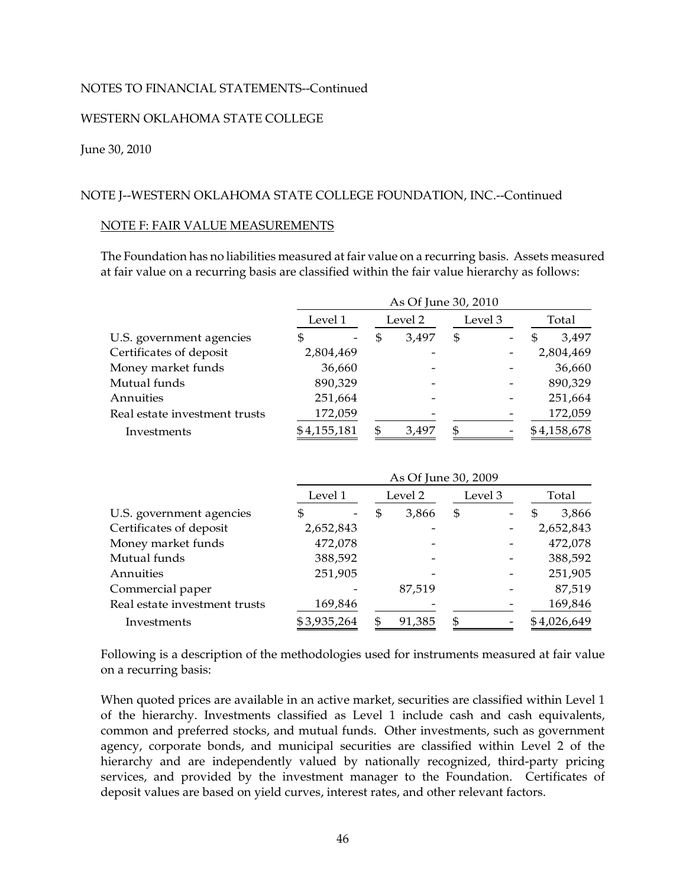NOTES TO FINANCIAL STATEMENTS--Continued

WESTERN OKLAHOMA STATE COLLEGE

June 30, 2010

NOTE J--WESTERN OKLAHOMA STATE COLLEGE FOUNDATION, INC.--Continued

NOTE F: FAIR VALUE MEASUREMENTS

The Foundation has no liabilities measured at fair value on a recurring basis. Assets measured at fair value on a recurring basis are classified within the fair value hierarchy as follows:

| | As Of June 30, 2010 | | | |
|---|---|---|---|---|
| | Level 1 | Level 2 | Level 3 | Total |
| U.S. government agencies | $ - | $ 3,497 | $ - | $ 3,497 |
| Certificates of deposit | 2,804,469 | - | - | 2,804,469 |
| Money market funds | 36,660 | - | - | 36,660 |
| Mutual funds | 890,329 | - | - | 890,329 |
| Annuities | 251,664 | - | - | 251,664 |
| Real estate investment trusts | 172,059 | - | - | 172,059 |
| Investments | $ 4,155,181 | $ 3,497 | $ - | $ 4,158,678 |

| | As Of June 30, 2009 | | | |
|---|---|---|---|---|
| | Level 1 | Level 2 | Level 3 | Total |
| U.S. government agencies | $ - | $ 3,866 | $ - | $ 3,866 |
| Certificates of deposit | 2,652,843 | - | - | 2,652,843 |
| Money market funds | 472,078 | - | - | 472,078 |
| Mutual funds | 388,592 | - | - | 388,592 |
| Annuities | 251,905 | - | - | 251,905 |
| Commercial paper | - | 87,519 | - | 87,519 |
| Real estate investment trusts | 169,846 | - | - | 169,846 |
| Investments | $ 3,935,264 | $ 91,385 | $ - | $ 4,026,649 |

Following is a description of the methodologies used for instruments measured at fair value on a recurring basis:

When quoted prices are available in an active market, securities are classified within Level 1 of the hierarchy. Investments classified as Level 1 include cash and cash equivalents, common and preferred stocks, and mutual funds. Other investments, such as government agency, corporate bonds, and municipal securities are classified within Level 2 of the hierarchy and are independently valued by nationally recognized, third-party pricing services, and provided by the investment manager to the Foundation. Certificates of deposit values are based on yield curves, interest rates, and other relevant factors.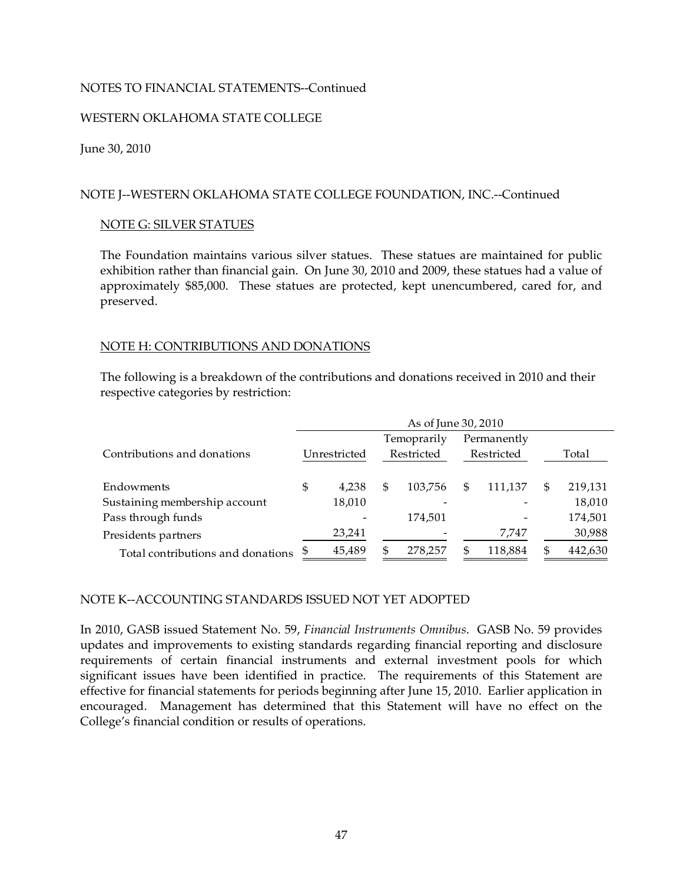NOTES TO FINANCIAL STATEMENTS--Continued

WESTERN OKLAHOMA STATE COLLEGE

June 30, 2010

NOTE J--WESTERN OKLAHOMA STATE COLLEGE FOUNDATION, INC.--Continued

NOTE G: SILVER STATUES

The Foundation maintains various silver statues. These statues are maintained for public exhibition rather than financial gain. On June 30, 2010 and 2009, these statues had a value of approximately $85,000. These statues are protected, kept unencumbered, cared for, and preserved.

NOTE H: CONTRIBUTIONS AND DONATIONS

The following is a breakdown of the contributions and donations received in 2010 and their respective categories by restriction:

| | As of June 30, 2010 | | | |
|---|---|---|---|---|
| Contributions and donations | Unrestricted | Temoprarily Restricted | Permanently Restricted | Total |
| Endowments | $ 4,238 | $ 103,756 | $ 111,137 | $ 219,131 |
| Sustaining membership account | 18,010 | - | - | 18,010 |
| Pass through funds | - | 174,501 | - | 174,501 |
| Presidents partners | 23,241 | - | 7,747 | 30,988 |
| Total contributions and donations | $ 45,489 | $ 278,257 | $ 118,884 | $ 442,630 |

NOTE K--ACCOUNTING STANDARDS ISSUED NOT YET ADOPTED

In 2010, GASB issued Statement No. 59, *Financial Instruments Omnibus*. GASB No. 59 provides updates and improvements to existing standards regarding financial reporting and disclosure requirements of certain financial instruments and external investment pools for which significant issues have been identified in practice. The requirements of this Statement are effective for financial statements for periods beginning after June 15, 2010. Earlier application in encouraged. Management has determined that this Statement will have no effect on the College's financial condition or results of operations.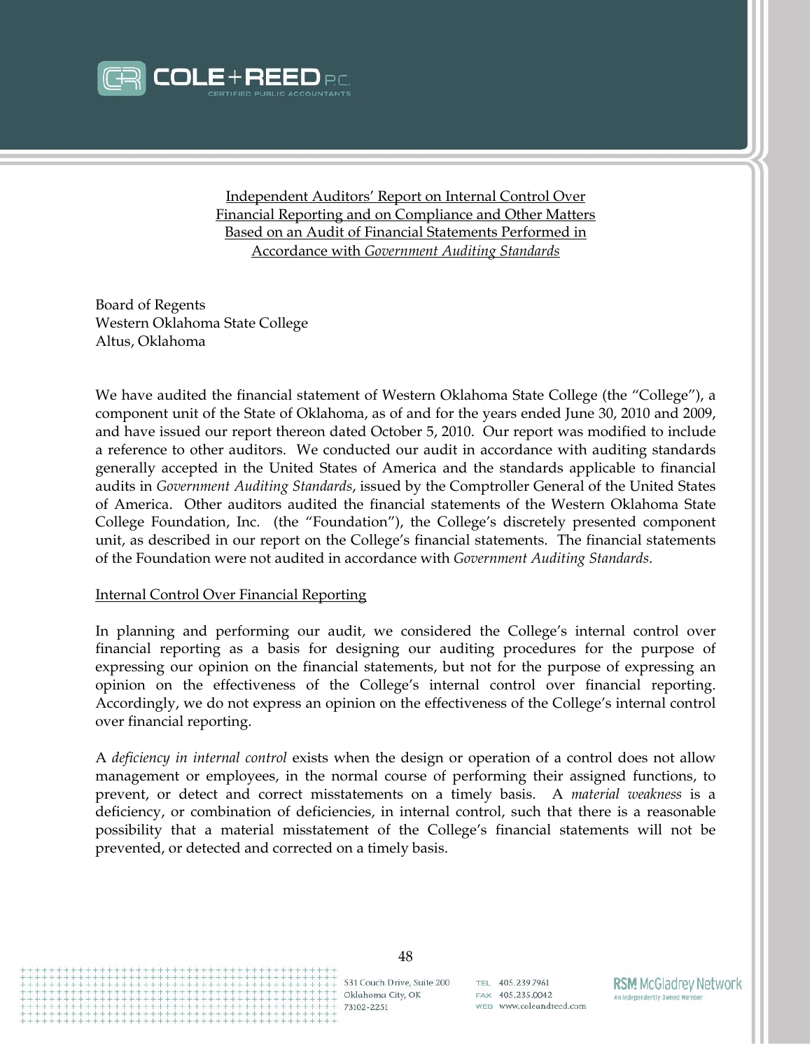Independent Auditors' Report on Internal Control Over Financial Reporting and on Compliance and Other Matters Based on an Audit of Financial Statements Performed in Accordance with *Government Auditing Standards*

Board of Regents
Western Oklahoma State College
Altus, Oklahoma

We have audited the financial statement of Western Oklahoma State College (the "College"), a component unit of the State of Oklahoma, as of and for the years ended June 30, 2010 and 2009, and have issued our report thereon dated October 5, 2010. Our report was modified to include a reference to other auditors. We conducted our audit in accordance with auditing standards generally accepted in the United States of America and the standards applicable to financial audits in *Government Auditing Standards*, issued by the Comptroller General of the United States of America. Other auditors audited the financial statements of the Western Oklahoma State College Foundation, Inc. (the "Foundation"), the College's discretely presented component unit, as described in our report on the College's financial statements. The financial statements of the Foundation were not audited in accordance with *Government Auditing Standards*.

Internal Control Over Financial Reporting

In planning and performing our audit, we considered the College's internal control over financial reporting as a basis for designing our auditing procedures for the purpose of expressing our opinion on the financial statements, but not for the purpose of expressing an opinion on the effectiveness of the College's internal control over financial reporting. Accordingly, we do not express an opinion on the effectiveness of the College's internal control over financial reporting.

A *deficiency in internal control* exists when the design or operation of a control does not allow management or employees, in the normal course of performing their assigned functions, to prevent, or detect and correct misstatements on a timely basis. A *material weakness* is a deficiency, or combination of deficiencies, in internal control, such that there is a reasonable possibility that a material misstatement of the College's financial statements will not be prevented, or detected and corrected on a timely basis.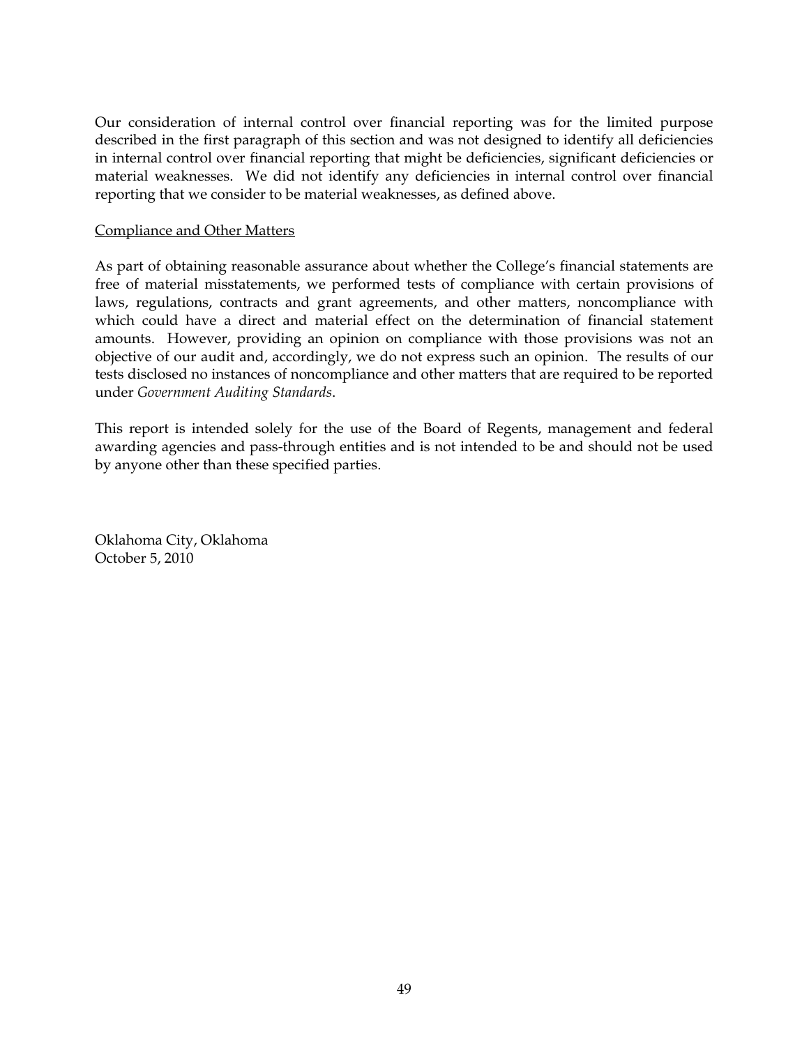Our consideration of internal control over financial reporting was for the limited purpose described in the first paragraph of this section and was not designed to identify all deficiencies in internal control over financial reporting that might be deficiencies, significant deficiencies or material weaknesses. We did not identify any deficiencies in internal control over financial reporting that we consider to be material weaknesses, as defined above.

Compliance and Other Matters

As part of obtaining reasonable assurance about whether the College's financial statements are free of material misstatements, we performed tests of compliance with certain provisions of laws, regulations, contracts and grant agreements, and other matters, noncompliance with which could have a direct and material effect on the determination of financial statement amounts. However, providing an opinion on compliance with those provisions was not an objective of our audit and, accordingly, we do not express such an opinion. The results of our tests disclosed no instances of noncompliance and other matters that are required to be reported under *Government Auditing Standards*.

This report is intended solely for the use of the Board of Regents, management and federal awarding agencies and pass-through entities and is not intended to be and should not be used by anyone other than these specified parties.

Oklahoma City, Oklahoma
October 5, 2010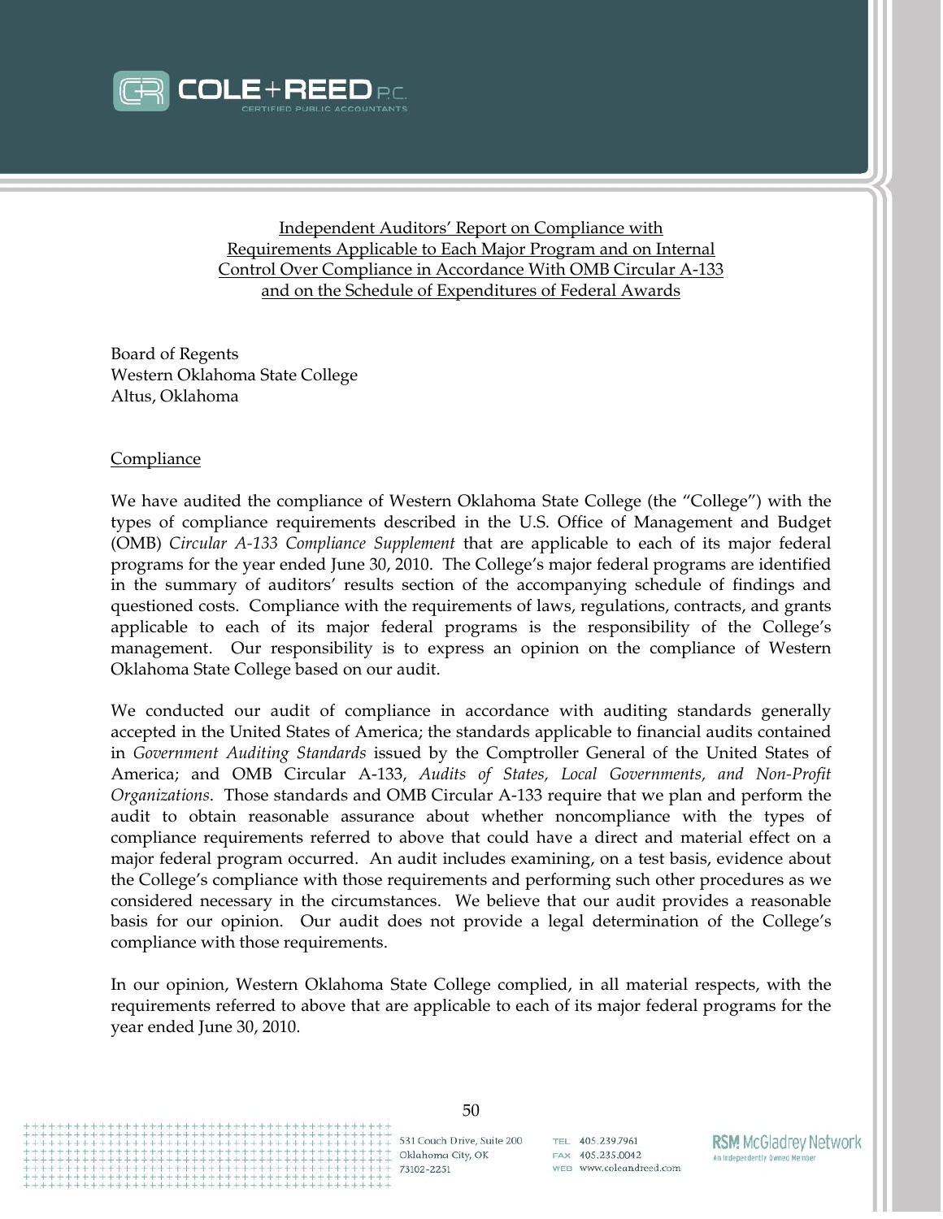Independent Auditors' Report on Compliance with
Requirements Applicable to Each Major Program and on Internal
Control Over Compliance in Accordance With OMB Circular A-133
and on the Schedule of Expenditures of Federal Awards

Board of Regents
Western Oklahoma State College
Altus, Oklahoma

## Compliance

We have audited the compliance of Western Oklahoma State College (the "College") with the types of compliance requirements described in the U.S. Office of Management and Budget (OMB) *Circular A-133 Compliance Supplement* that are applicable to each of its major federal programs for the year ended June 30, 2010. The College's major federal programs are identified in the summary of auditors' results section of the accompanying schedule of findings and questioned costs. Compliance with the requirements of laws, regulations, contracts, and grants applicable to each of its major federal programs is the responsibility of the College's management. Our responsibility is to express an opinion on the compliance of Western Oklahoma State College based on our audit.

We conducted our audit of compliance in accordance with auditing standards generally accepted in the United States of America; the standards applicable to financial audits contained in *Government Auditing Standards* issued by the Comptroller General of the United States of America; and OMB Circular A-133, *Audits of States, Local Governments, and Non-Profit Organizations*. Those standards and OMB Circular A-133 require that we plan and perform the audit to obtain reasonable assurance about whether noncompliance with the types of compliance requirements referred to above that could have a direct and material effect on a major federal program occurred. An audit includes examining, on a test basis, evidence about the College's compliance with those requirements and performing such other procedures as we considered necessary in the circumstances. We believe that our audit provides a reasonable basis for our opinion. Our audit does not provide a legal determination of the College's compliance with those requirements.

In our opinion, Western Oklahoma State College complied, in all material respects, with the requirements referred to above that are applicable to each of its major federal programs for the year ended June 30, 2010.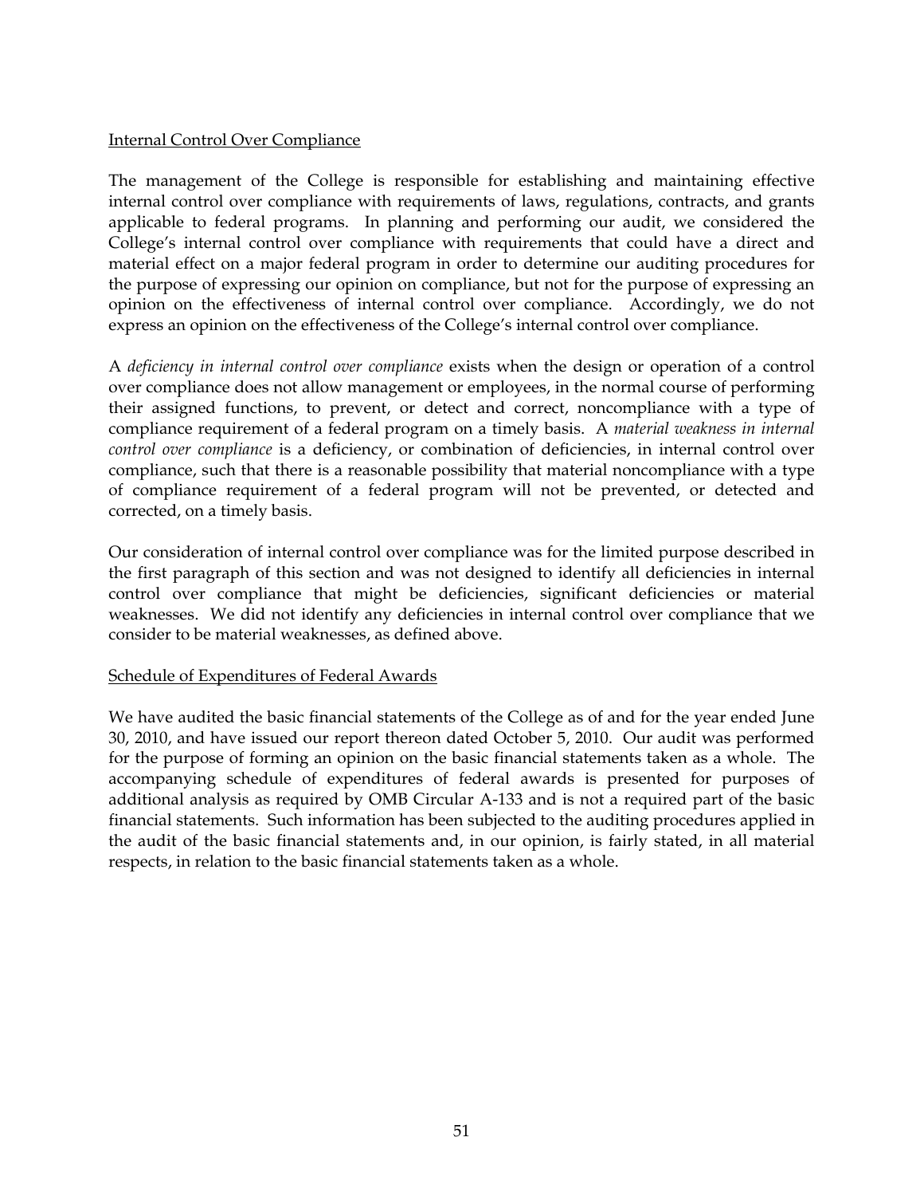<u>Internal Control Over Compliance</u>

The management of the College is responsible for establishing and maintaining effective internal control over compliance with requirements of laws, regulations, contracts, and grants applicable to federal programs. In planning and performing our audit, we considered the College's internal control over compliance with requirements that could have a direct and material effect on a major federal program in order to determine our auditing procedures for the purpose of expressing our opinion on compliance, but not for the purpose of expressing an opinion on the effectiveness of internal control over compliance. Accordingly, we do not express an opinion on the effectiveness of the College's internal control over compliance.

A *deficiency in internal control over compliance* exists when the design or operation of a control over compliance does not allow management or employees, in the normal course of performing their assigned functions, to prevent, or detect and correct, noncompliance with a type of compliance requirement of a federal program on a timely basis. A *material weakness in internal control over compliance* is a deficiency, or combination of deficiencies, in internal control over compliance, such that there is a reasonable possibility that material noncompliance with a type of compliance requirement of a federal program will not be prevented, or detected and corrected, on a timely basis.

Our consideration of internal control over compliance was for the limited purpose described in the first paragraph of this section and was not designed to identify all deficiencies in internal control over compliance that might be deficiencies, significant deficiencies or material weaknesses. We did not identify any deficiencies in internal control over compliance that we consider to be material weaknesses, as defined above.

<u>Schedule of Expenditures of Federal Awards</u>

We have audited the basic financial statements of the College as of and for the year ended June 30, 2010, and have issued our report thereon dated October 5, 2010. Our audit was performed for the purpose of forming an opinion on the basic financial statements taken as a whole. The accompanying schedule of expenditures of federal awards is presented for purposes of additional analysis as required by OMB Circular A-133 and is not a required part of the basic financial statements. Such information has been subjected to the auditing procedures applied in the audit of the basic financial statements and, in our opinion, is fairly stated, in all material respects, in relation to the basic financial statements taken as a whole.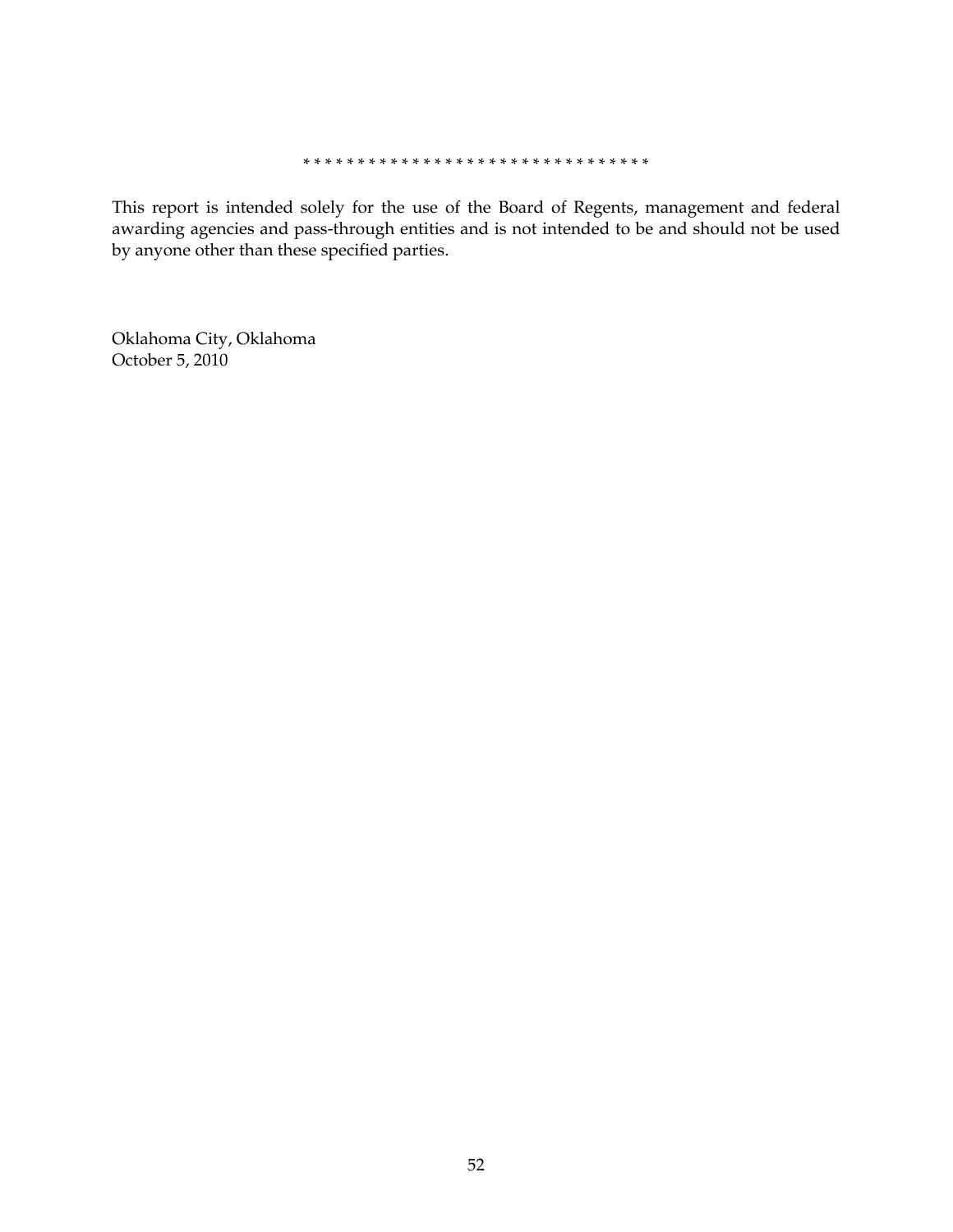* * * * * * * * * * * * * * * * * * * * * * * * * * * * * * * *

This report is intended solely for the use of the Board of Regents, management and federal awarding agencies and pass-through entities and is not intended to be and should not be used by anyone other than these specified parties.

Oklahoma City, Oklahoma
October 5, 2010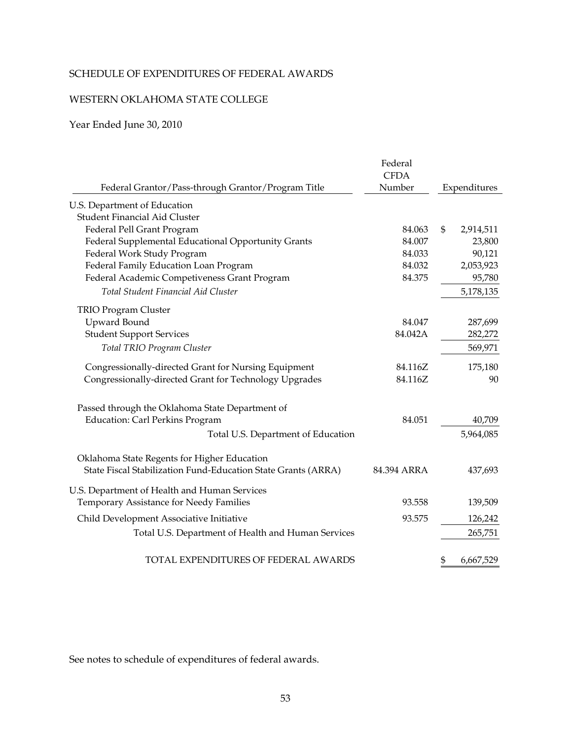SCHEDULE OF EXPENDITURES OF FEDERAL AWARDS

WESTERN OKLAHOMA STATE COLLEGE

Year Ended June 30, 2010

| Federal Grantor/Pass-through Grantor/Program Title | Federal CFDA Number | Expenditures |
|---|---|---|
| U.S. Department of Education | | |
| Student Financial Aid Cluster | | |
| Federal Pell Grant Program | 84.063 | $ 2,914,511 |
| Federal Supplemental Educational Opportunity Grants | 84.007 | 23,800 |
| Federal Work Study Program | 84.033 | 90,121 |
| Federal Family Education Loan Program | 84.032 | 2,053,923 |
| Federal Academic Competiveness Grant Program | 84.375 | 95,780 |
| *Total Student Financial Aid Cluster* | | 5,178,135 |
| TRIO Program Cluster | | |
| Upward Bound | 84.047 | 287,699 |
| Student Support Services | 84.042A | 282,272 |
| *Total TRIO Program Cluster* | | 569,971 |
| Congressionally-directed Grant for Nursing Equipment | 84.116Z | 175,180 |
| Congressionally-directed Grant for Technology Upgrades | 84.116Z | 90 |
| Passed through the Oklahoma State Department of Education: Carl Perkins Program | 84.051 | 40,709 |
| Total U.S. Department of Education | | 5,964,085 |
| Oklahoma State Regents for Higher Education | | |
| State Fiscal Stabilization Fund-Education State Grants (ARRA) | 84.394 ARRA | 437,693 |
| U.S. Department of Health and Human Services | | |
| Temporary Assistance for Needy Families | 93.558 | 139,509 |
| Child Development Associative Initiative | 93.575 | 126,242 |
| Total U.S. Department of Health and Human Services | | 265,751 |
| TOTAL EXPENDITURES OF FEDERAL AWARDS | | $ 6,667,529 |

See notes to schedule of expenditures of federal awards.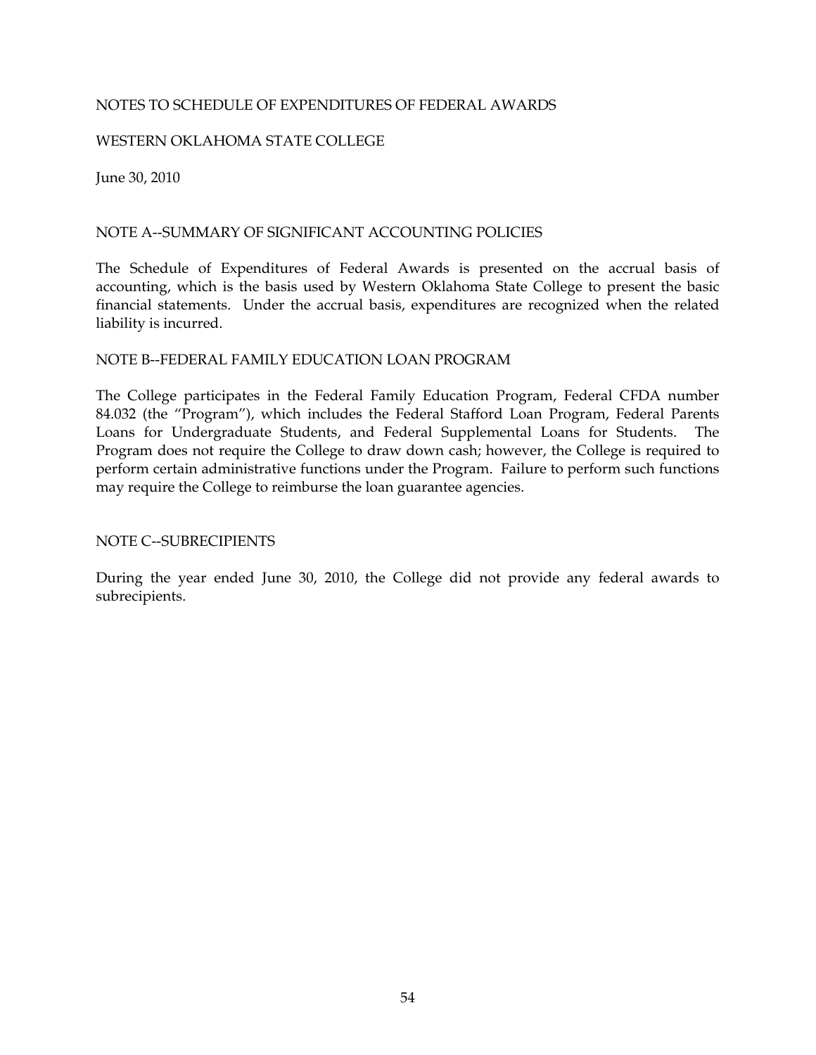# NOTES TO SCHEDULE OF EXPENDITURES OF FEDERAL AWARDS

## WESTERN OKLAHOMA STATE COLLEGE

June 30, 2010

### NOTE A--SUMMARY OF SIGNIFICANT ACCOUNTING POLICIES

The Schedule of Expenditures of Federal Awards is presented on the accrual basis of accounting, which is the basis used by Western Oklahoma State College to present the basic financial statements. Under the accrual basis, expenditures are recognized when the related liability is incurred.

### NOTE B--FEDERAL FAMILY EDUCATION LOAN PROGRAM

The College participates in the Federal Family Education Program, Federal CFDA number 84.032 (the "Program"), which includes the Federal Stafford Loan Program, Federal Parents Loans for Undergraduate Students, and Federal Supplemental Loans for Students. The Program does not require the College to draw down cash; however, the College is required to perform certain administrative functions under the Program. Failure to perform such functions may require the College to reimburse the loan guarantee agencies.

### NOTE C--SUBRECIPIENTS

During the year ended June 30, 2010, the College did not provide any federal awards to subrecipients.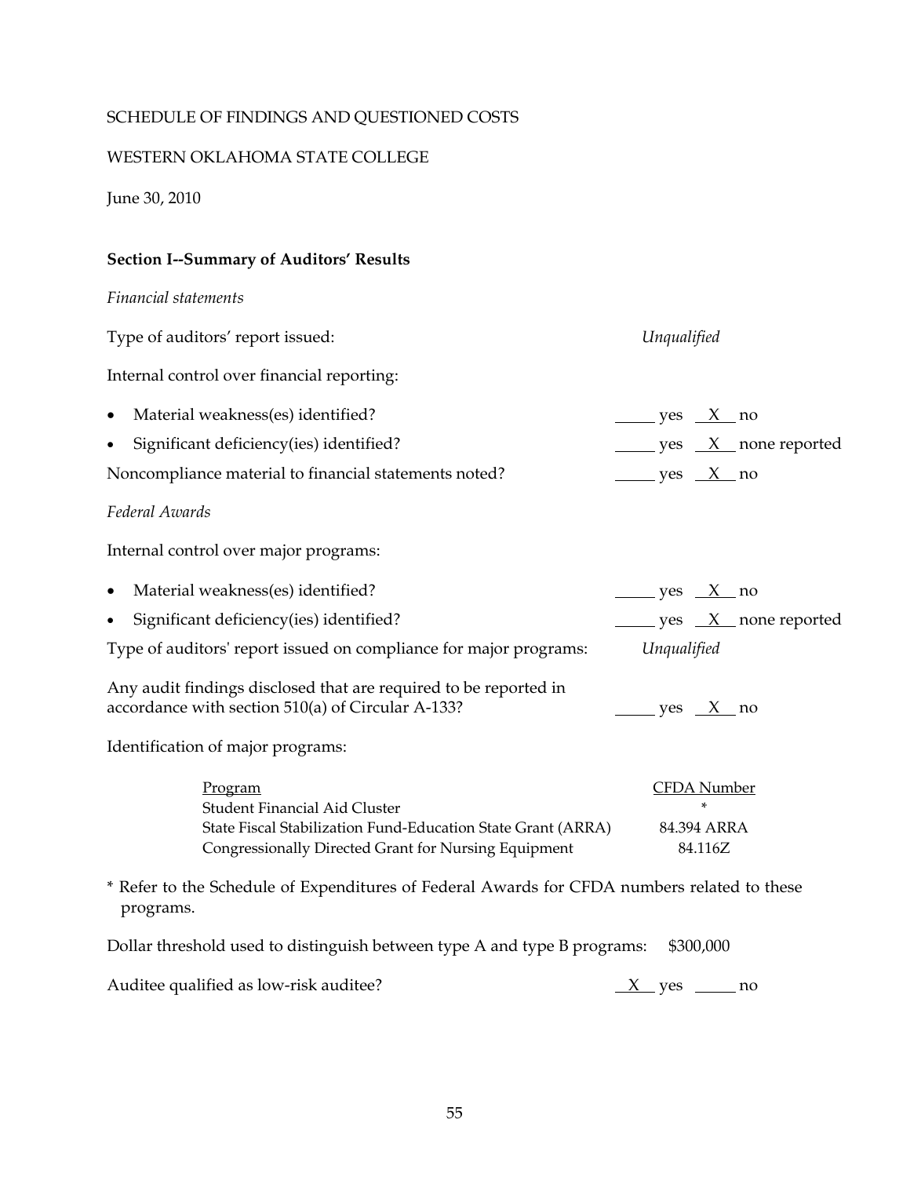SCHEDULE OF FINDINGS AND QUESTIONED COSTS

WESTERN OKLAHOMA STATE COLLEGE

June 30, 2010

**Section I--Summary of Auditors' Results**

*Financial statements*

Type of auditors' report issued: *Unqualified*

Internal control over financial reporting:

- Material weakness(es) identified? _____ yes __X__ no
- Significant deficiency(ies) identified? _____ yes __X__ none reported

Noncompliance material to financial statements noted? _____ yes __X__ no

*Federal Awards*

Internal control over major programs:

- Material weakness(es) identified? _____ yes __X__ no
- Significant deficiency(ies) identified? _____ yes __X__ none reported

Type of auditors' report issued on compliance for major programs: *Unqualified*

Any audit findings disclosed that are required to be reported in accordance with section 510(a) of Circular A-133? _____ yes __X__ no

Identification of major programs:

| Program | CFDA Number |
|---|---|
| Student Financial Aid Cluster | * |
| State Fiscal Stabilization Fund-Education State Grant (ARRA) | 84.394 ARRA |
| Congressionally Directed Grant for Nursing Equipment | 84.116Z |

\* Refer to the Schedule of Expenditures of Federal Awards for CFDA numbers related to these programs.

Dollar threshold used to distinguish between type A and type B programs: $300,000

Auditee qualified as low-risk auditee? __X__ yes _____ no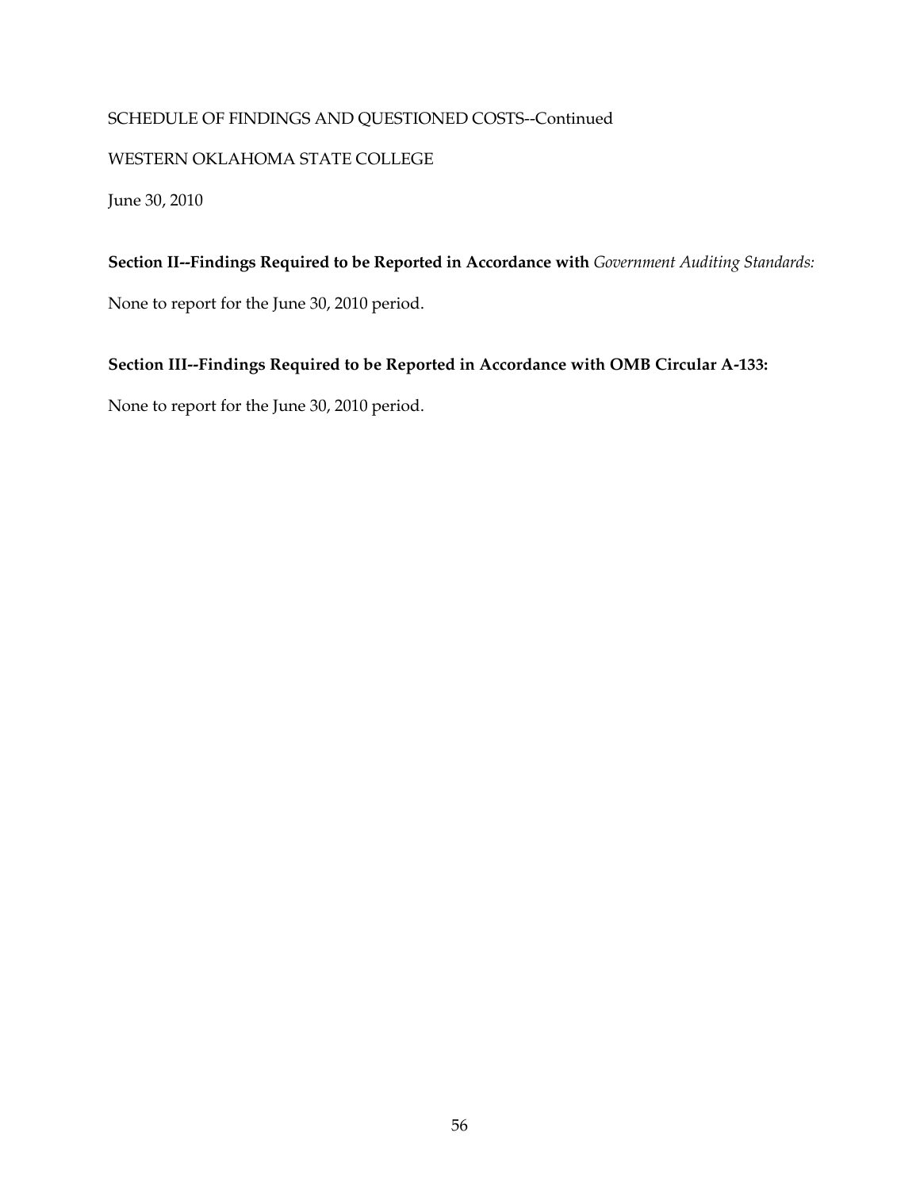SCHEDULE OF FINDINGS AND QUESTIONED COSTS--Continued

WESTERN OKLAHOMA STATE COLLEGE

June 30, 2010

**Section II--Findings Required to be Reported in Accordance with** *Government Auditing Standards:*

None to report for the June 30, 2010 period.

**Section III--Findings Required to be Reported in Accordance with OMB Circular A-133:**

None to report for the June 30, 2010 period.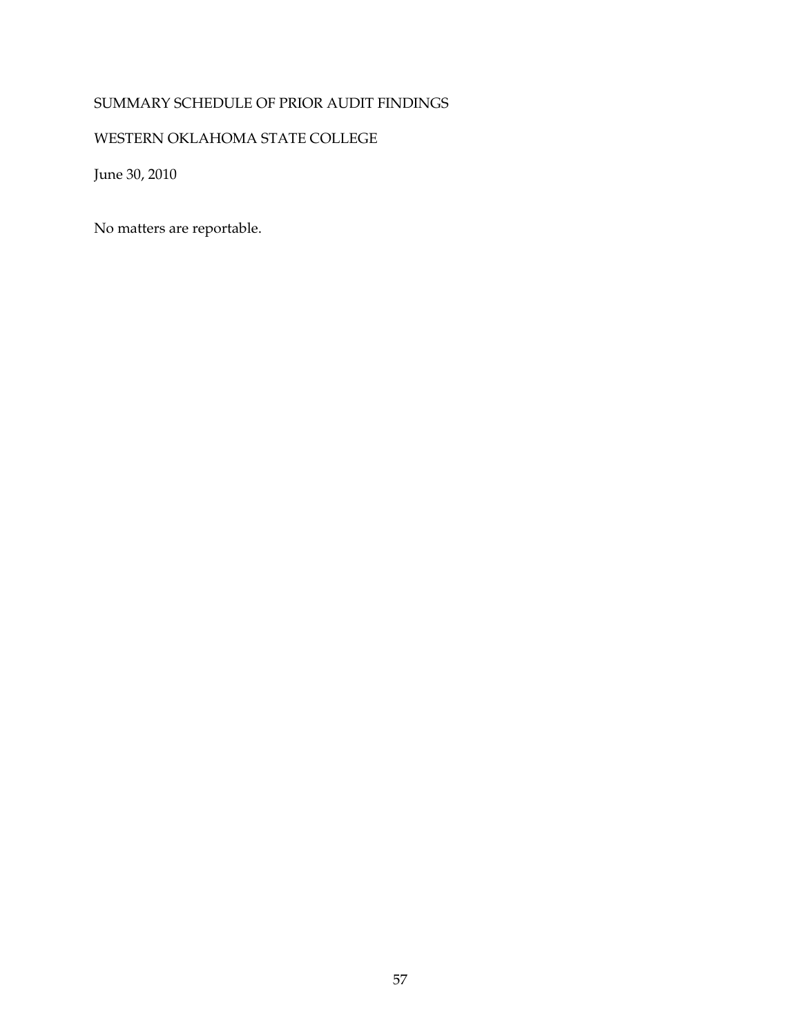# SUMMARY SCHEDULE OF PRIOR AUDIT FINDINGS

## WESTERN OKLAHOMA STATE COLLEGE

June 30, 2010

No matters are reportable.